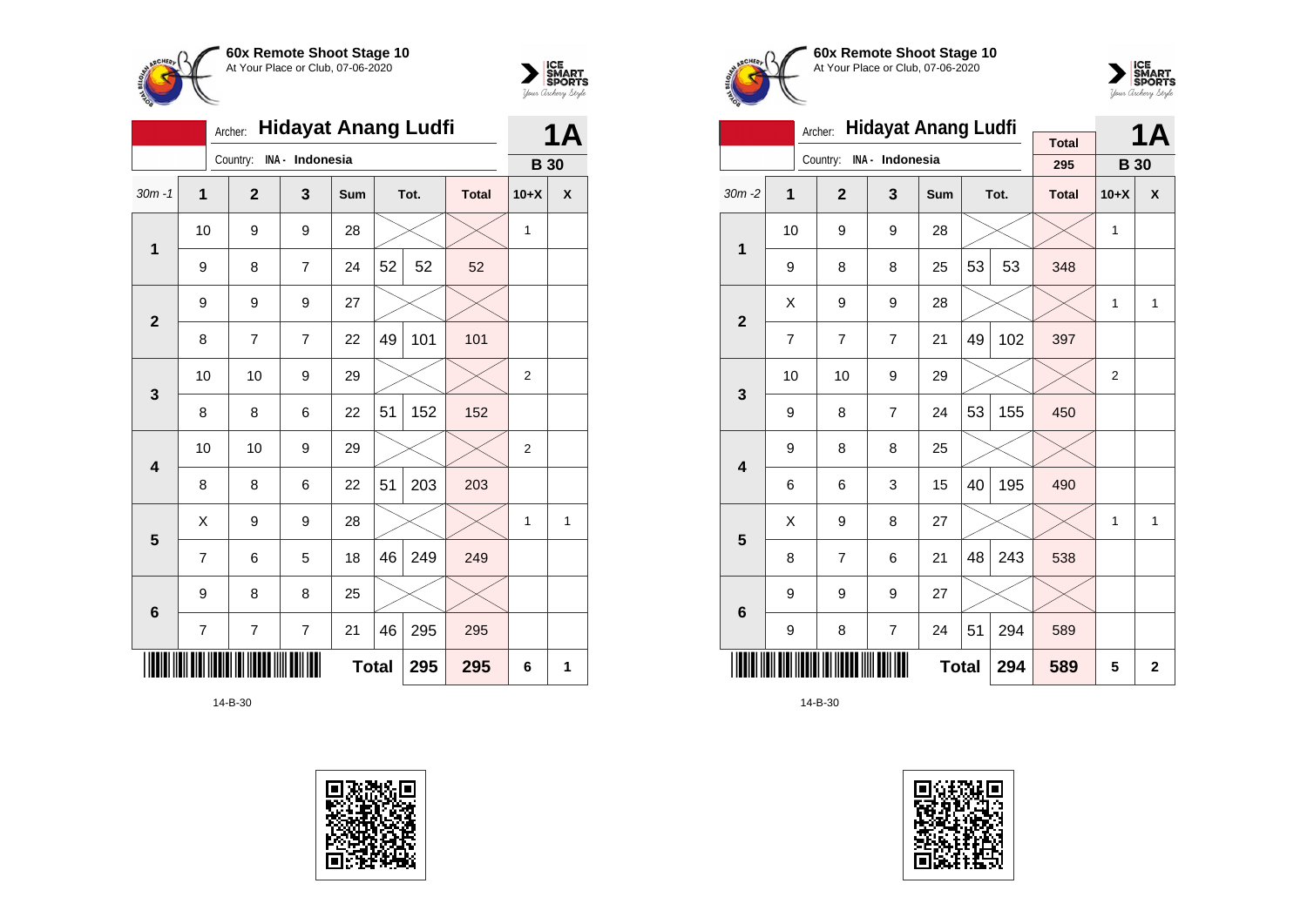**60x Remote Shoot Stage 10**
At Your Place or Club, 07-06-2020

Archer: **Hidayat Anang Ludfi**
Country: INA - Indonesia

**1A**
**B 30**

| 30m -1 | 1 | 2 | 3 | Sum | Tot. | | Total | 10+X | X |
|---|---|---|---|---|---|---|---|---|---|
| 1 | 10 | 9 | 9 | 28 | | | | 1 | |
| | 9 | 8 | 7 | 24 | 52 | 52 | 52 | | |
| 2 | 9 | 9 | 9 | 27 | | | | | |
| | 8 | 7 | 7 | 22 | 49 | 101 | 101 | | |
| 3 | 10 | 10 | 9 | 29 | | | | 2 | |
| | 8 | 8 | 6 | 22 | 51 | 152 | 152 | | |
| 4 | 10 | 10 | 9 | 29 | | | | 2 | |
| | 8 | 8 | 6 | 22 | 51 | 203 | 203 | | |
| 5 | X | 9 | 9 | 28 | | | | 1 | 1 |
| | 7 | 6 | 5 | 18 | 46 | 249 | 249 | | |
| 6 | 9 | 8 | 8 | 25 | | | | | |
| | 7 | 7 | 7 | 21 | 46 | 295 | 295 | | |
| | | | | Total | | 295 | 295 | 6 | 1 |

14-B-30

**60x Remote Shoot Stage 10**
At Your Place or Club, 07-06-2020

Archer: **Hidayat Anang Ludfi**
Country: INA - Indonesia

Total: 295

**1A**
**B 30**

| 30m -2 | 1 | 2 | 3 | Sum | Tot. | | Total | 10+X | X |
|---|---|---|---|---|---|---|---|---|---|
| 1 | 10 | 9 | 9 | 28 | | | | 1 | |
| | 9 | 8 | 8 | 25 | 53 | 53 | 348 | | |
| 2 | X | 9 | 9 | 28 | | | | 1 | 1 |
| | 7 | 7 | 7 | 21 | 49 | 102 | 397 | | |
| 3 | 10 | 10 | 9 | 29 | | | | 2 | |
| | 9 | 8 | 7 | 24 | 53 | 155 | 450 | | |
| 4 | 9 | 8 | 8 | 25 | | | | | |
| | 6 | 6 | 3 | 15 | 40 | 195 | 490 | | |
| 5 | X | 9 | 8 | 27 | | | | 1 | 1 |
| | 8 | 7 | 6 | 21 | 48 | 243 | 538 | | |
| 6 | 9 | 9 | 9 | 27 | | | | | |
| | 9 | 8 | 7 | 24 | 51 | 294 | 589 | | |
| | | | | Total | | 294 | 589 | 5 | 2 |

14-B-30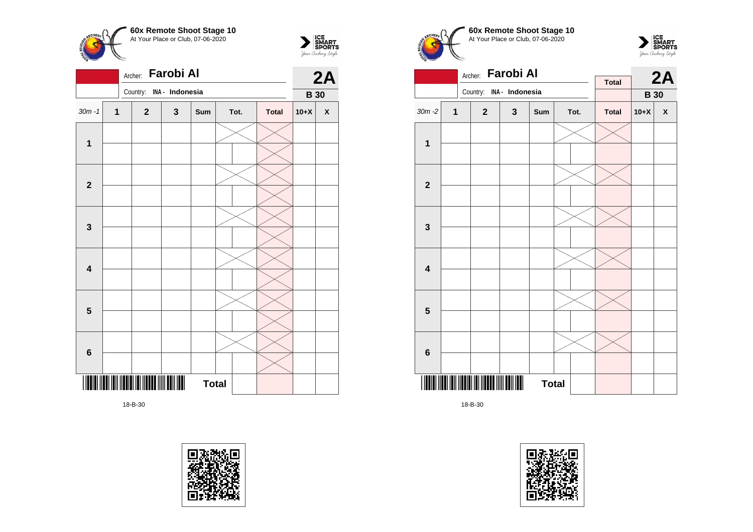**60x Remote Shoot Stage 10**
At Your Place or Club, 07-06-2020

Archer: **Farobi Al**
Country: INA - Indonesia

**2A**
**B 30**

| 30m -1 | 1 | 2 | 3 | Sum | Tot. | Total | 10+X | X |
|---|---|---|---|---|---|---|---|---|
| 1 | | | | | | | | |
| | | | | | | | | |
| 2 | | | | | | | | |
| | | | | | | | | |
| 3 | | | | | | | | |
| | | | | | | | | |
| 4 | | | | | | | | |
| | | | | | | | | |
| 5 | | | | | | | | |
| | | | | | | | | |
| 6 | | | | | | | | |
| | | | | | | | | |
| | | | | **Total** | | | | |

18-B-30

**60x Remote Shoot Stage 10**
At Your Place or Club, 07-06-2020

Archer: **Farobi Al**
Country: INA - Indonesia

Total

**2A**
**B 30**

| 30m -2 | 1 | 2 | 3 | Sum | Tot. | Total | 10+X | X |
|---|---|---|---|---|---|---|---|---|
| 1 | | | | | | | | |
| | | | | | | | | |
| 2 | | | | | | | | |
| | | | | | | | | |
| 3 | | | | | | | | |
| | | | | | | | | |
| 4 | | | | | | | | |
| | | | | | | | | |
| 5 | | | | | | | | |
| | | | | | | | | |
| 6 | | | | | | | | |
| | | | | | | | | |
| | | | | **Total** | | | | |

18-B-30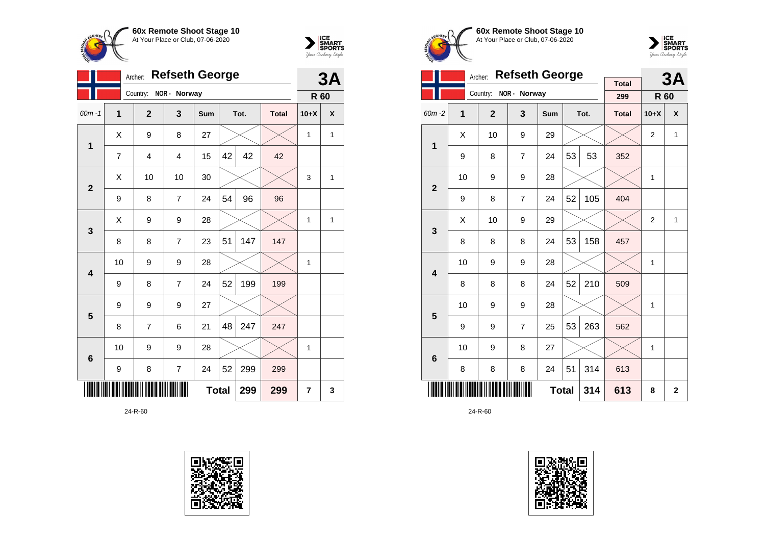**60x Remote Shoot Stage 10**
At Your Place or Club, 07-06-2020

Archer: **Refseth George** — **3A**
Country: NOR - Norway — **R 60**

| 60m -1 | 1 | 2 | 3 | Sum | Tot. | | Total | 10+X | X |
|---|---|---|---|---|---|---|---|---|---|
| **1** | X | 9 | 8 | 27 | | | | 1 | 1 |
| | 7 | 4 | 4 | 15 | 42 | 42 | 42 | | |
| **2** | X | 10 | 10 | 30 | | | | 3 | 1 |
| | 9 | 8 | 7 | 24 | 54 | 96 | 96 | | |
| **3** | X | 9 | 9 | 28 | | | | 1 | 1 |
| | 8 | 8 | 7 | 23 | 51 | 147 | 147 | | |
| **4** | 10 | 9 | 9 | 28 | | | | 1 | |
| | 9 | 8 | 7 | 24 | 52 | 199 | 199 | | |
| **5** | 9 | 9 | 9 | 27 | | | | | |
| | 8 | 7 | 6 | 21 | 48 | 247 | 247 | | |
| **6** | 10 | 9 | 9 | 28 | | | | 1 | |
| | 9 | 8 | 7 | 24 | 52 | 299 | 299 | | |
| | | | | **Total** | | **299** | **299** | **7** | **3** |

24-R-60

**60x Remote Shoot Stage 10**
At Your Place or Club, 07-06-2020

Archer: **Refseth George** — Total 299 — **3A**
Country: NOR - Norway — **R 60**

| 60m -2 | 1 | 2 | 3 | Sum | Tot. | | Total | 10+X | X |
|---|---|---|---|---|---|---|---|---|---|
| **1** | X | 10 | 9 | 29 | | | | 2 | 1 |
| | 9 | 8 | 7 | 24 | 53 | 53 | 352 | | |
| **2** | 10 | 9 | 9 | 28 | | | | 1 | |
| | 9 | 8 | 7 | 24 | 52 | 105 | 404 | | |
| **3** | X | 10 | 9 | 29 | | | | 2 | 1 |
| | 8 | 8 | 8 | 24 | 53 | 158 | 457 | | |
| **4** | 10 | 9 | 9 | 28 | | | | 1 | |
| | 8 | 8 | 8 | 24 | 52 | 210 | 509 | | |
| **5** | 10 | 9 | 9 | 28 | | | | 1 | |
| | 9 | 9 | 7 | 25 | 53 | 263 | 562 | | |
| **6** | 10 | 9 | 8 | 27 | | | | 1 | |
| | 8 | 8 | 8 | 24 | 51 | 314 | 613 | | |
| | | | | **Total** | | **314** | **613** | **8** | **2** |

24-R-60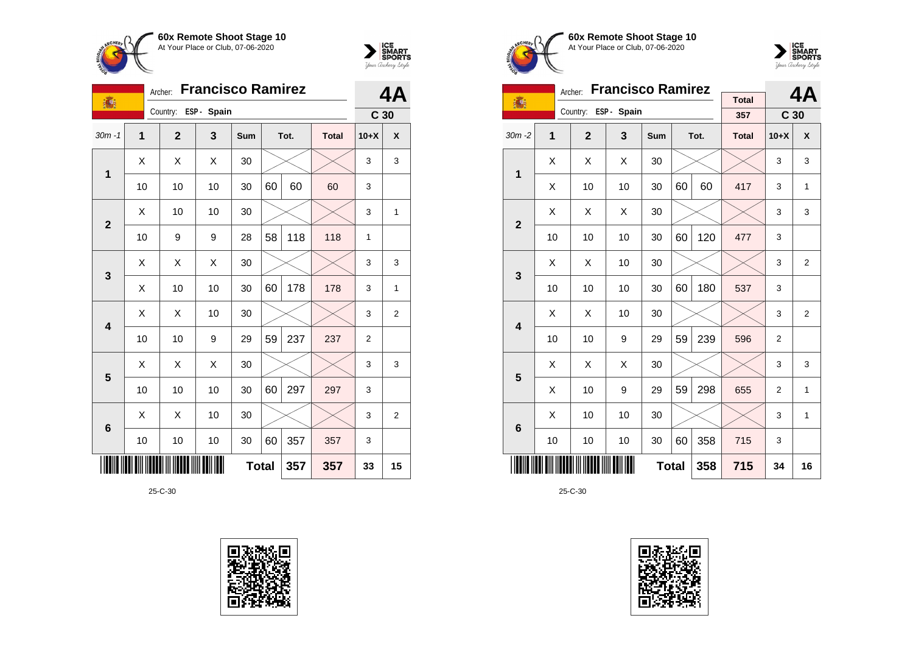**60x Remote Shoot Stage 10**
At Your Place or Club, 07-06-2020

Archer: **Francisco Ramirez**
Country: ESP - Spain

**4A**
**C 30**

| 30m -1 | 1 | 2 | 3 | Sum | Tot. | | Total | 10+X | X |
|---|---|---|---|---|---|---|---|---|---|
| 1 | X | X | X | 30 | | | | 3 | 3 |
| | 10 | 10 | 10 | 30 | 60 | 60 | 60 | 3 | |
| 2 | X | 10 | 10 | 30 | | | | 3 | 1 |
| | 10 | 9 | 9 | 28 | 58 | 118 | 118 | 1 | |
| 3 | X | X | X | 30 | | | | 3 | 3 |
| | X | 10 | 10 | 30 | 60 | 178 | 178 | 3 | 1 |
| 4 | X | X | 10 | 30 | | | | 3 | 2 |
| | 10 | 10 | 9 | 29 | 59 | 237 | 237 | 2 | |
| 5 | X | X | X | 30 | | | | 3 | 3 |
| | 10 | 10 | 10 | 30 | 60 | 297 | 297 | 3 | |
| 6 | X | X | 10 | 30 | | | | 3 | 2 |
| | 10 | 10 | 10 | 30 | 60 | 357 | 357 | 3 | |
| | | | | **Total** | | **357** | **357** | **33** | **15** |

25-C-30

**60x Remote Shoot Stage 10**
At Your Place or Club, 07-06-2020

Archer: **Francisco Ramirez**
Country: ESP - Spain

Total: 357

**4A**
**C 30**

| 30m -2 | 1 | 2 | 3 | Sum | Tot. | | Total | 10+X | X |
|---|---|---|---|---|---|---|---|---|---|
| 1 | X | X | X | 30 | | | | 3 | 3 |
| | X | 10 | 10 | 30 | 60 | 60 | 417 | 3 | 1 |
| 2 | X | X | X | 30 | | | | 3 | 3 |
| | 10 | 10 | 10 | 30 | 60 | 120 | 477 | 3 | |
| 3 | X | X | 10 | 30 | | | | 3 | 2 |
| | 10 | 10 | 10 | 30 | 60 | 180 | 537 | 3 | |
| 4 | X | X | 10 | 30 | | | | 3 | 2 |
| | 10 | 10 | 9 | 29 | 59 | 239 | 596 | 2 | |
| 5 | X | X | X | 30 | | | | 3 | 3 |
| | X | 10 | 9 | 29 | 59 | 298 | 655 | 2 | 1 |
| 6 | X | 10 | 10 | 30 | | | | 3 | 1 |
| | 10 | 10 | 10 | 30 | 60 | 358 | 715 | 3 | |
| | | | | **Total** | | **358** | **715** | **34** | **16** |

25-C-30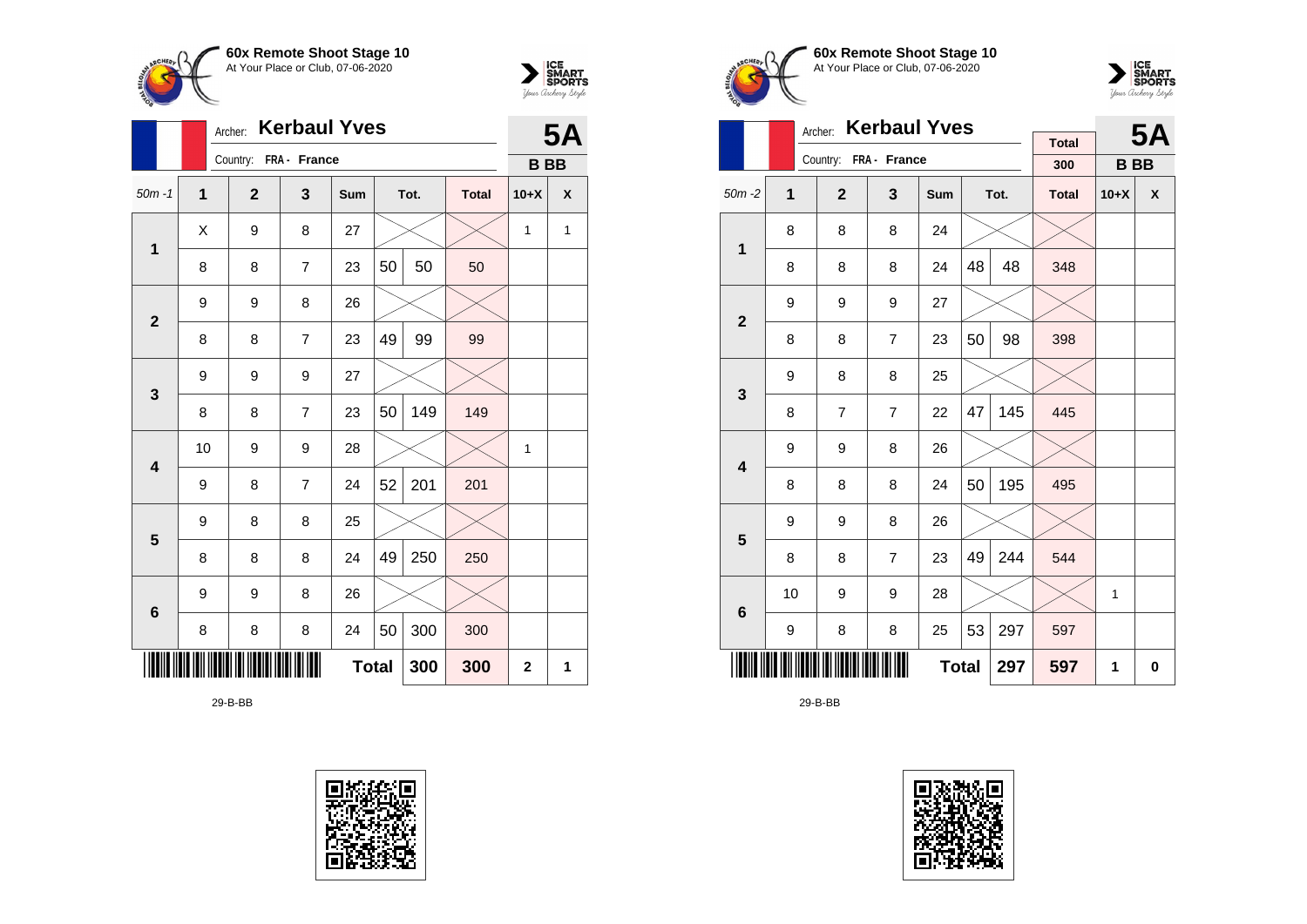**60x Remote Shoot Stage 10**
At Your Place or Club, 07-06-2020

Archer: **Kerbaul Yves**
Country: FRA - France

**5A**
**B BB**

| 50m -1 | 1 | 2 | 3 | Sum | Tot. | | Total | 10+X | X |
|---|---|---|---|---|---|---|---|---|---|
| 1 | X | 9 | 8 | 27 | | | | 1 | 1 |
| | 8 | 8 | 7 | 23 | 50 | 50 | 50 | | |
| 2 | 9 | 9 | 8 | 26 | | | | | |
| | 8 | 8 | 7 | 23 | 49 | 99 | 99 | | |
| 3 | 9 | 9 | 9 | 27 | | | | | |
| | 8 | 8 | 7 | 23 | 50 | 149 | 149 | | |
| 4 | 10 | 9 | 9 | 28 | | | | 1 | |
| | 9 | 8 | 7 | 24 | 52 | 201 | 201 | | |
| 5 | 9 | 8 | 8 | 25 | | | | | |
| | 8 | 8 | 8 | 24 | 49 | 250 | 250 | | |
| 6 | 9 | 9 | 8 | 26 | | | | | |
| | 8 | 8 | 8 | 24 | 50 | 300 | 300 | | |
| | | | | Total | | 300 | 300 | 2 | 1 |

29-B-BB

**60x Remote Shoot Stage 10**
At Your Place or Club, 07-06-2020

Archer: **Kerbaul Yves**
Country: FRA - France

Total: 300

**5A**
**B BB**

| 50m -2 | 1 | 2 | 3 | Sum | Tot. | | Total | 10+X | X |
|---|---|---|---|---|---|---|---|---|---|
| 1 | 8 | 8 | 8 | 24 | | | | | |
| | 8 | 8 | 8 | 24 | 48 | 48 | 348 | | |
| 2 | 9 | 9 | 9 | 27 | | | | | |
| | 8 | 8 | 7 | 23 | 50 | 98 | 398 | | |
| 3 | 9 | 8 | 8 | 25 | | | | | |
| | 8 | 7 | 7 | 22 | 47 | 145 | 445 | | |
| 4 | 9 | 9 | 8 | 26 | | | | | |
| | 8 | 8 | 8 | 24 | 50 | 195 | 495 | | |
| 5 | 9 | 9 | 8 | 26 | | | | | |
| | 8 | 8 | 7 | 23 | 49 | 244 | 544 | | |
| 6 | 10 | 9 | 9 | 28 | | | | 1 | |
| | 9 | 8 | 8 | 25 | 53 | 297 | 597 | | |
| | | | | Total | | 297 | 597 | 1 | 0 |

29-B-BB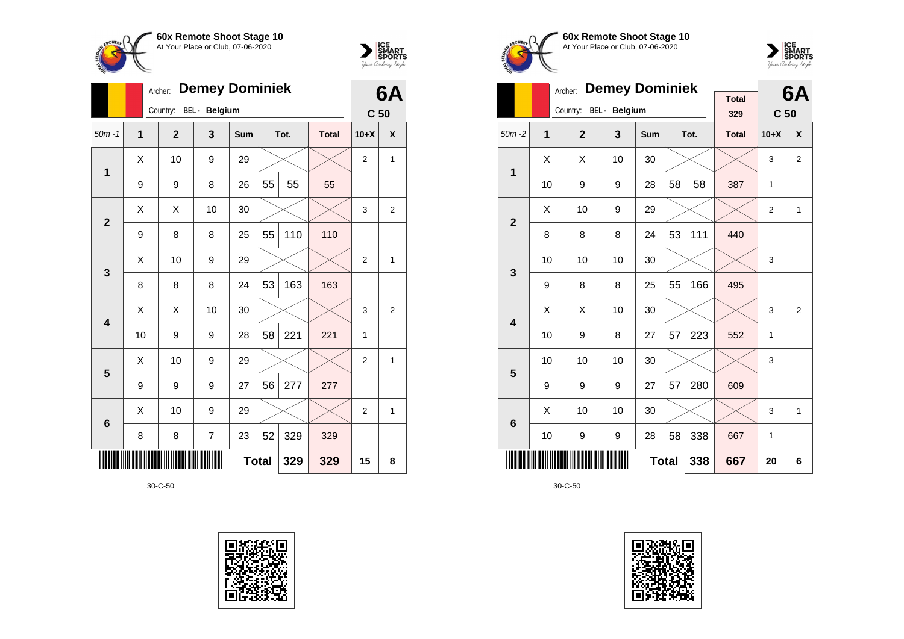**60x Remote Shoot Stage 10**
At Your Place or Club, 07-06-2020

Archer: **Demey Dominiek** — **6A**
Country: BEL - Belgium — **C 50**

| 50m -1 | 1 | 2 | 3 | Sum | Tot. | | Total | 10+X | X |
|---|---|---|---|---|---|---|---|---|---|
| 1 | X | 10 | 9 | 29 | | | | 2 | 1 |
| | 9 | 9 | 8 | 26 | 55 | 55 | 55 | | |
| 2 | X | X | 10 | 30 | | | | 3 | 2 |
| | 9 | 8 | 8 | 25 | 55 | 110 | 110 | | |
| 3 | X | 10 | 9 | 29 | | | | 2 | 1 |
| | 8 | 8 | 8 | 24 | 53 | 163 | 163 | | |
| 4 | X | X | 10 | 30 | | | | 3 | 2 |
| | 10 | 9 | 9 | 28 | 58 | 221 | 221 | 1 | |
| 5 | X | 10 | 9 | 29 | | | | 2 | 1 |
| | 9 | 9 | 9 | 27 | 56 | 277 | 277 | | |
| 6 | X | 10 | 9 | 29 | | | | 2 | 1 |
| | 8 | 8 | 7 | 23 | 52 | 329 | 329 | | |
| | | | | Total | | 329 | 329 | 15 | 8 |

30-C-50

**60x Remote Shoot Stage 10**
At Your Place or Club, 07-06-2020

Archer: **Demey Dominiek** — **6A**
Country: BEL - Belgium — Total 329 — **C 50**

| 50m -2 | 1 | 2 | 3 | Sum | Tot. | | Total | 10+X | X |
|---|---|---|---|---|---|---|---|---|---|
| 1 | X | X | 10 | 30 | | | | 3 | 2 |
| | 10 | 9 | 9 | 28 | 58 | 58 | 387 | 1 | |
| 2 | X | 10 | 9 | 29 | | | | 2 | 1 |
| | 8 | 8 | 8 | 24 | 53 | 111 | 440 | | |
| 3 | 10 | 10 | 10 | 30 | | | | 3 | |
| | 9 | 8 | 8 | 25 | 55 | 166 | 495 | | |
| 4 | X | X | 10 | 30 | | | | 3 | 2 |
| | 10 | 9 | 8 | 27 | 57 | 223 | 552 | 1 | |
| 5 | 10 | 10 | 10 | 30 | | | | 3 | |
| | 9 | 9 | 9 | 27 | 57 | 280 | 609 | | |
| 6 | X | 10 | 10 | 30 | | | | 3 | 1 |
| | 10 | 9 | 9 | 28 | 58 | 338 | 667 | 1 | |
| | | | | Total | | 338 | 667 | 20 | 6 |

30-C-50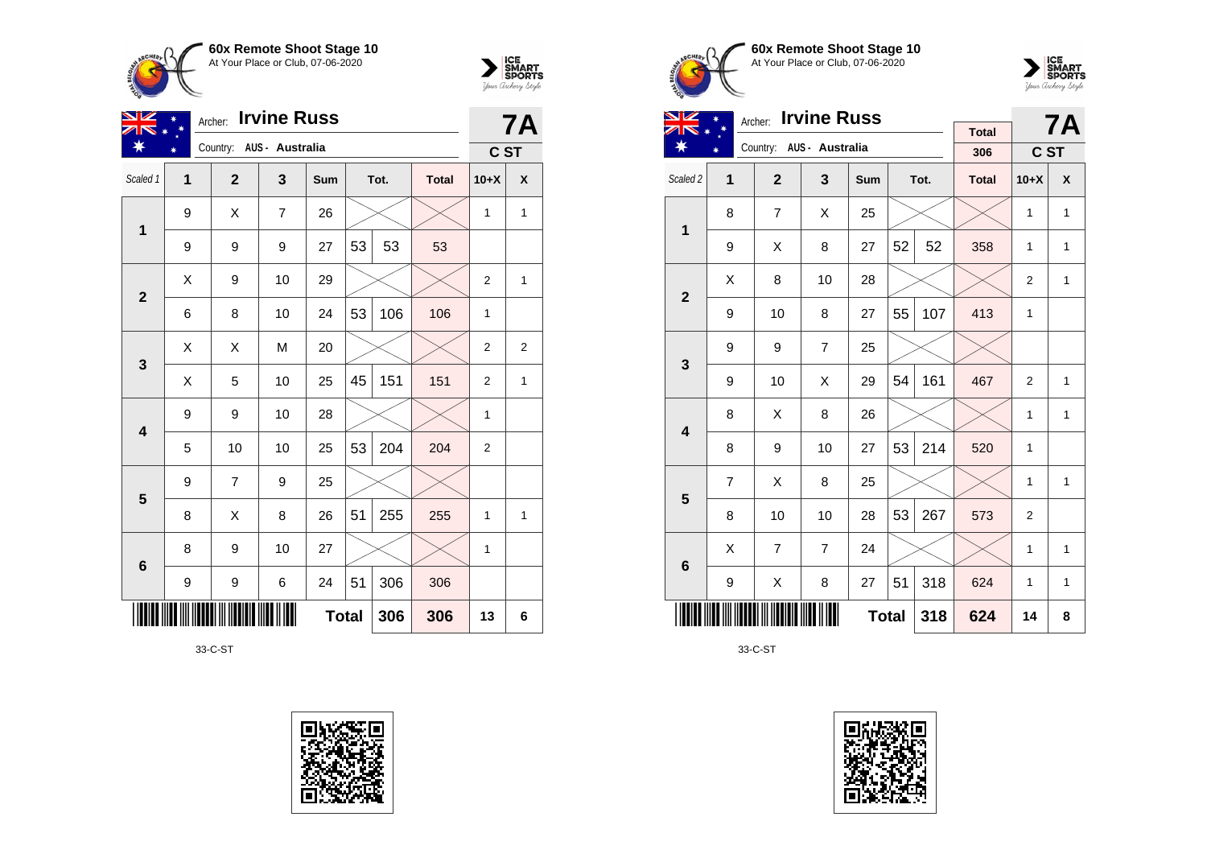**60x Remote Shoot Stage 10**
At Your Place or Club, 07-06-2020

Archer: **Irvine Russ**
Country: AUS - Australia

**7A**
**C ST**

| Scaled 1 | 1 | 2 | 3 | Sum | Tot. | | Total | 10+X | X |
|---|---|---|---|---|---|---|---|---|---|
| 1 | 9 | X | 7 | 26 | | | | 1 | 1 |
| | 9 | 9 | 9 | 27 | 53 | 53 | 53 | | |
| 2 | X | 9 | 10 | 29 | | | | 2 | 1 |
| | 6 | 8 | 10 | 24 | 53 | 106 | 106 | 1 | |
| 3 | X | X | M | 20 | | | | 2 | 2 |
| | X | 5 | 10 | 25 | 45 | 151 | 151 | 2 | 1 |
| 4 | 9 | 9 | 10 | 28 | | | | 1 | |
| | 5 | 10 | 10 | 25 | 53 | 204 | 204 | 2 | |
| 5 | 9 | 7 | 9 | 25 | | | | | |
| | 8 | X | 8 | 26 | 51 | 255 | 255 | 1 | 1 |
| 6 | 8 | 9 | 10 | 27 | | | | 1 | |
| | 9 | 9 | 6 | 24 | 51 | 306 | 306 | | |
| | | | | Total | | 306 | 306 | 13 | 6 |

33-C-ST

**60x Remote Shoot Stage 10**
At Your Place or Club, 07-06-2020

Archer: **Irvine Russ**
Country: AUS - Australia

Total: 306

**7A**
**C ST**

| Scaled 2 | 1 | 2 | 3 | Sum | Tot. | | Total | 10+X | X |
|---|---|---|---|---|---|---|---|---|---|
| 1 | 8 | 7 | X | 25 | | | | 1 | 1 |
| | 9 | X | 8 | 27 | 52 | 52 | 358 | 1 | 1 |
| 2 | X | 8 | 10 | 28 | | | | 2 | 1 |
| | 9 | 10 | 8 | 27 | 55 | 107 | 413 | 1 | |
| 3 | 9 | 9 | 7 | 25 | | | | | |
| | 9 | 10 | X | 29 | 54 | 161 | 467 | 2 | 1 |
| 4 | 8 | X | 8 | 26 | | | | 1 | 1 |
| | 8 | 9 | 10 | 27 | 53 | 214 | 520 | 1 | |
| 5 | 7 | X | 8 | 25 | | | | 1 | 1 |
| | 8 | 10 | 10 | 28 | 53 | 267 | 573 | 2 | |
| 6 | X | 7 | 7 | 24 | | | | 1 | 1 |
| | 9 | X | 8 | 27 | 51 | 318 | 624 | 1 | 1 |
| | | | | Total | | 318 | 624 | 14 | 8 |

33-C-ST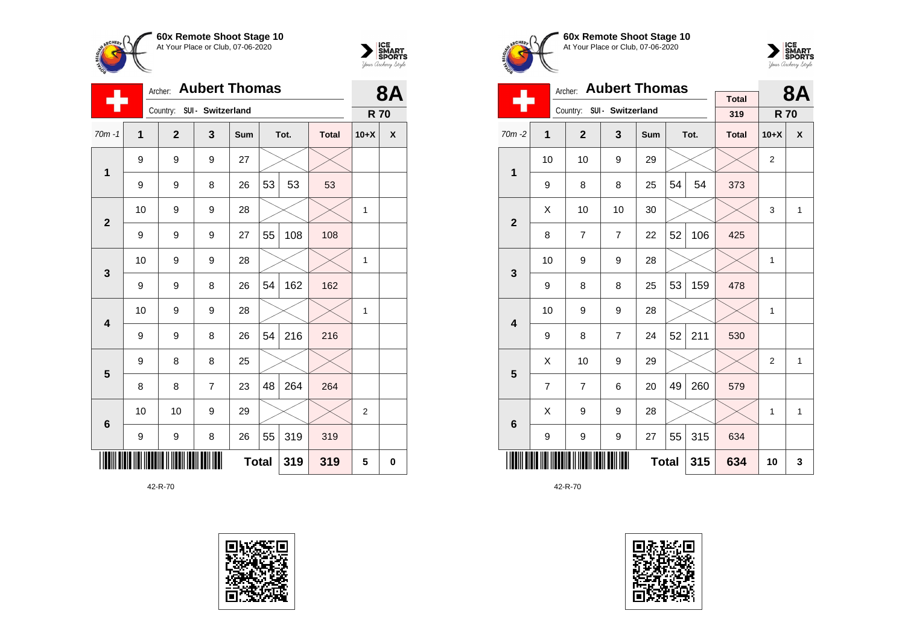# 60x Remote Shoot Stage 10

At Your Place or Club, 07-06-2020

Archer: **Aubert Thomas**

Country: SUI - Switzerland

**8A**

**R 70**

| 70m -1 | 1 | 2 | 3 | Sum | Tot. | | Total | 10+X | X |
|---|---|---|---|---|---|---|---|---|---|
| 1 | 9 | 9 | 9 | 27 | | | | | |
| | 9 | 9 | 8 | 26 | 53 | 53 | 53 | | |
| 2 | 10 | 9 | 9 | 28 | | | | 1 | |
| | 9 | 9 | 9 | 27 | 55 | 108 | 108 | | |
| 3 | 10 | 9 | 9 | 28 | | | | 1 | |
| | 9 | 9 | 8 | 26 | 54 | 162 | 162 | | |
| 4 | 10 | 9 | 9 | 28 | | | | 1 | |
| | 9 | 9 | 8 | 26 | 54 | 216 | 216 | | |
| 5 | 9 | 8 | 8 | 25 | | | | | |
| | 8 | 8 | 7 | 23 | 48 | 264 | 264 | | |
| 6 | 10 | 10 | 9 | 29 | | | | 2 | |
| | 9 | 9 | 8 | 26 | 55 | 319 | 319 | | |
| | | | | Total | | 319 | 319 | 5 | 0 |

42-R-70

# 60x Remote Shoot Stage 10

At Your Place or Club, 07-06-2020

Archer: **Aubert Thomas**

Country: SUI - Switzerland

Total 319

**8A**

**R 70**

| 70m -2 | 1 | 2 | 3 | Sum | Tot. | | Total | 10+X | X |
|---|---|---|---|---|---|---|---|---|---|
| 1 | 10 | 10 | 9 | 29 | | | | 2 | |
| | 9 | 8 | 8 | 25 | 54 | 54 | 373 | | |
| 2 | X | 10 | 10 | 30 | | | | 3 | 1 |
| | 8 | 7 | 7 | 22 | 52 | 106 | 425 | | |
| 3 | 10 | 9 | 9 | 28 | | | | 1 | |
| | 9 | 8 | 8 | 25 | 53 | 159 | 478 | | |
| 4 | 10 | 9 | 9 | 28 | | | | 1 | |
| | 9 | 8 | 7 | 24 | 52 | 211 | 530 | | |
| 5 | X | 10 | 9 | 29 | | | | 2 | 1 |
| | 7 | 7 | 6 | 20 | 49 | 260 | 579 | | |
| 6 | X | 9 | 9 | 28 | | | | 1 | 1 |
| | 9 | 9 | 9 | 27 | 55 | 315 | 634 | | |
| | | | | Total | | 315 | 634 | 10 | 3 |

42-R-70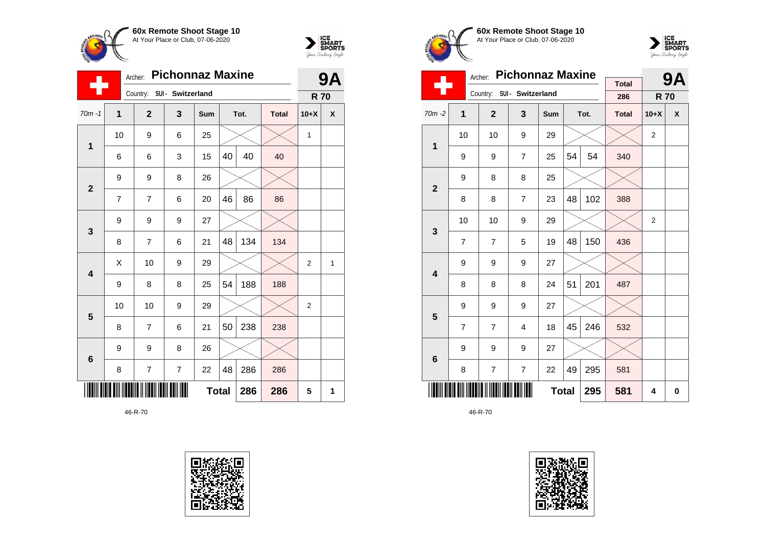**60x Remote Shoot Stage 10**
At Your Place or Club, 07-06-2020

Archer: **Pichonnaz Maxine**
Country: SUI - Switzerland

**9A**
**R 70**

| 70m -1 | 1 | 2 | 3 | Sum | Tot. | | Total | 10+X | X |
|---|---|---|---|---|---|---|---|---|---|
| 1 | 10 | 9 | 6 | 25 | | | | 1 | |
| | 6 | 6 | 3 | 15 | 40 | 40 | 40 | | |
| 2 | 9 | 9 | 8 | 26 | | | | | |
| | 7 | 7 | 6 | 20 | 46 | 86 | 86 | | |
| 3 | 9 | 9 | 9 | 27 | | | | | |
| | 8 | 7 | 6 | 21 | 48 | 134 | 134 | | |
| 4 | X | 10 | 9 | 29 | | | | 2 | 1 |
| | 9 | 8 | 8 | 25 | 54 | 188 | 188 | | |
| 5 | 10 | 10 | 9 | 29 | | | | 2 | |
| | 8 | 7 | 6 | 21 | 50 | 238 | 238 | | |
| 6 | 9 | 9 | 8 | 26 | | | | | |
| | 8 | 7 | 7 | 22 | 48 | 286 | 286 | | |
| | | | | Total | | 286 | 286 | 5 | 1 |

46-R-70

**60x Remote Shoot Stage 10**
At Your Place or Club, 07-06-2020

Archer: **Pichonnaz Maxine**
Country: SUI - Switzerland

Total: 286

**9A**
**R 70**

| 70m -2 | 1 | 2 | 3 | Sum | Tot. | | Total | 10+X | X |
|---|---|---|---|---|---|---|---|---|---|
| 1 | 10 | 10 | 9 | 29 | | | | 2 | |
| | 9 | 9 | 7 | 25 | 54 | 54 | 340 | | |
| 2 | 9 | 8 | 8 | 25 | | | | | |
| | 8 | 8 | 7 | 23 | 48 | 102 | 388 | | |
| 3 | 10 | 10 | 9 | 29 | | | | 2 | |
| | 7 | 7 | 5 | 19 | 48 | 150 | 436 | | |
| 4 | 9 | 9 | 9 | 27 | | | | | |
| | 8 | 8 | 8 | 24 | 51 | 201 | 487 | | |
| 5 | 9 | 9 | 9 | 27 | | | | | |
| | 7 | 7 | 4 | 18 | 45 | 246 | 532 | | |
| 6 | 9 | 9 | 9 | 27 | | | | | |
| | 8 | 7 | 7 | 22 | 49 | 295 | 581 | | |
| | | | | Total | | 295 | 581 | 4 | 0 |

46-R-70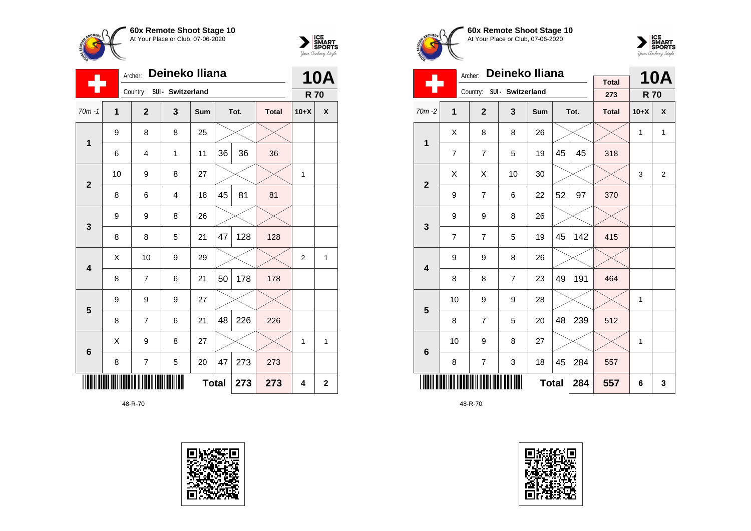**60x Remote Shoot Stage 10**
At Your Place or Club, 07-06-2020

Archer: **Deineko Iliana**
Country: SUI - Switzerland

**10A**
**R 70**

| 70m -1 | 1 | 2 | 3 | Sum | Tot. | | Total | 10+X | X |
|---|---|---|---|---|---|---|---|---|---|
| 1 | 9 | 8 | 8 | 25 | | | | | |
| | 6 | 4 | 1 | 11 | 36 | 36 | 36 | | |
| 2 | 10 | 9 | 8 | 27 | | | | 1 | |
| | 8 | 6 | 4 | 18 | 45 | 81 | 81 | | |
| 3 | 9 | 9 | 8 | 26 | | | | | |
| | 8 | 8 | 5 | 21 | 47 | 128 | 128 | | |
| 4 | X | 10 | 9 | 29 | | | | 2 | 1 |
| | 8 | 7 | 6 | 21 | 50 | 178 | 178 | | |
| 5 | 9 | 9 | 9 | 27 | | | | | |
| | 8 | 7 | 6 | 21 | 48 | 226 | 226 | | |
| 6 | X | 9 | 8 | 27 | | | | 1 | 1 |
| | 8 | 7 | 5 | 20 | 47 | 273 | 273 | | |
| | | | | Total | | 273 | 273 | 4 | 2 |

48-R-70

**60x Remote Shoot Stage 10**
At Your Place or Club, 07-06-2020

Archer: **Deineko Iliana**
Country: SUI - Switzerland

Total 273

**10A**
**R 70**

| 70m -2 | 1 | 2 | 3 | Sum | Tot. | | Total | 10+X | X |
|---|---|---|---|---|---|---|---|---|---|
| 1 | X | 8 | 8 | 26 | | | | 1 | 1 |
| | 7 | 7 | 5 | 19 | 45 | 45 | 318 | | |
| 2 | X | X | 10 | 30 | | | | 3 | 2 |
| | 9 | 7 | 6 | 22 | 52 | 97 | 370 | | |
| 3 | 9 | 9 | 8 | 26 | | | | | |
| | 7 | 7 | 5 | 19 | 45 | 142 | 415 | | |
| 4 | 9 | 9 | 8 | 26 | | | | | |
| | 8 | 8 | 7 | 23 | 49 | 191 | 464 | | |
| 5 | 10 | 9 | 9 | 28 | | | | 1 | |
| | 8 | 7 | 5 | 20 | 48 | 239 | 512 | | |
| 6 | 10 | 9 | 8 | 27 | | | | 1 | |
| | 8 | 7 | 3 | 18 | 45 | 284 | 557 | | |
| | | | | Total | | 284 | 557 | 6 | 3 |

48-R-70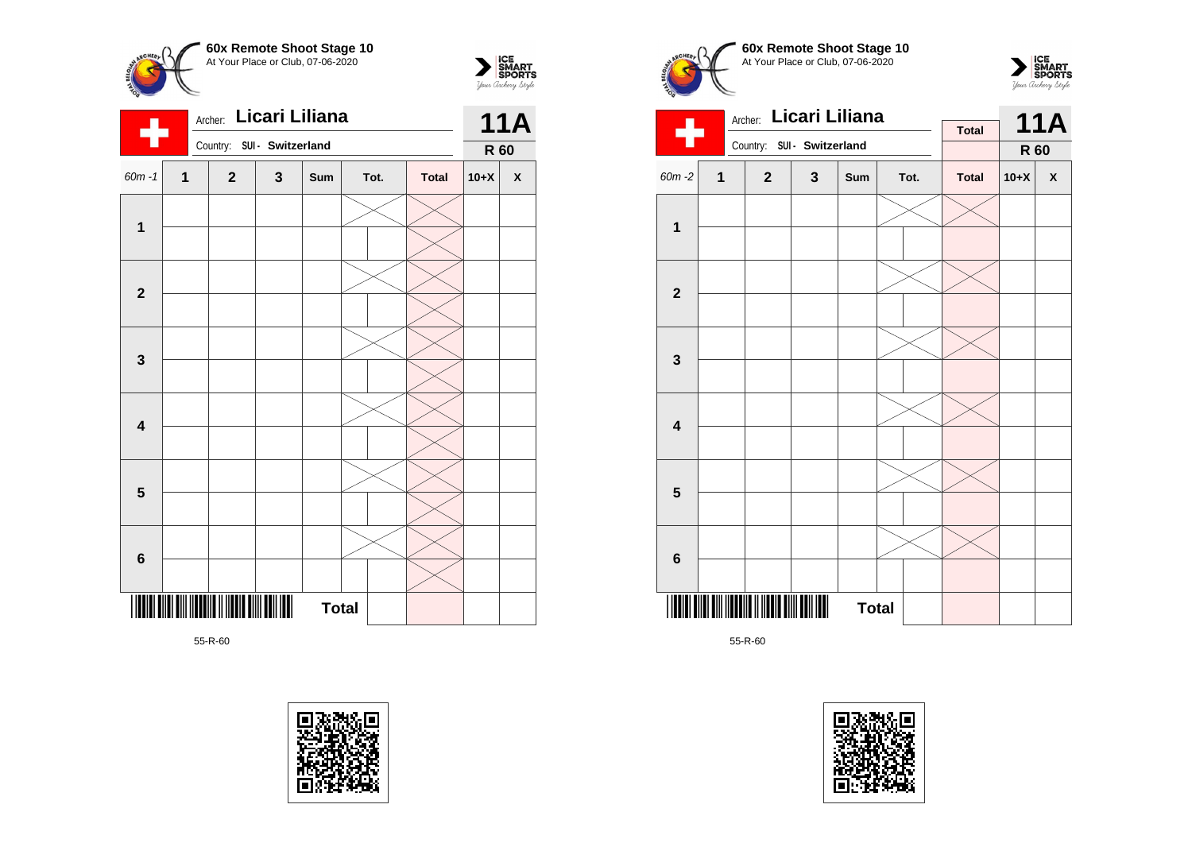**60x Remote Shoot Stage 10**
At Your Place or Club, 07-06-2020

Archer: **Licari Liliana**
Country: SUI - Switzerland

**11A**
**R 60**

| 60m -1 | 1 | 2 | 3 | Sum | Tot. | Total | 10+X | X |
|---|---|---|---|---|---|---|---|---|
| 1 | | | | | | | | |
| | | | | | | | | |
| 2 | | | | | | | | |
| | | | | | | | | |
| 3 | | | | | | | | |
| | | | | | | | | |
| 4 | | | | | | | | |
| | | | | | | | | |
| 5 | | | | | | | | |
| | | | | | | | | |
| 6 | | | | | | | | |
| | | | | | | | | |
| | | | | Total | | | | |

55-R-60

**60x Remote Shoot Stage 10**
At Your Place or Club, 07-06-2020

Archer: **Licari Liliana**
Country: SUI - Switzerland

Total

**11A**
**R 60**

| 60m -2 | 1 | 2 | 3 | Sum | Tot. | Total | 10+X | X |
|---|---|---|---|---|---|---|---|---|
| 1 | | | | | | | | |
| | | | | | | | | |
| 2 | | | | | | | | |
| | | | | | | | | |
| 3 | | | | | | | | |
| | | | | | | | | |
| 4 | | | | | | | | |
| | | | | | | | | |
| 5 | | | | | | | | |
| | | | | | | | | |
| 6 | | | | | | | | |
| | | | | | | | | |
| | | | | Total | | | | |

55-R-60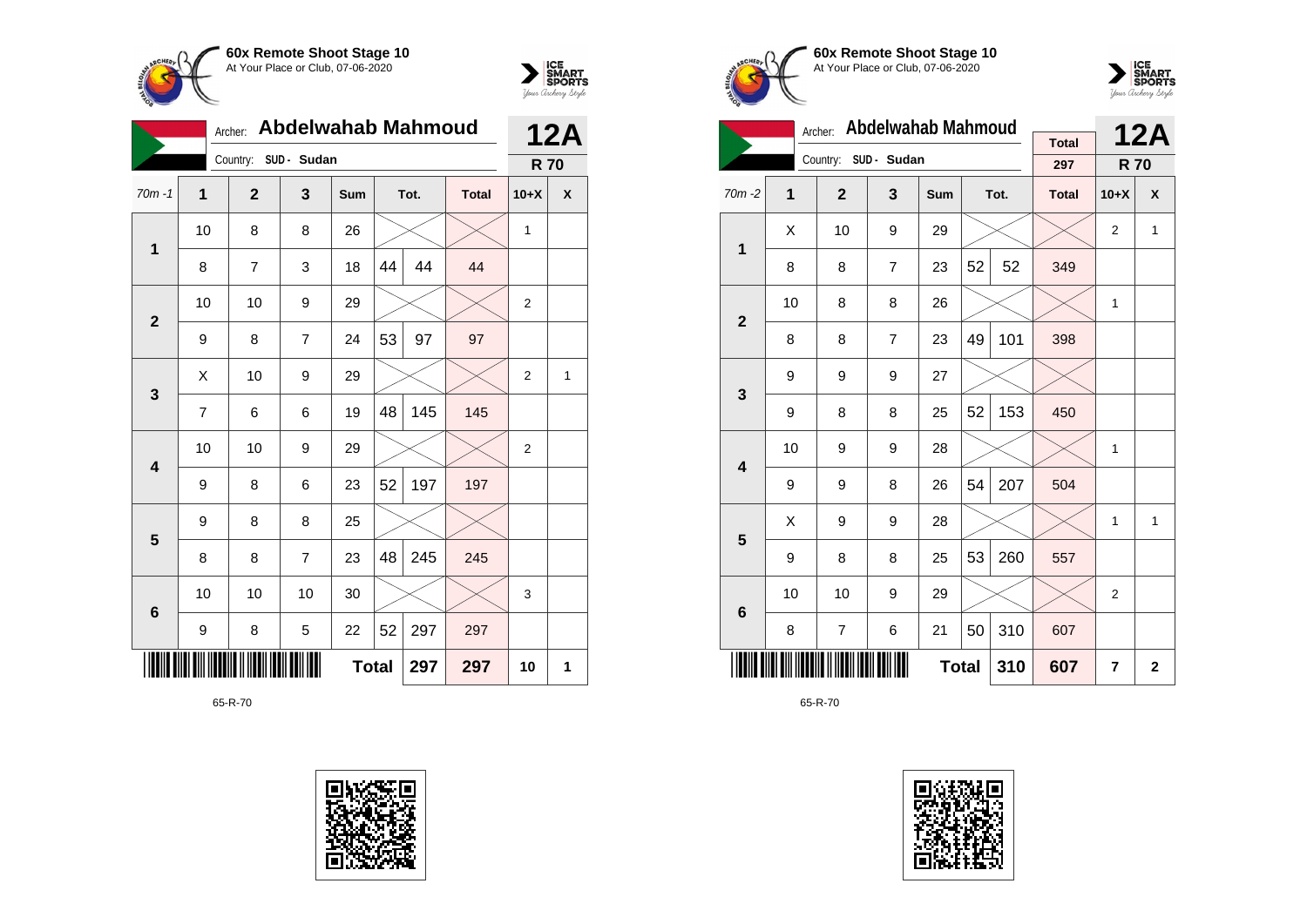**60x Remote Shoot Stage 10**
At Your Place or Club, 07-06-2020

Archer: **Abdelwahab Mahmoud**
Country: SUD - Sudan

**12A**
**R 70**

| 70m -1 | 1 | 2 | 3 | Sum | Tot. | | Total | 10+X | X |
|---|---|---|---|---|---|---|---|---|---|
| 1 | 10 | 8 | 8 | 26 | | | | 1 | |
| | 8 | 7 | 3 | 18 | 44 | 44 | 44 | | |
| 2 | 10 | 10 | 9 | 29 | | | | 2 | |
| | 9 | 8 | 7 | 24 | 53 | 97 | 97 | | |
| 3 | X | 10 | 9 | 29 | | | | 2 | 1 |
| | 7 | 6 | 6 | 19 | 48 | 145 | 145 | | |
| 4 | 10 | 10 | 9 | 29 | | | | 2 | |
| | 9 | 8 | 6 | 23 | 52 | 197 | 197 | | |
| 5 | 9 | 8 | 8 | 25 | | | | | |
| | 8 | 8 | 7 | 23 | 48 | 245 | 245 | | |
| 6 | 10 | 10 | 10 | 30 | | | | 3 | |
| | 9 | 8 | 5 | 22 | 52 | 297 | 297 | | |
| | | | | **Total** | | 297 | 297 | 10 | 1 |

65-R-70

**60x Remote Shoot Stage 10**
At Your Place or Club, 07-06-2020

Archer: **Abdelwahab Mahmoud**
Country: SUD - Sudan

Total: 297

**12A**
**R 70**

| 70m -2 | 1 | 2 | 3 | Sum | Tot. | | Total | 10+X | X |
|---|---|---|---|---|---|---|---|---|---|
| 1 | X | 10 | 9 | 29 | | | | 2 | 1 |
| | 8 | 8 | 7 | 23 | 52 | 52 | 349 | | |
| 2 | 10 | 8 | 8 | 26 | | | | 1 | |
| | 8 | 8 | 7 | 23 | 49 | 101 | 398 | | |
| 3 | 9 | 9 | 9 | 27 | | | | | |
| | 9 | 8 | 8 | 25 | 52 | 153 | 450 | | |
| 4 | 10 | 9 | 9 | 28 | | | | 1 | |
| | 9 | 9 | 8 | 26 | 54 | 207 | 504 | | |
| 5 | X | 9 | 9 | 28 | | | | 1 | 1 |
| | 9 | 8 | 8 | 25 | 53 | 260 | 557 | | |
| 6 | 10 | 10 | 9 | 29 | | | | 2 | |
| | 8 | 7 | 6 | 21 | 50 | 310 | 607 | | |
| | | | | **Total** | | 310 | 607 | 7 | 2 |

65-R-70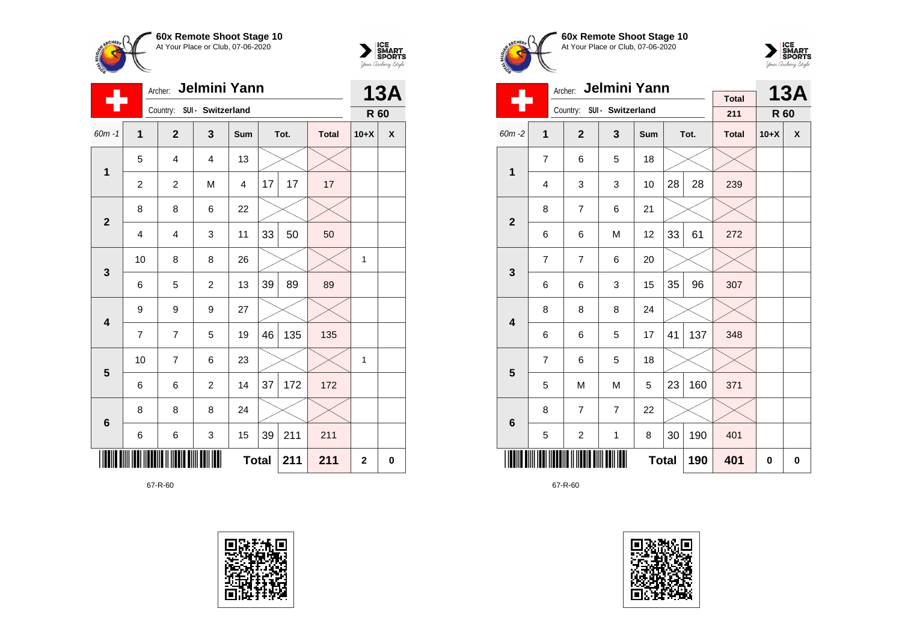**60x Remote Shoot Stage 10**
At Your Place or Club, 07-06-2020

Archer: **Jelmini Yann**
Country: SUI - Switzerland

**13A**
**R 60**

| 60m -1 | 1 | 2 | 3 | Sum | Tot. | | Total | 10+X | X |
|---|---|---|---|---|---|---|---|---|---|
| 1 | 5 | 4 | 4 | 13 | | | | | |
| | 2 | 2 | M | 4 | 17 | 17 | 17 | | |
| 2 | 8 | 8 | 6 | 22 | | | | | |
| | 4 | 4 | 3 | 11 | 33 | 50 | 50 | | |
| 3 | 10 | 8 | 8 | 26 | | | | 1 | |
| | 6 | 5 | 2 | 13 | 39 | 89 | 89 | | |
| 4 | 9 | 9 | 9 | 27 | | | | | |
| | 7 | 7 | 5 | 19 | 46 | 135 | 135 | | |
| 5 | 10 | 7 | 6 | 23 | | | | 1 | |
| | 6 | 6 | 2 | 14 | 37 | 172 | 172 | | |
| 6 | 8 | 8 | 8 | 24 | | | | | |
| | 6 | 6 | 3 | 15 | 39 | 211 | 211 | | |
| | | | | Total | | 211 | 211 | 2 | 0 |

67-R-60

**60x Remote Shoot Stage 10**
At Your Place or Club, 07-06-2020

Archer: **Jelmini Yann**
Country: SUI - Switzerland

Total: 211

**13A**
**R 60**

| 60m -2 | 1 | 2 | 3 | Sum | Tot. | | Total | 10+X | X |
|---|---|---|---|---|---|---|---|---|---|
| 1 | 7 | 6 | 5 | 18 | | | | | |
| | 4 | 3 | 3 | 10 | 28 | 28 | 239 | | |
| 2 | 8 | 7 | 6 | 21 | | | | | |
| | 6 | 6 | M | 12 | 33 | 61 | 272 | | |
| 3 | 7 | 7 | 6 | 20 | | | | | |
| | 6 | 6 | 3 | 15 | 35 | 96 | 307 | | |
| 4 | 8 | 8 | 8 | 24 | | | | | |
| | 6 | 6 | 5 | 17 | 41 | 137 | 348 | | |
| 5 | 7 | 6 | 5 | 18 | | | | | |
| | 5 | M | M | 5 | 23 | 160 | 371 | | |
| 6 | 8 | 7 | 7 | 22 | | | | | |
| | 5 | 2 | 1 | 8 | 30 | 190 | 401 | | |
| | | | | Total | | 190 | 401 | 0 | 0 |

67-R-60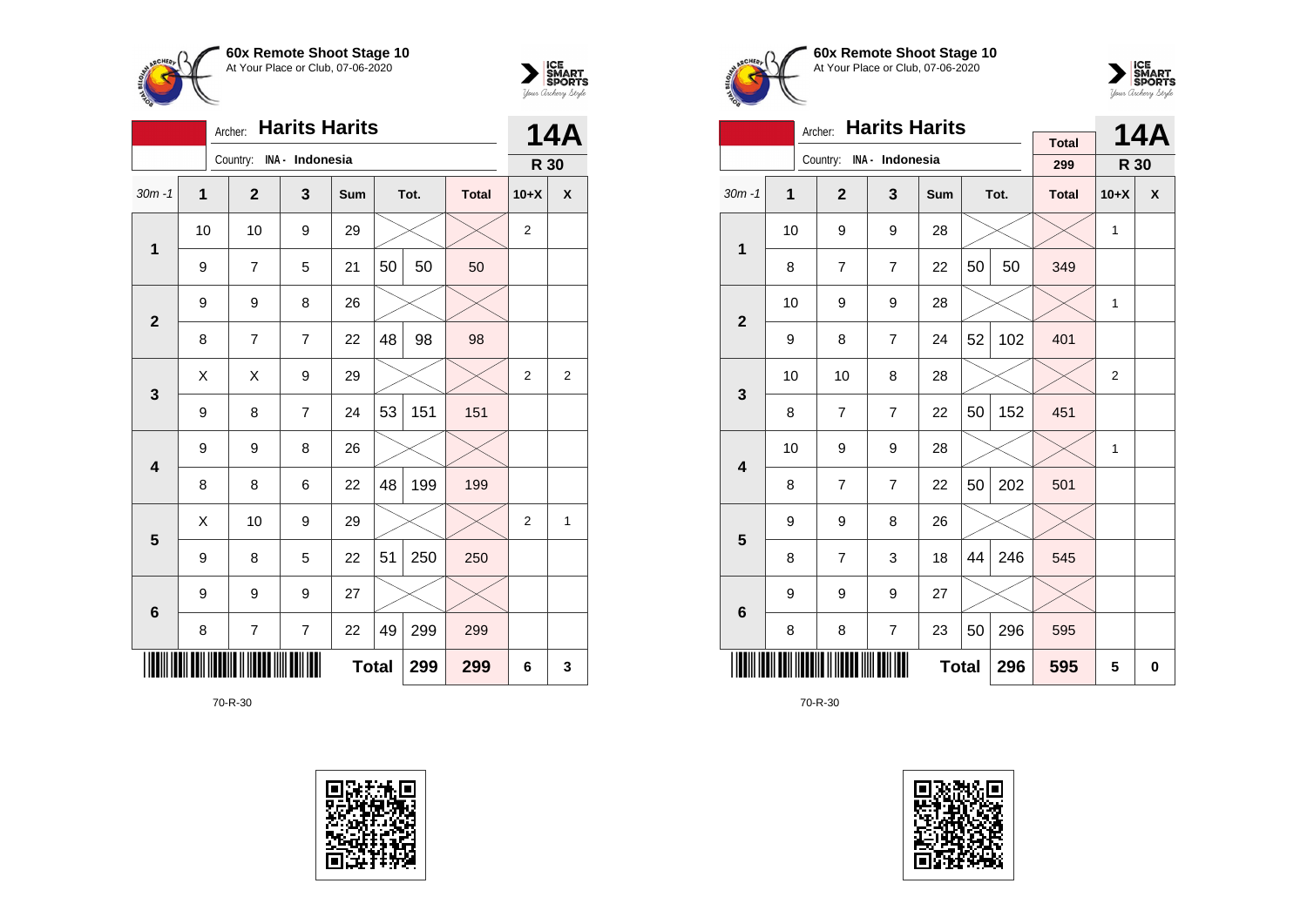## 60x Remote Shoot Stage 10
At Your Place or Club, 07-06-2020

Archer: **Harits Harits**
Country: INA - Indonesia

**14A**
**R 30**

| 30m -1 | 1 | 2 | 3 | Sum | Tot. | | Total | 10+X | X |
|---|---|---|---|---|---|---|---|---|---|
| **1** | 10 | 10 | 9 | 29 | | | | 2 | |
| | 9 | 7 | 5 | 21 | 50 | 50 | 50 | | |
| **2** | 9 | 9 | 8 | 26 | | | | | |
| | 8 | 7 | 7 | 22 | 48 | 98 | 98 | | |
| **3** | X | X | 9 | 29 | | | | 2 | 2 |
| | 9 | 8 | 7 | 24 | 53 | 151 | 151 | | |
| **4** | 9 | 9 | 8 | 26 | | | | | |
| | 8 | 8 | 6 | 22 | 48 | 199 | 199 | | |
| **5** | X | 10 | 9 | 29 | | | | 2 | 1 |
| | 9 | 8 | 5 | 22 | 51 | 250 | 250 | | |
| **6** | 9 | 9 | 9 | 27 | | | | | |
| | 8 | 7 | 7 | 22 | 49 | 299 | 299 | | |
| | | | | **Total** | | 299 | 299 | 6 | 3 |

70-R-30

## 60x Remote Shoot Stage 10
At Your Place or Club, 07-06-2020

Archer: **Harits Harits**
Country: INA - Indonesia

Total: 299

**14A**
**R 30**

| 30m -1 | 1 | 2 | 3 | Sum | Tot. | | Total | 10+X | X |
|---|---|---|---|---|---|---|---|---|---|
| **1** | 10 | 9 | 9 | 28 | | | | 1 | |
| | 8 | 7 | 7 | 22 | 50 | 50 | 349 | | |
| **2** | 10 | 9 | 9 | 28 | | | | 1 | |
| | 9 | 8 | 7 | 24 | 52 | 102 | 401 | | |
| **3** | 10 | 10 | 8 | 28 | | | | 2 | |
| | 8 | 7 | 7 | 22 | 50 | 152 | 451 | | |
| **4** | 10 | 9 | 9 | 28 | | | | 1 | |
| | 8 | 7 | 7 | 22 | 50 | 202 | 501 | | |
| **5** | 9 | 9 | 8 | 26 | | | | | |
| | 8 | 7 | 3 | 18 | 44 | 246 | 545 | | |
| **6** | 9 | 9 | 9 | 27 | | | | | |
| | 8 | 8 | 7 | 23 | 50 | 296 | 595 | | |
| | | | | **Total** | | 296 | 595 | 5 | 0 |

70-R-30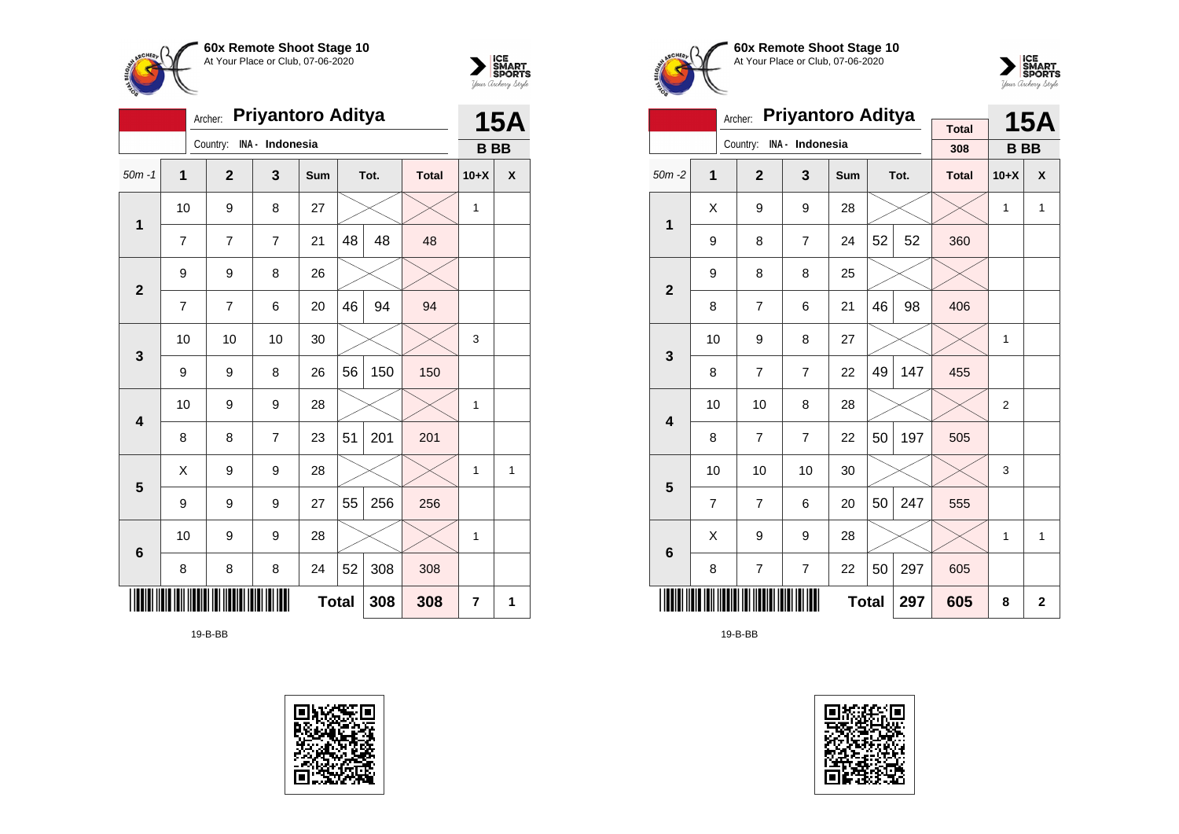**60x Remote Shoot Stage 10**
At Your Place or Club, 07-06-2020

Archer: **Priyantoro Aditya**
Country: INA - Indonesia

**15A**
**B BB**

| 50m -1 | 1 | 2 | 3 | Sum | Tot. | | Total | 10+X | X |
|---|---|---|---|---|---|---|---|---|---|
| 1 | 10 | 9 | 8 | 27 | | | | 1 | |
| | 7 | 7 | 7 | 21 | 48 | 48 | 48 | | |
| 2 | 9 | 9 | 8 | 26 | | | | | |
| | 7 | 7 | 6 | 20 | 46 | 94 | 94 | | |
| 3 | 10 | 10 | 10 | 30 | | | | 3 | |
| | 9 | 9 | 8 | 26 | 56 | 150 | 150 | | |
| 4 | 10 | 9 | 9 | 28 | | | | 1 | |
| | 8 | 8 | 7 | 23 | 51 | 201 | 201 | | |
| 5 | X | 9 | 9 | 28 | | | | 1 | 1 |
| | 9 | 9 | 9 | 27 | 55 | 256 | 256 | | |
| 6 | 10 | 9 | 9 | 28 | | | | 1 | |
| | 8 | 8 | 8 | 24 | 52 | 308 | 308 | | |
| | | | | Total | | 308 | 308 | 7 | 1 |

19-B-BB

**60x Remote Shoot Stage 10**
At Your Place or Club, 07-06-2020

Archer: **Priyantoro Aditya**
Country: INA - Indonesia

Total: 308

**15A**
**B BB**

| 50m -2 | 1 | 2 | 3 | Sum | Tot. | | Total | 10+X | X |
|---|---|---|---|---|---|---|---|---|---|
| 1 | X | 9 | 9 | 28 | | | | 1 | 1 |
| | 9 | 8 | 7 | 24 | 52 | 52 | 360 | | |
| 2 | 9 | 8 | 8 | 25 | | | | | |
| | 8 | 7 | 6 | 21 | 46 | 98 | 406 | | |
| 3 | 10 | 9 | 8 | 27 | | | | 1 | |
| | 8 | 7 | 7 | 22 | 49 | 147 | 455 | | |
| 4 | 10 | 10 | 8 | 28 | | | | 2 | |
| | 8 | 7 | 7 | 22 | 50 | 197 | 505 | | |
| 5 | 10 | 10 | 10 | 30 | | | | 3 | |
| | 7 | 7 | 6 | 20 | 50 | 247 | 555 | | |
| 6 | X | 9 | 9 | 28 | | | | 1 | 1 |
| | 8 | 7 | 7 | 22 | 50 | 297 | 605 | | |
| | | | | Total | | 297 | 605 | 8 | 2 |

19-B-BB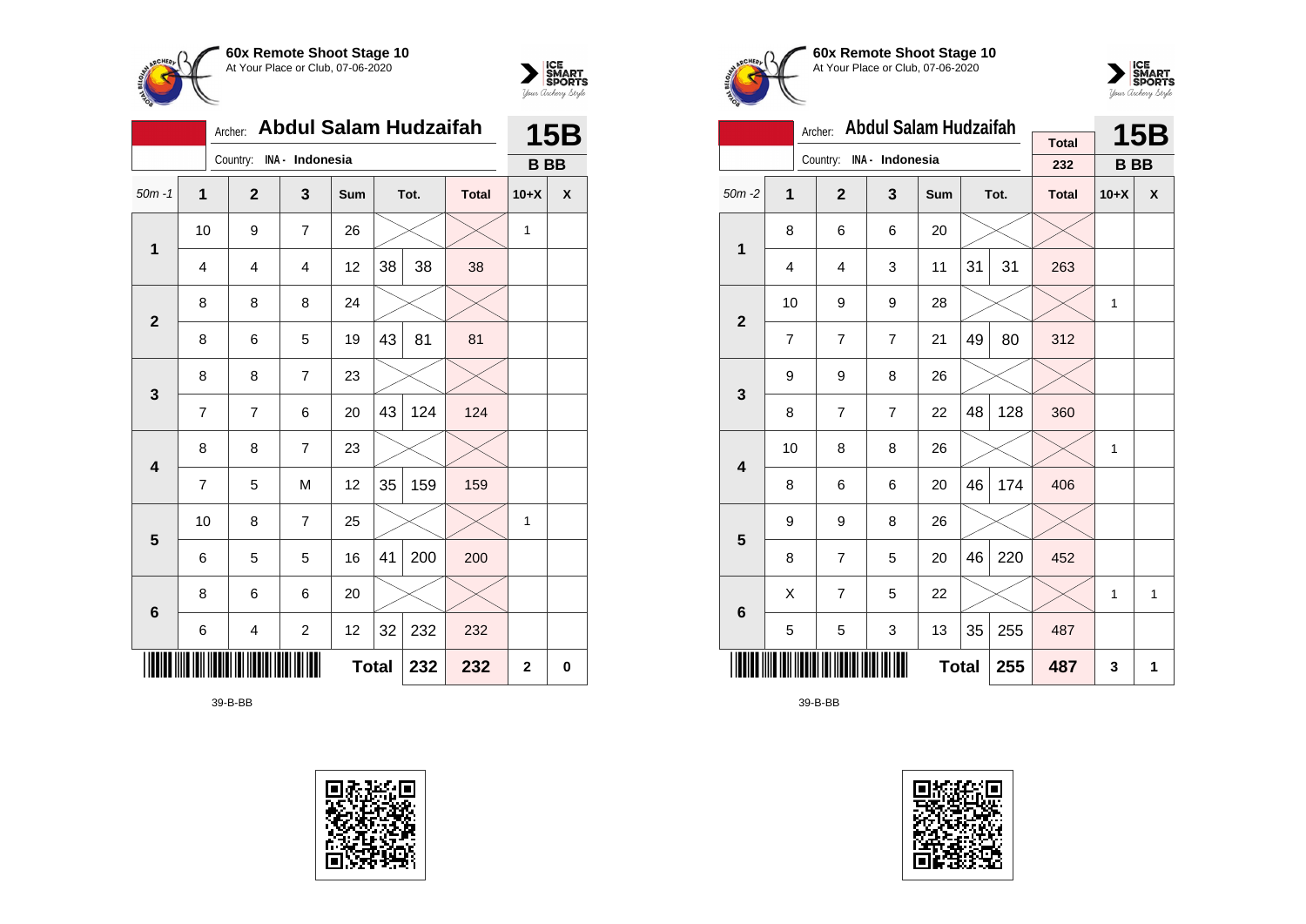**60x Remote Shoot Stage 10**
At Your Place or Club, 07-06-2020

Archer: **Abdul Salam Hudzaifah**
Country: INA - Indonesia

**15B**
**B BB**

| 50m -1 | 1 | 2 | 3 | Sum | Tot. | | Total | 10+X | X |
|---|---|---|---|---|---|---|---|---|---|
| 1 | 10 | 9 | 7 | 26 | | | | 1 | |
| | 4 | 4 | 4 | 12 | 38 | 38 | 38 | | |
| 2 | 8 | 8 | 8 | 24 | | | | | |
| | 8 | 6 | 5 | 19 | 43 | 81 | 81 | | |
| 3 | 8 | 8 | 7 | 23 | | | | | |
| | 7 | 7 | 6 | 20 | 43 | 124 | 124 | | |
| 4 | 8 | 8 | 7 | 23 | | | | | |
| | 7 | 5 | M | 12 | 35 | 159 | 159 | | |
| 5 | 10 | 8 | 7 | 25 | | | | 1 | |
| | 6 | 5 | 5 | 16 | 41 | 200 | 200 | | |
| 6 | 8 | 6 | 6 | 20 | | | | | |
| | 6 | 4 | 2 | 12 | 32 | 232 | 232 | | |
| | | | | **Total** | | **232** | **232** | **2** | **0** |

39-B-BB

**60x Remote Shoot Stage 10**
At Your Place or Club, 07-06-2020

Archer: **Abdul Salam Hudzaifah**
Country: INA - Indonesia

Total: 232

**15B**
**B BB**

| 50m -2 | 1 | 2 | 3 | Sum | Tot. | | Total | 10+X | X |
|---|---|---|---|---|---|---|---|---|---|
| 1 | 8 | 6 | 6 | 20 | | | | | |
| | 4 | 4 | 3 | 11 | 31 | 31 | 263 | | |
| 2 | 10 | 9 | 9 | 28 | | | | 1 | |
| | 7 | 7 | 7 | 21 | 49 | 80 | 312 | | |
| 3 | 9 | 9 | 8 | 26 | | | | | |
| | 8 | 7 | 7 | 22 | 48 | 128 | 360 | | |
| 4 | 10 | 8 | 8 | 26 | | | | 1 | |
| | 8 | 6 | 6 | 20 | 46 | 174 | 406 | | |
| 5 | 9 | 9 | 8 | 26 | | | | | |
| | 8 | 7 | 5 | 20 | 46 | 220 | 452 | | |
| 6 | X | 7 | 5 | 22 | | | | 1 | 1 |
| | 5 | 5 | 3 | 13 | 35 | 255 | 487 | | |
| | | | | **Total** | | **255** | **487** | **3** | **1** |

39-B-BB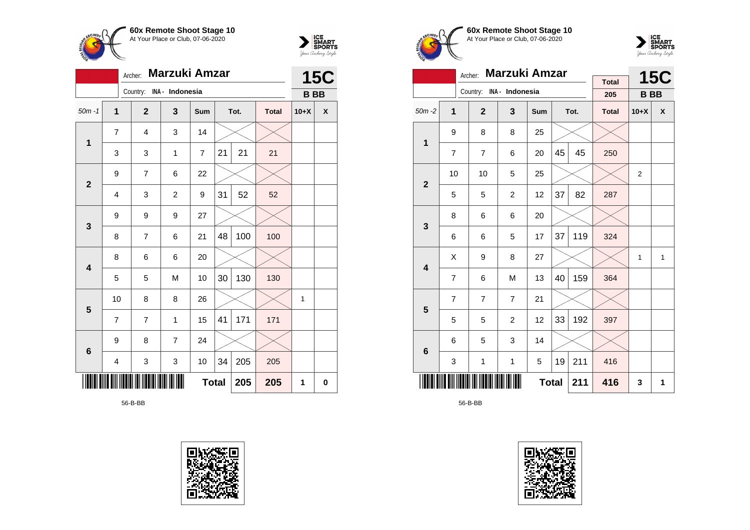**60x Remote Shoot Stage 10**
At Your Place or Club, 07-06-2020

Archer: **Marzuki Amzar**
Country: INA - Indonesia

**15C**
**B BB**

| 50m -1 | 1 | 2 | 3 | Sum | Tot. | | Total | 10+X | X |
|---|---|---|---|---|---|---|---|---|---|
| 1 | 7 | 4 | 3 | 14 | | | | | |
| | 3 | 3 | 1 | 7 | 21 | 21 | 21 | | |
| 2 | 9 | 7 | 6 | 22 | | | | | |
| | 4 | 3 | 2 | 9 | 31 | 52 | 52 | | |
| 3 | 9 | 9 | 9 | 27 | | | | | |
| | 8 | 7 | 6 | 21 | 48 | 100 | 100 | | |
| 4 | 8 | 6 | 6 | 20 | | | | | |
| | 5 | 5 | M | 10 | 30 | 130 | 130 | | |
| 5 | 10 | 8 | 8 | 26 | | | | 1 | |
| | 7 | 7 | 1 | 15 | 41 | 171 | 171 | | |
| 6 | 9 | 8 | 7 | 24 | | | | | |
| | 4 | 3 | 3 | 10 | 34 | 205 | 205 | | |
| | | | | Total | | 205 | 205 | 1 | 0 |

56-B-BB

**60x Remote Shoot Stage 10**
At Your Place or Club, 07-06-2020

Archer: **Marzuki Amzar**
Country: INA - Indonesia

Total: 205

**15C**
**B BB**

| 50m -2 | 1 | 2 | 3 | Sum | Tot. | | Total | 10+X | X |
|---|---|---|---|---|---|---|---|---|---|
| 1 | 9 | 8 | 8 | 25 | | | | | |
| | 7 | 7 | 6 | 20 | 45 | 45 | 250 | | |
| 2 | 10 | 10 | 5 | 25 | | | | 2 | |
| | 5 | 5 | 2 | 12 | 37 | 82 | 287 | | |
| 3 | 8 | 6 | 6 | 20 | | | | | |
| | 6 | 6 | 5 | 17 | 37 | 119 | 324 | | |
| 4 | X | 9 | 8 | 27 | | | | 1 | 1 |
| | 7 | 6 | M | 13 | 40 | 159 | 364 | | |
| 5 | 7 | 7 | 7 | 21 | | | | | |
| | 5 | 5 | 2 | 12 | 33 | 192 | 397 | | |
| 6 | 6 | 5 | 3 | 14 | | | | | |
| | 3 | 1 | 1 | 5 | 19 | 211 | 416 | | |
| | | | | Total | | 211 | 416 | 3 | 1 |

56-B-BB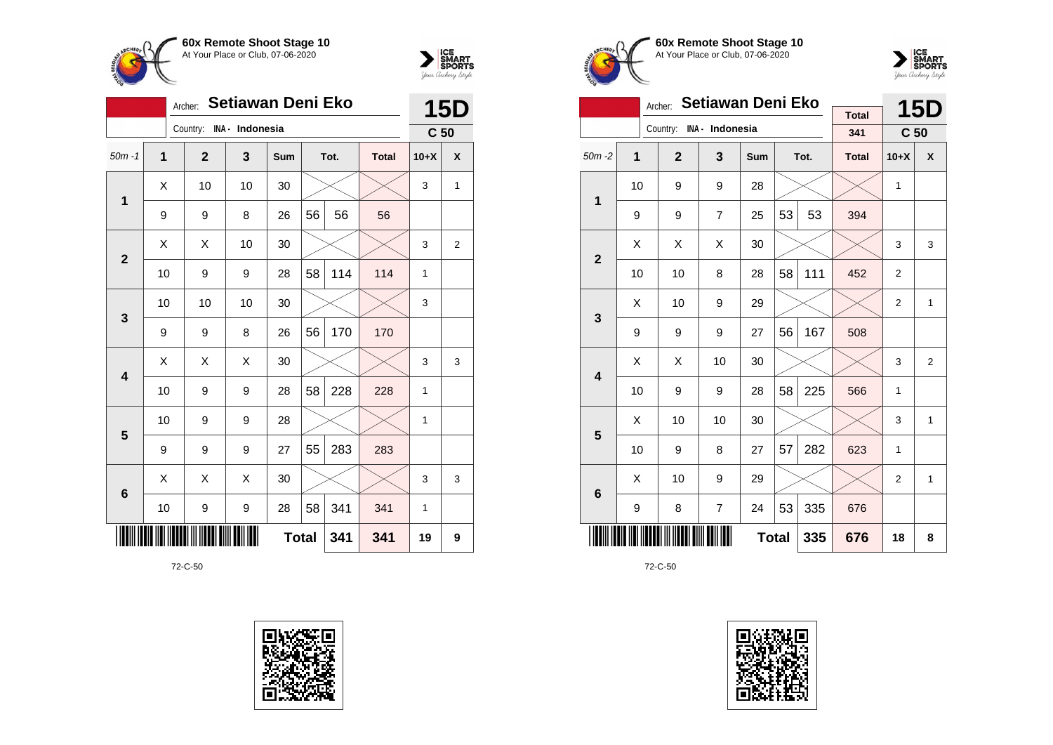**60x Remote Shoot Stage 10**
At Your Place or Club, 07-06-2020

Archer: **Setiawan Deni Eko**
Country: INA - Indonesia

**15D**
**C 50**

| 50m -1 | 1 | 2 | 3 | Sum | Tot. | | Total | 10+X | X |
|---|---|---|---|---|---|---|---|---|---|
| 1 | X | 10 | 10 | 30 | | | | 3 | 1 |
| | 9 | 9 | 8 | 26 | 56 | 56 | 56 | | |
| 2 | X | X | 10 | 30 | | | | 3 | 2 |
| | 10 | 9 | 9 | 28 | 58 | 114 | 114 | 1 | |
| 3 | 10 | 10 | 10 | 30 | | | | 3 | |
| | 9 | 9 | 8 | 26 | 56 | 170 | 170 | | |
| 4 | X | X | X | 30 | | | | 3 | 3 |
| | 10 | 9 | 9 | 28 | 58 | 228 | 228 | 1 | |
| 5 | 10 | 9 | 9 | 28 | | | | 1 | |
| | 9 | 9 | 9 | 27 | 55 | 283 | 283 | | |
| 6 | X | X | X | 30 | | | | 3 | 3 |
| | 10 | 9 | 9 | 28 | 58 | 341 | 341 | 1 | |
| | | | | | **Total** | 341 | 341 | 19 | 9 |

72-C-50

**60x Remote Shoot Stage 10**
At Your Place or Club, 07-06-2020

Archer: **Setiawan Deni Eko**
Country: INA - Indonesia

Total: 341

**15D**
**C 50**

| 50m -2 | 1 | 2 | 3 | Sum | Tot. | | Total | 10+X | X |
|---|---|---|---|---|---|---|---|---|---|
| 1 | 10 | 9 | 9 | 28 | | | | 1 | |
| | 9 | 9 | 7 | 25 | 53 | 53 | 394 | | |
| 2 | X | X | X | 30 | | | | 3 | 3 |
| | 10 | 10 | 8 | 28 | 58 | 111 | 452 | 2 | |
| 3 | X | 10 | 9 | 29 | | | | 2 | 1 |
| | 9 | 9 | 9 | 27 | 56 | 167 | 508 | | |
| 4 | X | X | 10 | 30 | | | | 3 | 2 |
| | 10 | 9 | 9 | 28 | 58 | 225 | 566 | 1 | |
| 5 | X | 10 | 10 | 30 | | | | 3 | 1 |
| | 10 | 9 | 8 | 27 | 57 | 282 | 623 | 1 | |
| 6 | X | 10 | 9 | 29 | | | | 2 | 1 |
| | 9 | 8 | 7 | 24 | 53 | 335 | 676 | | |
| | | | | | **Total** | 335 | 676 | 18 | 8 |

72-C-50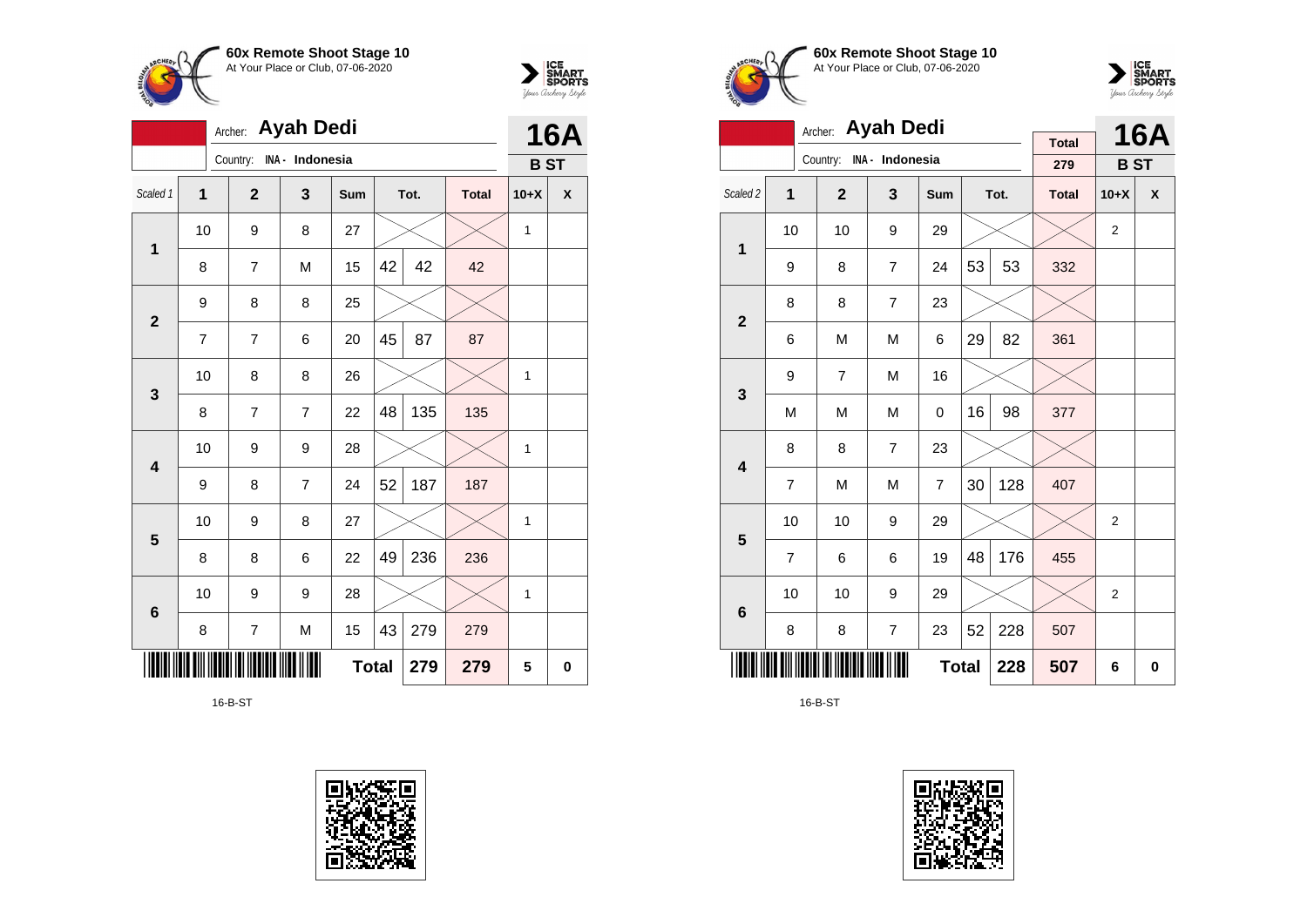## 60x Remote Shoot Stage 10

At Your Place or Club, 07-06-2020

Archer: **Ayah Dedi**

Country: INA - Indonesia

**16A**

**B ST**

| Scaled 1 | 1 | 2 | 3 | Sum | Tot. | | Total | 10+X | X |
|---|---|---|---|---|---|---|---|---|---|
| 1 | 10 | 9 | 8 | 27 | | | | 1 | |
| | 8 | 7 | M | 15 | 42 | 42 | 42 | | |
| 2 | 9 | 8 | 8 | 25 | | | | | |
| | 7 | 7 | 6 | 20 | 45 | 87 | 87 | | |
| 3 | 10 | 8 | 8 | 26 | | | | 1 | |
| | 8 | 7 | 7 | 22 | 48 | 135 | 135 | | |
| 4 | 10 | 9 | 9 | 28 | | | | 1 | |
| | 9 | 8 | 7 | 24 | 52 | 187 | 187 | | |
| 5 | 10 | 9 | 8 | 27 | | | | 1 | |
| | 8 | 8 | 6 | 22 | 49 | 236 | 236 | | |
| 6 | 10 | 9 | 9 | 28 | | | | 1 | |
| | 8 | 7 | M | 15 | 43 | 279 | 279 | | |
| | | | | Total | | 279 | 279 | 5 | 0 |

16-B-ST

## 60x Remote Shoot Stage 10

At Your Place or Club, 07-06-2020

Archer: **Ayah Dedi**

Country: INA - Indonesia

Total: 279

**16A**

**B ST**

| Scaled 2 | 1 | 2 | 3 | Sum | Tot. | | Total | 10+X | X |
|---|---|---|---|---|---|---|---|---|---|
| 1 | 10 | 10 | 9 | 29 | | | | 2 | |
| | 9 | 8 | 7 | 24 | 53 | 53 | 332 | | |
| 2 | 8 | 8 | 7 | 23 | | | | | |
| | 6 | M | M | 6 | 29 | 82 | 361 | | |
| 3 | 9 | 7 | M | 16 | | | | | |
| | M | M | M | 0 | 16 | 98 | 377 | | |
| 4 | 8 | 8 | 7 | 23 | | | | | |
| | 7 | M | M | 7 | 30 | 128 | 407 | | |
| 5 | 10 | 10 | 9 | 29 | | | | 2 | |
| | 7 | 6 | 6 | 19 | 48 | 176 | 455 | | |
| 6 | 10 | 10 | 9 | 29 | | | | 2 | |
| | 8 | 8 | 7 | 23 | 52 | 228 | 507 | | |
| | | | | Total | | 228 | 507 | 6 | 0 |

16-B-ST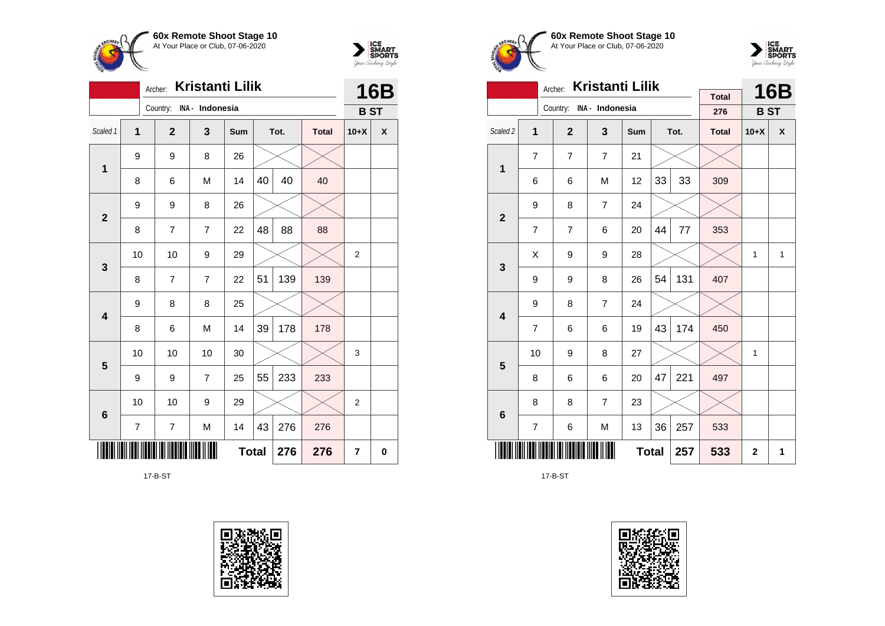**60x Remote Shoot Stage 10**
At Your Place or Club, 07-06-2020

Archer: **Kristanti Lilik** — **16B**
Country: INA - Indonesia — **B ST**

| Scaled 1 | 1 | 2 | 3 | Sum | Tot. | | Total | 10+X | X |
|---|---|---|---|---|---|---|---|---|---|
| 1 | 9 | 9 | 8 | 26 | | | | | |
| | 8 | 6 | M | 14 | 40 | 40 | 40 | | |
| 2 | 9 | 9 | 8 | 26 | | | | | |
| | 8 | 7 | 7 | 22 | 48 | 88 | 88 | | |
| 3 | 10 | 10 | 9 | 29 | | | | 2 | |
| | 8 | 7 | 7 | 22 | 51 | 139 | 139 | | |
| 4 | 9 | 8 | 8 | 25 | | | | | |
| | 8 | 6 | M | 14 | 39 | 178 | 178 | | |
| 5 | 10 | 10 | 10 | 30 | | | | 3 | |
| | 9 | 9 | 7 | 25 | 55 | 233 | 233 | | |
| 6 | 10 | 10 | 9 | 29 | | | | 2 | |
| | 7 | 7 | M | 14 | 43 | 276 | 276 | | |
| | | | | Total | | 276 | 276 | 7 | 0 |

17-B-ST

**60x Remote Shoot Stage 10**
At Your Place or Club, 07-06-2020

Archer: **Kristanti Lilik** — Total 276 — **16B**
Country: INA - Indonesia — **B ST**

| Scaled 2 | 1 | 2 | 3 | Sum | Tot. | | Total | 10+X | X |
|---|---|---|---|---|---|---|---|---|---|
| 1 | 7 | 7 | 7 | 21 | | | | | |
| | 6 | 6 | M | 12 | 33 | 33 | 309 | | |
| 2 | 9 | 8 | 7 | 24 | | | | | |
| | 7 | 7 | 6 | 20 | 44 | 77 | 353 | | |
| 3 | X | 9 | 9 | 28 | | | | 1 | 1 |
| | 9 | 9 | 8 | 26 | 54 | 131 | 407 | | |
| 4 | 9 | 8 | 7 | 24 | | | | | |
| | 7 | 6 | 6 | 19 | 43 | 174 | 450 | | |
| 5 | 10 | 9 | 8 | 27 | | | | 1 | |
| | 8 | 6 | 6 | 20 | 47 | 221 | 497 | | |
| 6 | 8 | 8 | 7 | 23 | | | | | |
| | 7 | 6 | M | 13 | 36 | 257 | 533 | | |
| | | | | Total | | 257 | 533 | 2 | 1 |

17-B-ST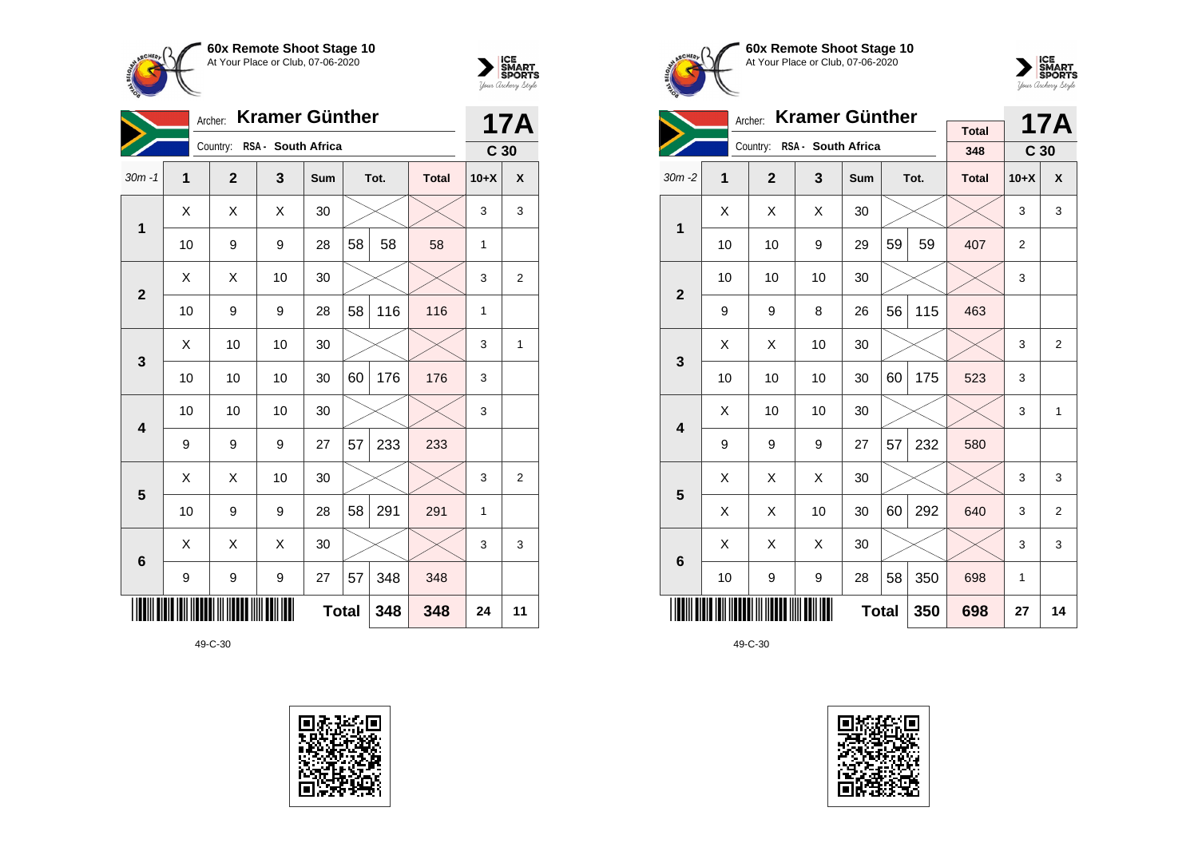**60x Remote Shoot Stage 10**
At Your Place or Club, 07-06-2020

Archer: **Kramer Günther**
Country: RSA - South Africa

**17A**
**C 30**

| 30m -1 | 1 | 2 | 3 | Sum | Tot. | | Total | 10+X | X |
|---|---|---|---|---|---|---|---|---|---|
| **1** | X | X | X | 30 | | | | 3 | 3 |
| | 10 | 9 | 9 | 28 | 58 | 58 | 58 | 1 | |
| **2** | X | X | 10 | 30 | | | | 3 | 2 |
| | 10 | 9 | 9 | 28 | 58 | 116 | 116 | 1 | |
| **3** | X | 10 | 10 | 30 | | | | 3 | 1 |
| | 10 | 10 | 10 | 30 | 60 | 176 | 176 | 3 | |
| **4** | 10 | 10 | 10 | 30 | | | | 3 | |
| | 9 | 9 | 9 | 27 | 57 | 233 | 233 | | |
| **5** | X | X | 10 | 30 | | | | 3 | 2 |
| | 10 | 9 | 9 | 28 | 58 | 291 | 291 | 1 | |
| **6** | X | X | X | 30 | | | | 3 | 3 |
| | 9 | 9 | 9 | 27 | 57 | 348 | 348 | | |
| | | | | **Total** | | 348 | 348 | 24 | 11 |

49-C-30

**60x Remote Shoot Stage 10**
At Your Place or Club, 07-06-2020

Archer: **Kramer Günther**
Country: RSA - South Africa

Total 348

**17A**
**C 30**

| 30m -2 | 1 | 2 | 3 | Sum | Tot. | | Total | 10+X | X |
|---|---|---|---|---|---|---|---|---|---|
| **1** | X | X | X | 30 | | | | 3 | 3 |
| | 10 | 10 | 9 | 29 | 59 | 59 | 407 | 2 | |
| **2** | 10 | 10 | 10 | 30 | | | | 3 | |
| | 9 | 9 | 8 | 26 | 56 | 115 | 463 | | |
| **3** | X | X | 10 | 30 | | | | 3 | 2 |
| | 10 | 10 | 10 | 30 | 60 | 175 | 523 | 3 | |
| **4** | X | 10 | 10 | 30 | | | | 3 | 1 |
| | 9 | 9 | 9 | 27 | 57 | 232 | 580 | | |
| **5** | X | X | X | 30 | | | | 3 | 3 |
| | X | X | 10 | 30 | 60 | 292 | 640 | 3 | 2 |
| **6** | X | X | X | 30 | | | | 3 | 3 |
| | 10 | 9 | 9 | 28 | 58 | 350 | 698 | 1 | |
| | | | | **Total** | | 350 | 698 | 27 | 14 |

49-C-30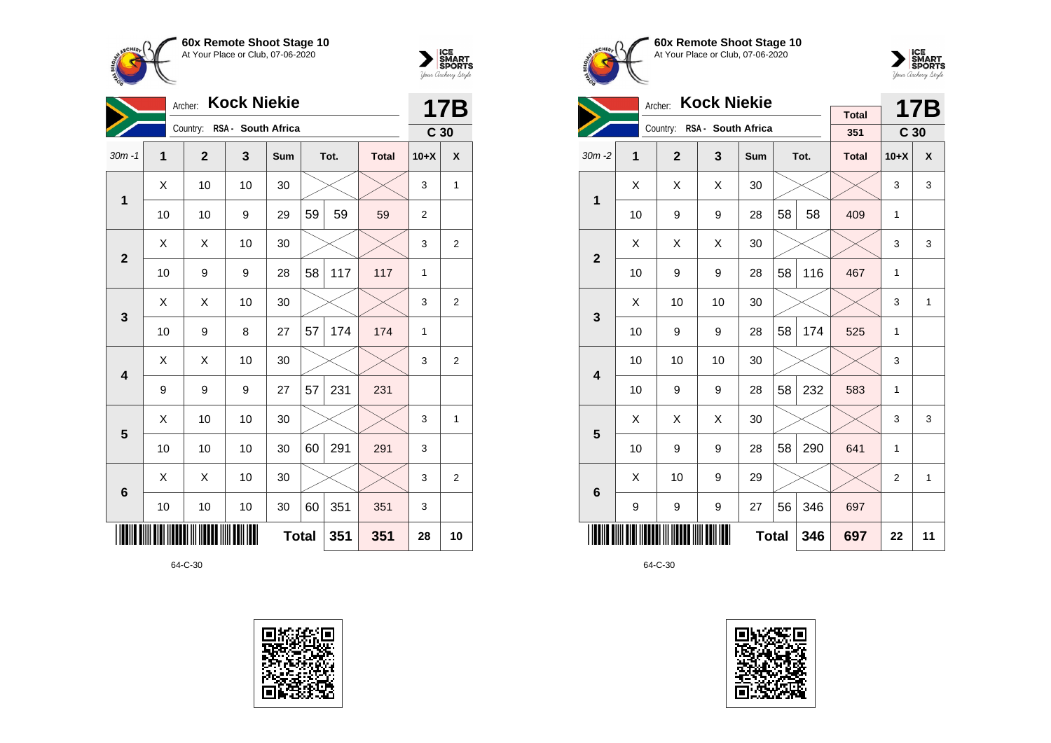**60x Remote Shoot Stage 10**
At Your Place or Club, 07-06-2020

Archer: **Kock Niekie**
Country: **RSA - South Africa**

**17B**
**C 30**

| 30m -1 | 1 | 2 | 3 | Sum | Tot. | | Total | 10+X | X |
|---|---|---|---|---|---|---|---|---|---|
| 1 | X | 10 | 10 | 30 | | | | 3 | 1 |
| | 10 | 10 | 9 | 29 | 59 | 59 | 59 | 2 | |
| 2 | X | X | 10 | 30 | | | | 3 | 2 |
| | 10 | 9 | 9 | 28 | 58 | 117 | 117 | 1 | |
| 3 | X | X | 10 | 30 | | | | 3 | 2 |
| | 10 | 9 | 8 | 27 | 57 | 174 | 174 | 1 | |
| 4 | X | X | 10 | 30 | | | | 3 | 2 |
| | 9 | 9 | 9 | 27 | 57 | 231 | 231 | | |
| 5 | X | 10 | 10 | 30 | | | | 3 | 1 |
| | 10 | 10 | 10 | 30 | 60 | 291 | 291 | 3 | |
| 6 | X | X | 10 | 30 | | | | 3 | 2 |
| | 10 | 10 | 10 | 30 | 60 | 351 | 351 | 3 | |
| | | | | Total | | 351 | 351 | 28 | 10 |

64-C-30

**60x Remote Shoot Stage 10**
At Your Place or Club, 07-06-2020

Archer: **Kock Niekie**
Country: **RSA - South Africa**

Total: 351

**17B**
**C 30**

| 30m -2 | 1 | 2 | 3 | Sum | Tot. | | Total | 10+X | X |
|---|---|---|---|---|---|---|---|---|---|
| 1 | X | X | X | 30 | | | | 3 | 3 |
| | 10 | 9 | 9 | 28 | 58 | 58 | 409 | 1 | |
| 2 | X | X | X | 30 | | | | 3 | 3 |
| | 10 | 9 | 9 | 28 | 58 | 116 | 467 | 1 | |
| 3 | X | 10 | 10 | 30 | | | | 3 | 1 |
| | 10 | 9 | 9 | 28 | 58 | 174 | 525 | 1 | |
| 4 | 10 | 10 | 10 | 30 | | | | 3 | |
| | 10 | 9 | 9 | 28 | 58 | 232 | 583 | 1 | |
| 5 | X | X | X | 30 | | | | 3 | 3 |
| | 10 | 9 | 9 | 28 | 58 | 290 | 641 | 1 | |
| 6 | X | 10 | 9 | 29 | | | | 2 | 1 |
| | 9 | 9 | 9 | 27 | 56 | 346 | 697 | | |
| | | | | Total | | 346 | 697 | 22 | 11 |

64-C-30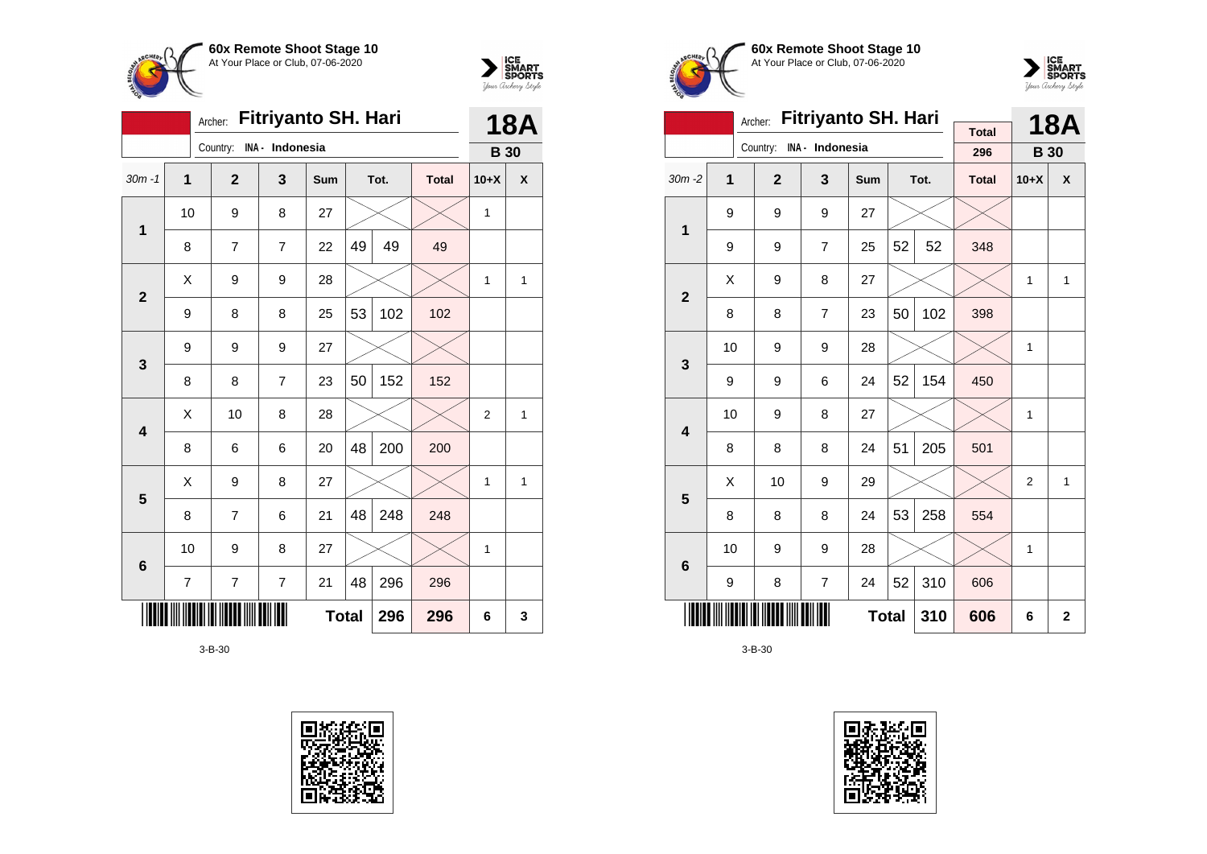**60x Remote Shoot Stage 10**
At Your Place or Club, 07-06-2020

Archer: **Fitriyanto SH. Hari**
Country: INA - Indonesia

**18A**
**B 30**

| 30m -1 | 1 | 2 | 3 | Sum | Tot. | | Total | 10+X | X |
|---|---|---|---|---|---|---|---|---|---|
| 1 | 10 | 9 | 8 | 27 | | | | 1 | |
| | 8 | 7 | 7 | 22 | 49 | 49 | 49 | | |
| 2 | X | 9 | 9 | 28 | | | | 1 | 1 |
| | 9 | 8 | 8 | 25 | 53 | 102 | 102 | | |
| 3 | 9 | 9 | 9 | 27 | | | | | |
| | 8 | 8 | 7 | 23 | 50 | 152 | 152 | | |
| 4 | X | 10 | 8 | 28 | | | | 2 | 1 |
| | 8 | 6 | 6 | 20 | 48 | 200 | 200 | | |
| 5 | X | 9 | 8 | 27 | | | | 1 | 1 |
| | 8 | 7 | 6 | 21 | 48 | 248 | 248 | | |
| 6 | 10 | 9 | 8 | 27 | | | | 1 | |
| | 7 | 7 | 7 | 21 | 48 | 296 | 296 | | |
| | | | | Total | | 296 | 296 | 6 | 3 |

3-B-30

**60x Remote Shoot Stage 10**
At Your Place or Club, 07-06-2020

Archer: **Fitriyanto SH. Hari**
Country: INA - Indonesia

Total 296

**18A**
**B 30**

| 30m -2 | 1 | 2 | 3 | Sum | Tot. | | Total | 10+X | X |
|---|---|---|---|---|---|---|---|---|---|
| 1 | 9 | 9 | 9 | 27 | | | | | |
| | 9 | 9 | 7 | 25 | 52 | 52 | 348 | | |
| 2 | X | 9 | 8 | 27 | | | | 1 | 1 |
| | 8 | 8 | 7 | 23 | 50 | 102 | 398 | | |
| 3 | 10 | 9 | 9 | 28 | | | | 1 | |
| | 9 | 9 | 6 | 24 | 52 | 154 | 450 | | |
| 4 | 10 | 9 | 8 | 27 | | | | 1 | |
| | 8 | 8 | 8 | 24 | 51 | 205 | 501 | | |
| 5 | X | 10 | 9 | 29 | | | | 2 | 1 |
| | 8 | 8 | 8 | 24 | 53 | 258 | 554 | | |
| 6 | 10 | 9 | 9 | 28 | | | | 1 | |
| | 9 | 8 | 7 | 24 | 52 | 310 | 606 | | |
| | | | | Total | | 310 | 606 | 6 | 2 |

3-B-30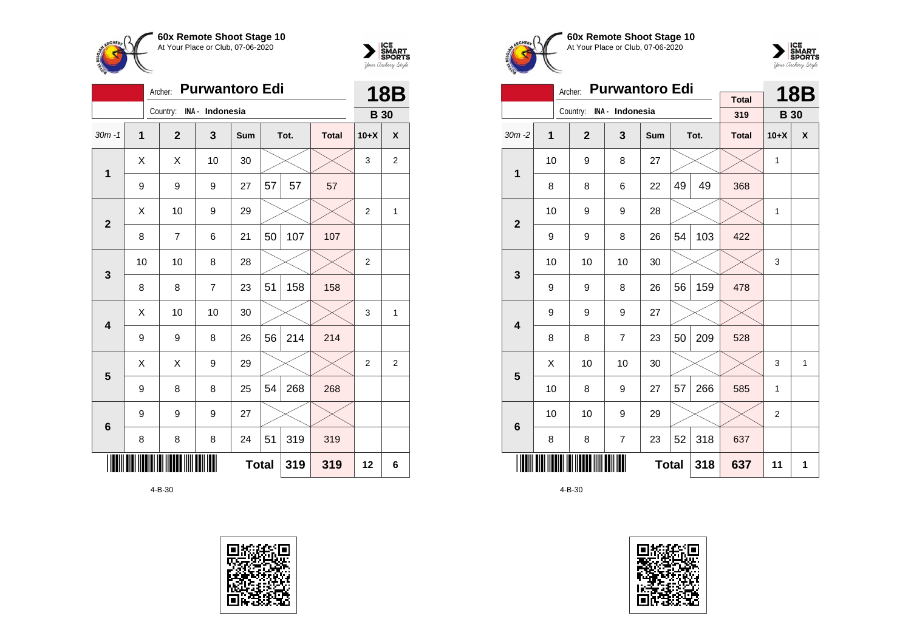**60x Remote Shoot Stage 10**
At Your Place or Club, 07-06-2020

Archer: **Purwantoro Edi**
Country: INA - Indonesia

**18B**
**B 30**

| 30m -1 | 1 | 2 | 3 | Sum | Tot. | | Total | 10+X | X |
|---|---|---|---|---|---|---|---|---|---|
| 1 | X | X | 10 | 30 | | | | 3 | 2 |
| | 9 | 9 | 9 | 27 | 57 | 57 | 57 | | |
| 2 | X | 10 | 9 | 29 | | | | 2 | 1 |
| | 8 | 7 | 6 | 21 | 50 | 107 | 107 | | |
| 3 | 10 | 10 | 8 | 28 | | | | 2 | |
| | 8 | 8 | 7 | 23 | 51 | 158 | 158 | | |
| 4 | X | 10 | 10 | 30 | | | | 3 | 1 |
| | 9 | 9 | 8 | 26 | 56 | 214 | 214 | | |
| 5 | X | X | 9 | 29 | | | | 2 | 2 |
| | 9 | 8 | 8 | 25 | 54 | 268 | 268 | | |
| 6 | 9 | 9 | 9 | 27 | | | | | |
| | 8 | 8 | 8 | 24 | 51 | 319 | 319 | | |
| | | | | Total | | 319 | 319 | 12 | 6 |

4-B-30

**60x Remote Shoot Stage 10**
At Your Place or Club, 07-06-2020

Archer: **Purwantoro Edi**
Country: INA - Indonesia

Total: 319

**18B**
**B 30**

| 30m -2 | 1 | 2 | 3 | Sum | Tot. | | Total | 10+X | X |
|---|---|---|---|---|---|---|---|---|---|
| 1 | 10 | 9 | 8 | 27 | | | | 1 | |
| | 8 | 8 | 6 | 22 | 49 | 49 | 368 | | |
| 2 | 10 | 9 | 9 | 28 | | | | 1 | |
| | 9 | 9 | 8 | 26 | 54 | 103 | 422 | | |
| 3 | 10 | 10 | 10 | 30 | | | | 3 | |
| | 9 | 9 | 8 | 26 | 56 | 159 | 478 | | |
| 4 | 9 | 9 | 9 | 27 | | | | | |
| | 8 | 8 | 7 | 23 | 50 | 209 | 528 | | |
| 5 | X | 10 | 10 | 30 | | | | 3 | 1 |
| | 10 | 8 | 9 | 27 | 57 | 266 | 585 | 1 | |
| 6 | 10 | 10 | 9 | 29 | | | | 2 | |
| | 8 | 8 | 7 | 23 | 52 | 318 | 637 | | |
| | | | | Total | | 318 | 637 | 11 | 1 |

4-B-30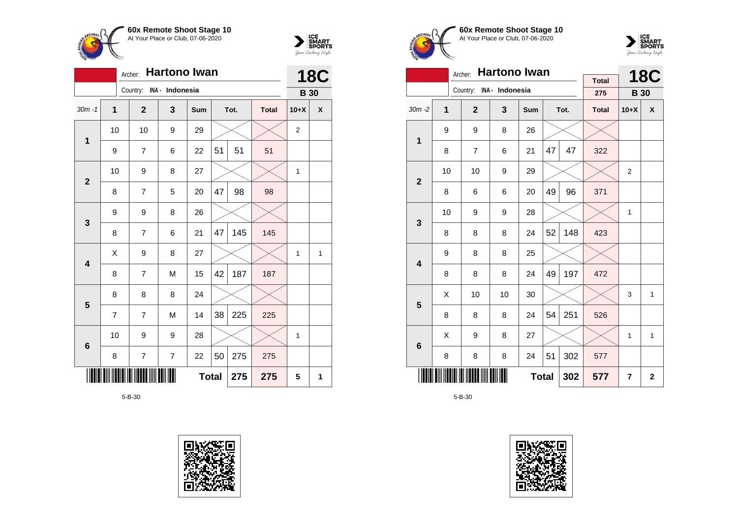**60x Remote Shoot Stage 10**
At Your Place or Club, 07-06-2020

Archer: **Hartono Iwan**
Country: INA - Indonesia

**18C**
**B 30**

| 30m -1 | 1 | 2 | 3 | Sum | Tot. | | Total | 10+X | X |
|---|---|---|---|---|---|---|---|---|---|
| 1 | 10 | 10 | 9 | 29 | | | | 2 | |
| | 9 | 7 | 6 | 22 | 51 | 51 | 51 | | |
| 2 | 10 | 9 | 8 | 27 | | | | 1 | |
| | 8 | 7 | 5 | 20 | 47 | 98 | 98 | | |
| 3 | 9 | 9 | 8 | 26 | | | | | |
| | 8 | 7 | 6 | 21 | 47 | 145 | 145 | | |
| 4 | X | 9 | 8 | 27 | | | | 1 | 1 |
| | 8 | 7 | M | 15 | 42 | 187 | 187 | | |
| 5 | 8 | 8 | 8 | 24 | | | | | |
| | 7 | 7 | M | 14 | 38 | 225 | 225 | | |
| 6 | 10 | 9 | 9 | 28 | | | | 1 | |
| | 8 | 7 | 7 | 22 | 50 | 275 | 275 | | |
| | | | | **Total** | | **275** | **275** | **5** | **1** |

5-B-30

**60x Remote Shoot Stage 10**
At Your Place or Club, 07-06-2020

Archer: **Hartono Iwan**
Country: INA - Indonesia

Total: 275

**18C**
**B 30**

| 30m -2 | 1 | 2 | 3 | Sum | Tot. | | Total | 10+X | X |
|---|---|---|---|---|---|---|---|---|---|
| 1 | 9 | 9 | 8 | 26 | | | | | |
| | 8 | 7 | 6 | 21 | 47 | 47 | 322 | | |
| 2 | 10 | 10 | 9 | 29 | | | | 2 | |
| | 8 | 6 | 6 | 20 | 49 | 96 | 371 | | |
| 3 | 10 | 9 | 9 | 28 | | | | 1 | |
| | 8 | 8 | 8 | 24 | 52 | 148 | 423 | | |
| 4 | 9 | 8 | 8 | 25 | | | | | |
| | 8 | 8 | 8 | 24 | 49 | 197 | 472 | | |
| 5 | X | 10 | 10 | 30 | | | | 3 | 1 |
| | 8 | 8 | 8 | 24 | 54 | 251 | 526 | | |
| 6 | X | 9 | 8 | 27 | | | | 1 | 1 |
| | 8 | 8 | 8 | 24 | 51 | 302 | 577 | | |
| | | | | **Total** | | **302** | **577** | **7** | **2** |

5-B-30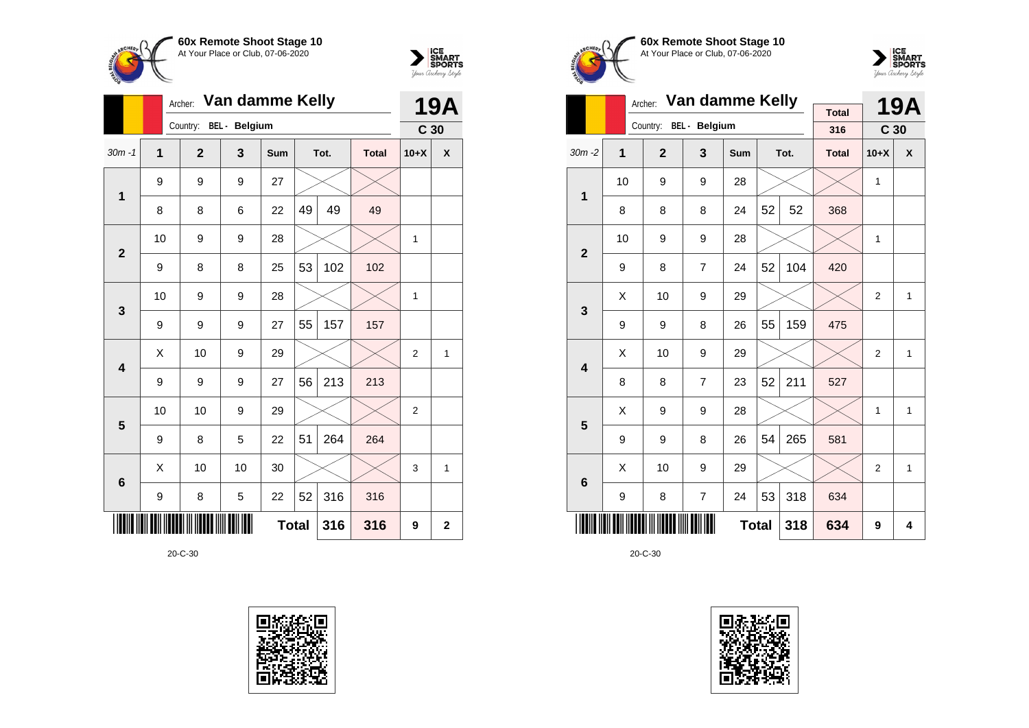**60x Remote Shoot Stage 10**
At Your Place or Club, 07-06-2020

Archer: **Van damme Kelly**
Country: **BEL - Belgium**

**19A**
**C 30**

| 30m -1 | 1 | 2 | 3 | Sum | Tot. | | Total | 10+X | X |
|---|---|---|---|---|---|---|---|---|---|
| 1 | 9 | 9 | 9 | 27 | | | | | |
| | 8 | 8 | 6 | 22 | 49 | 49 | 49 | | |
| 2 | 10 | 9 | 9 | 28 | | | | 1 | |
| | 9 | 8 | 8 | 25 | 53 | 102 | 102 | | |
| 3 | 10 | 9 | 9 | 28 | | | | 1 | |
| | 9 | 9 | 9 | 27 | 55 | 157 | 157 | | |
| 4 | X | 10 | 9 | 29 | | | | 2 | 1 |
| | 9 | 9 | 9 | 27 | 56 | 213 | 213 | | |
| 5 | 10 | 10 | 9 | 29 | | | | 2 | |
| | 9 | 8 | 5 | 22 | 51 | 264 | 264 | | |
| 6 | X | 10 | 10 | 30 | | | | 3 | 1 |
| | 9 | 8 | 5 | 22 | 52 | 316 | 316 | | |
| | | | | Total | | 316 | 316 | 9 | 2 |

20-C-30

**60x Remote Shoot Stage 10**
At Your Place or Club, 07-06-2020

Archer: **Van damme Kelly**
Country: **BEL - Belgium**

Total: 316

**19A**
**C 30**

| 30m -2 | 1 | 2 | 3 | Sum | Tot. | | Total | 10+X | X |
|---|---|---|---|---|---|---|---|---|---|
| 1 | 10 | 9 | 9 | 28 | | | | 1 | |
| | 8 | 8 | 8 | 24 | 52 | 52 | 368 | | |
| 2 | 10 | 9 | 9 | 28 | | | | 1 | |
| | 9 | 8 | 7 | 24 | 52 | 104 | 420 | | |
| 3 | X | 10 | 9 | 29 | | | | 2 | 1 |
| | 9 | 9 | 8 | 26 | 55 | 159 | 475 | | |
| 4 | X | 10 | 9 | 29 | | | | 2 | 1 |
| | 8 | 8 | 7 | 23 | 52 | 211 | 527 | | |
| 5 | X | 9 | 9 | 28 | | | | 1 | 1 |
| | 9 | 9 | 8 | 26 | 54 | 265 | 581 | | |
| 6 | X | 10 | 9 | 29 | | | | 2 | 1 |
| | 9 | 8 | 7 | 24 | 53 | 318 | 634 | | |
| | | | | Total | | 318 | 634 | 9 | 4 |

20-C-30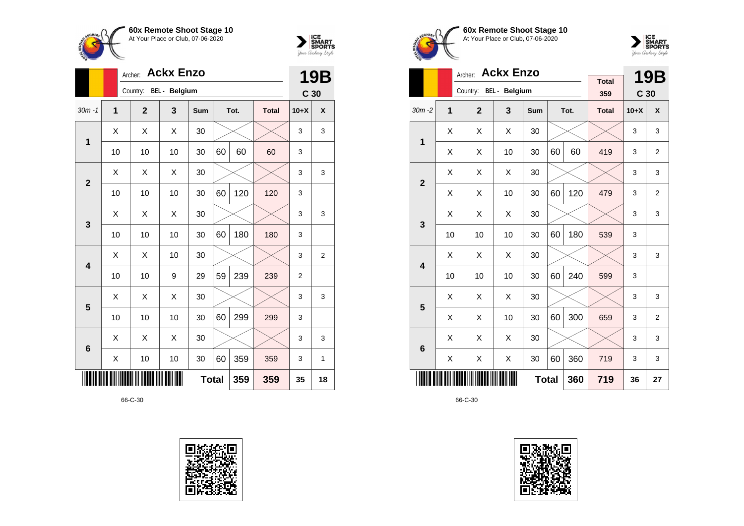**60x Remote Shoot Stage 10**
At Your Place or Club, 07-06-2020

Archer: **Ackx Enzo**
Country: BEL - Belgium

**19B**
C 30

| 30m -1 | 1 | 2 | 3 | Sum | Tot. | | Total | 10+X | X |
|---|---|---|---|---|---|---|---|---|---|
| 1 | X | X | X | 30 | | | | 3 | 3 |
| | 10 | 10 | 10 | 30 | 60 | 60 | 60 | 3 | |
| 2 | X | X | X | 30 | | | | 3 | 3 |
| | 10 | 10 | 10 | 30 | 60 | 120 | 120 | 3 | |
| 3 | X | X | X | 30 | | | | 3 | 3 |
| | 10 | 10 | 10 | 30 | 60 | 180 | 180 | 3 | |
| 4 | X | X | 10 | 30 | | | | 3 | 2 |
| | 10 | 10 | 9 | 29 | 59 | 239 | 239 | 2 | |
| 5 | X | X | X | 30 | | | | 3 | 3 |
| | 10 | 10 | 10 | 30 | 60 | 299 | 299 | 3 | |
| 6 | X | X | X | 30 | | | | 3 | 3 |
| | X | 10 | 10 | 30 | 60 | 359 | 359 | 3 | 1 |
| | | | | | **Total** | **359** | **359** | **35** | **18** |

66-C-30

**60x Remote Shoot Stage 10**
At Your Place or Club, 07-06-2020

Archer: **Ackx Enzo**
Country: BEL - Belgium

Total: 359

**19B**
C 30

| 30m -2 | 1 | 2 | 3 | Sum | Tot. | | Total | 10+X | X |
|---|---|---|---|---|---|---|---|---|---|
| 1 | X | X | X | 30 | | | | 3 | 3 |
| | X | X | 10 | 30 | 60 | 60 | 419 | 3 | 2 |
| 2 | X | X | X | 30 | | | | 3 | 3 |
| | X | X | 10 | 30 | 60 | 120 | 479 | 3 | 2 |
| 3 | X | X | X | 30 | | | | 3 | 3 |
| | 10 | 10 | 10 | 30 | 60 | 180 | 539 | 3 | |
| 4 | X | X | X | 30 | | | | 3 | 3 |
| | 10 | 10 | 10 | 30 | 60 | 240 | 599 | 3 | |
| 5 | X | X | X | 30 | | | | 3 | 3 |
| | X | X | 10 | 30 | 60 | 300 | 659 | 3 | 2 |
| 6 | X | X | X | 30 | | | | 3 | 3 |
| | X | X | X | 30 | 60 | 360 | 719 | 3 | 3 |
| | | | | | **Total** | **360** | **719** | **36** | **27** |

66-C-30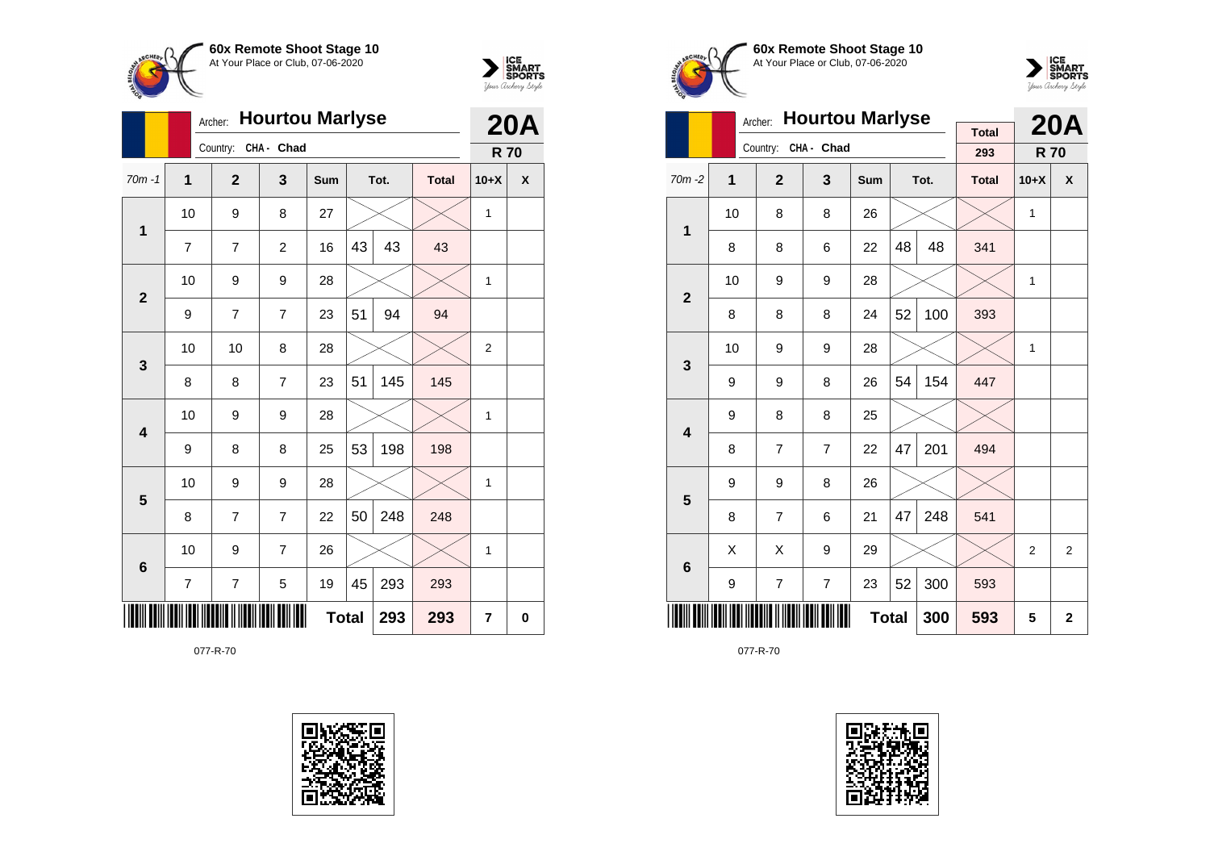## 60x Remote Shoot Stage 10
At Your Place or Club, 07-06-2020

Archer: **Hourtou Marlyse**
Country: CHA - Chad

**20A**
**R 70**

| 70m -1 | 1 | 2 | 3 | Sum | Tot. | | Total | 10+X | X |
|---|---|---|---|---|---|---|---|---|---|
| 1 | 10 | 9 | 8 | 27 | | | | 1 | |
| | 7 | 7 | 2 | 16 | 43 | 43 | 43 | | |
| 2 | 10 | 9 | 9 | 28 | | | | 1 | |
| | 9 | 7 | 7 | 23 | 51 | 94 | 94 | | |
| 3 | 10 | 10 | 8 | 28 | | | | 2 | |
| | 8 | 8 | 7 | 23 | 51 | 145 | 145 | | |
| 4 | 10 | 9 | 9 | 28 | | | | 1 | |
| | 9 | 8 | 8 | 25 | 53 | 198 | 198 | | |
| 5 | 10 | 9 | 9 | 28 | | | | 1 | |
| | 8 | 7 | 7 | 22 | 50 | 248 | 248 | | |
| 6 | 10 | 9 | 7 | 26 | | | | 1 | |
| | 7 | 7 | 5 | 19 | 45 | 293 | 293 | | |
| | | | | **Total** | | **293** | **293** | **7** | **0** |

077-R-70

## 60x Remote Shoot Stage 10
At Your Place or Club, 07-06-2020

Archer: **Hourtou Marlyse**
Country: CHA - Chad

Total: 293

**20A**
**R 70**

| 70m -2 | 1 | 2 | 3 | Sum | Tot. | | Total | 10+X | X |
|---|---|---|---|---|---|---|---|---|---|
| 1 | 10 | 8 | 8 | 26 | | | | 1 | |
| | 8 | 8 | 6 | 22 | 48 | 48 | 341 | | |
| 2 | 10 | 9 | 9 | 28 | | | | 1 | |
| | 8 | 8 | 8 | 24 | 52 | 100 | 393 | | |
| 3 | 10 | 9 | 9 | 28 | | | | 1 | |
| | 9 | 9 | 8 | 26 | 54 | 154 | 447 | | |
| 4 | 9 | 8 | 8 | 25 | | | | | |
| | 8 | 7 | 7 | 22 | 47 | 201 | 494 | | |
| 5 | 9 | 9 | 8 | 26 | | | | | |
| | 8 | 7 | 6 | 21 | 47 | 248 | 541 | | |
| 6 | X | X | 9 | 29 | | | | 2 | 2 |
| | 9 | 7 | 7 | 23 | 52 | 300 | 593 | | |
| | | | | **Total** | | **300** | **593** | **5** | **2** |

077-R-70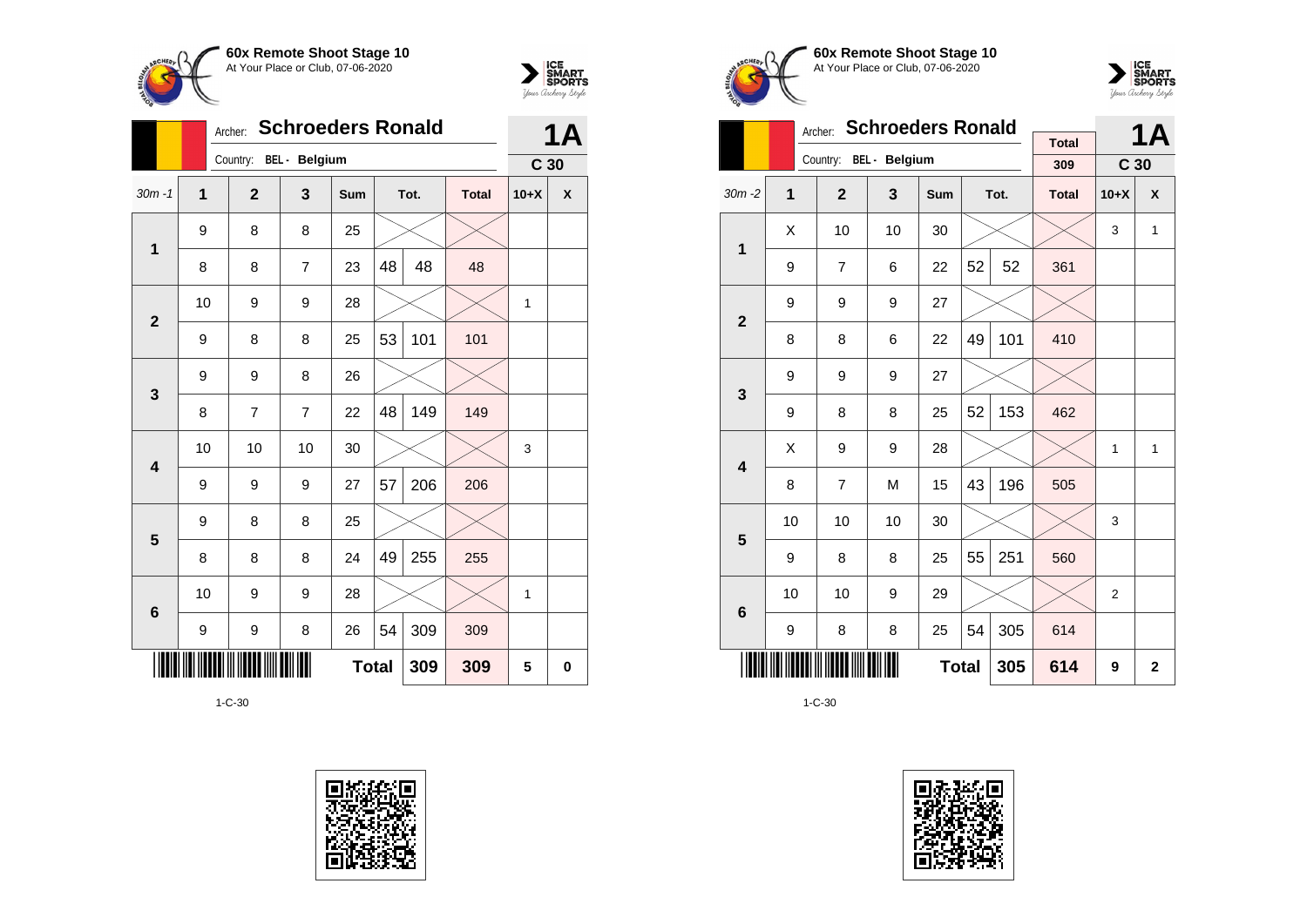**60x Remote Shoot Stage 10**
At Your Place or Club, 07-06-2020

Archer: **Schroeders Ronald**
Country: BEL - Belgium

**1A**
**C 30**

| 30m -1 | 1 | 2 | 3 | Sum | Tot. | | Total | 10+X | X |
|---|---|---|---|---|---|---|---|---|---|
| 1 | 9 | 8 | 8 | 25 | | | | | |
| | 8 | 8 | 7 | 23 | 48 | 48 | 48 | | |
| 2 | 10 | 9 | 9 | 28 | | | | 1 | |
| | 9 | 8 | 8 | 25 | 53 | 101 | 101 | | |
| 3 | 9 | 9 | 8 | 26 | | | | | |
| | 8 | 7 | 7 | 22 | 48 | 149 | 149 | | |
| 4 | 10 | 10 | 10 | 30 | | | | 3 | |
| | 9 | 9 | 9 | 27 | 57 | 206 | 206 | | |
| 5 | 9 | 8 | 8 | 25 | | | | | |
| | 8 | 8 | 8 | 24 | 49 | 255 | 255 | | |
| 6 | 10 | 9 | 9 | 28 | | | | 1 | |
| | 9 | 9 | 8 | 26 | 54 | 309 | 309 | | |
| | | | | **Total** | | **309** | **309** | **5** | **0** |

1-C-30

**60x Remote Shoot Stage 10**
At Your Place or Club, 07-06-2020

Archer: **Schroeders Ronald**
Country: BEL - Belgium

Total: 309

**1A**
**C 30**

| 30m -2 | 1 | 2 | 3 | Sum | Tot. | | Total | 10+X | X |
|---|---|---|---|---|---|---|---|---|---|
| 1 | X | 10 | 10 | 30 | | | | 3 | 1 |
| | 9 | 7 | 6 | 22 | 52 | 52 | 361 | | |
| 2 | 9 | 9 | 9 | 27 | | | | | |
| | 8 | 8 | 6 | 22 | 49 | 101 | 410 | | |
| 3 | 9 | 9 | 9 | 27 | | | | | |
| | 9 | 8 | 8 | 25 | 52 | 153 | 462 | | |
| 4 | X | 9 | 9 | 28 | | | | 1 | 1 |
| | 8 | 7 | M | 15 | 43 | 196 | 505 | | |
| 5 | 10 | 10 | 10 | 30 | | | | 3 | |
| | 9 | 8 | 8 | 25 | 55 | 251 | 560 | | |
| 6 | 10 | 10 | 9 | 29 | | | | 2 | |
| | 9 | 8 | 8 | 25 | 54 | 305 | 614 | | |
| | | | | **Total** | | **305** | **614** | **9** | **2** |

1-C-30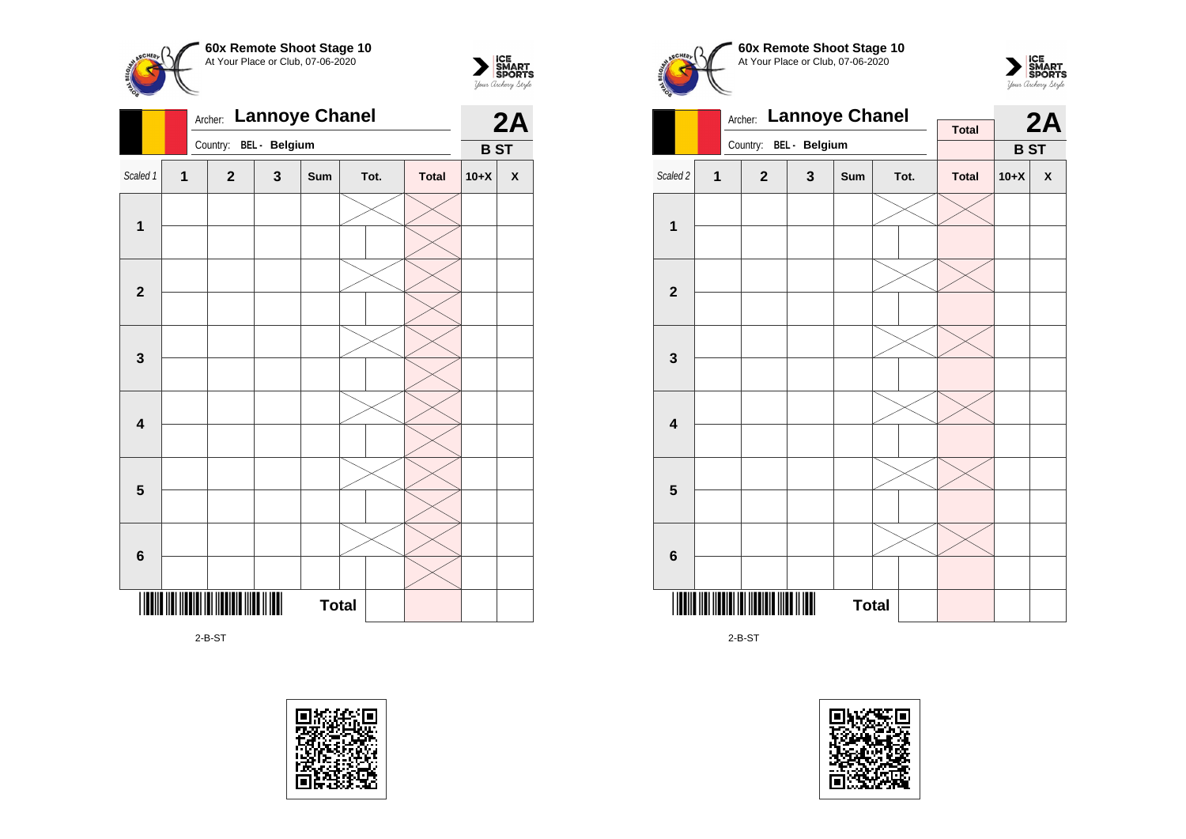**60x Remote Shoot Stage 10**
At Your Place or Club, 07-06-2020

Archer: **Lannoye Chanel**
Country: **BEL - Belgium**

**2A**
**B ST**

| Scaled 1 | 1 | 2 | 3 | Sum | Tot. | Total | 10+X | X |
|---|---|---|---|---|---|---|---|---|
| 1 | | | | | | | | |
| | | | | | | | | |
| 2 | | | | | | | | |
| | | | | | | | | |
| 3 | | | | | | | | |
| | | | | | | | | |
| 4 | | | | | | | | |
| | | | | | | | | |
| 5 | | | | | | | | |
| | | | | | | | | |
| 6 | | | | | | | | |
| | | | | | | | | |
| | | | | Total | | | | |

2-B-ST

**60x Remote Shoot Stage 10**
At Your Place or Club, 07-06-2020

Archer: **Lannoye Chanel**
Country: **BEL - Belgium**

Total

**2A**
**B ST**

| Scaled 2 | 1 | 2 | 3 | Sum | Tot. | Total | 10+X | X |
|---|---|---|---|---|---|---|---|---|
| 1 | | | | | | | | |
| | | | | | | | | |
| 2 | | | | | | | | |
| | | | | | | | | |
| 3 | | | | | | | | |
| | | | | | | | | |
| 4 | | | | | | | | |
| | | | | | | | | |
| 5 | | | | | | | | |
| | | | | | | | | |
| 6 | | | | | | | | |
| | | | | | | | | |
| | | | | Total | | | | |

2-B-ST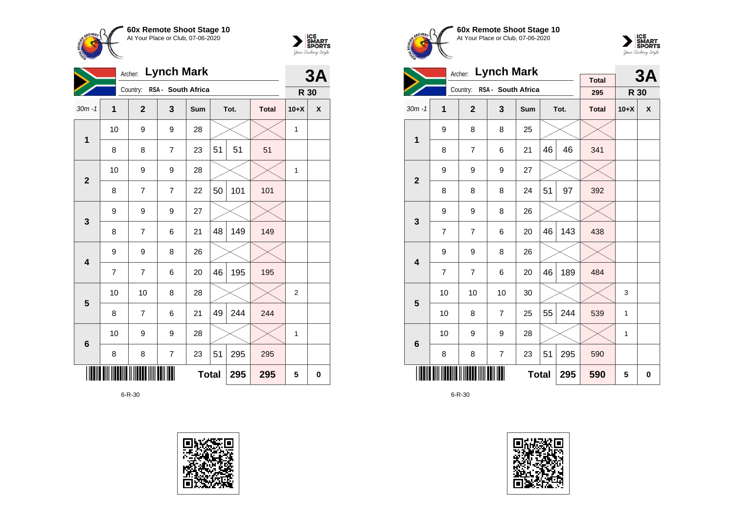**60x Remote Shoot Stage 10**
At Your Place or Club, 07-06-2020

Archer: **Lynch Mark**

Country: RSA - South Africa

**3A**

**R 30**

| 30m -1 | 1 | 2 | 3 | Sum | Tot. | | Total | 10+X | X |
|---|---|---|---|---|---|---|---|---|---|
| 1 | 10 | 9 | 9 | 28 | | | | 1 | |
| | 8 | 8 | 7 | 23 | 51 | 51 | 51 | | |
| 2 | 10 | 9 | 9 | 28 | | | | 1 | |
| | 8 | 7 | 7 | 22 | 50 | 101 | 101 | | |
| 3 | 9 | 9 | 9 | 27 | | | | | |
| | 8 | 7 | 6 | 21 | 48 | 149 | 149 | | |
| 4 | 9 | 9 | 8 | 26 | | | | | |
| | 7 | 7 | 6 | 20 | 46 | 195 | 195 | | |
| 5 | 10 | 10 | 8 | 28 | | | | 2 | |
| | 8 | 7 | 6 | 21 | 49 | 244 | 244 | | |
| 6 | 10 | 9 | 9 | 28 | | | | 1 | |
| | 8 | 8 | 7 | 23 | 51 | 295 | 295 | | |
| | | | | **Total** | | **295** | **295** | **5** | **0** |

6-R-30

**60x Remote Shoot Stage 10**
At Your Place or Club, 07-06-2020

Archer: **Lynch Mark**

Country: RSA - South Africa

Total: 295

**3A**

**R 30**

| 30m -1 | 1 | 2 | 3 | Sum | Tot. | | Total | 10+X | X |
|---|---|---|---|---|---|---|---|---|---|
| 1 | 9 | 8 | 8 | 25 | | | | | |
| | 8 | 7 | 6 | 21 | 46 | 46 | 341 | | |
| 2 | 9 | 9 | 9 | 27 | | | | | |
| | 8 | 8 | 8 | 24 | 51 | 97 | 392 | | |
| 3 | 9 | 9 | 8 | 26 | | | | | |
| | 7 | 7 | 6 | 20 | 46 | 143 | 438 | | |
| 4 | 9 | 9 | 8 | 26 | | | | | |
| | 7 | 7 | 6 | 20 | 46 | 189 | 484 | | |
| 5 | 10 | 10 | 10 | 30 | | | | 3 | |
| | 10 | 8 | 7 | 25 | 55 | 244 | 539 | 1 | |
| 6 | 10 | 9 | 9 | 28 | | | | 1 | |
| | 8 | 8 | 7 | 23 | 51 | 295 | 590 | | |
| | | | | **Total** | | **295** | **590** | **5** | **0** |

6-R-30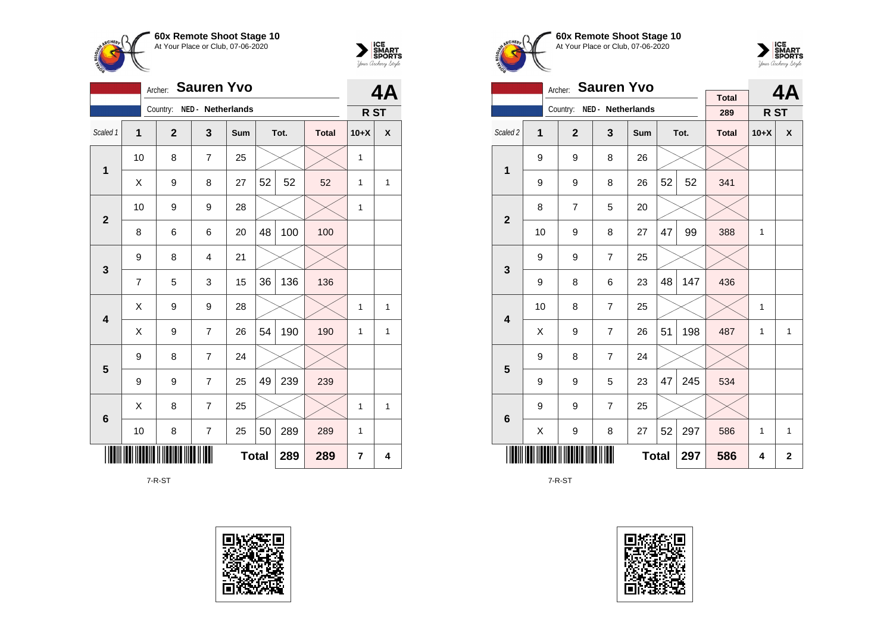**60x Remote Shoot Stage 10**
At Your Place or Club, 07-06-2020

Archer: **Sauren Yvo** — **4A**
Country: NED - Netherlands — **R ST**

| Scaled 1 | 1 | 2 | 3 | Sum | Tot. | | Total | 10+X | X |
|---|---|---|---|---|---|---|---|---|---|
| 1 | 10 | 8 | 7 | 25 | | | | 1 | |
| | X | 9 | 8 | 27 | 52 | 52 | 52 | 1 | 1 |
| 2 | 10 | 9 | 9 | 28 | | | | 1 | |
| | 8 | 6 | 6 | 20 | 48 | 100 | 100 | | |
| 3 | 9 | 8 | 4 | 21 | | | | | |
| | 7 | 5 | 3 | 15 | 36 | 136 | 136 | | |
| 4 | X | 9 | 9 | 28 | | | | 1 | 1 |
| | X | 9 | 7 | 26 | 54 | 190 | 190 | 1 | 1 |
| 5 | 9 | 8 | 7 | 24 | | | | | |
| | 9 | 9 | 7 | 25 | 49 | 239 | 239 | | |
| 6 | X | 8 | 7 | 25 | | | | 1 | 1 |
| | 10 | 8 | 7 | 25 | 50 | 289 | 289 | 1 | |
| | | | | **Total** | | **289** | **289** | **7** | **4** |

7-R-ST

**60x Remote Shoot Stage 10**
At Your Place or Club, 07-06-2020

Archer: **Sauren Yvo** — Total 289 — **4A**
Country: NED - Netherlands — **R ST**

| Scaled 2 | 1 | 2 | 3 | Sum | Tot. | | Total | 10+X | X |
|---|---|---|---|---|---|---|---|---|---|
| 1 | 9 | 9 | 8 | 26 | | | | | |
| | 9 | 9 | 8 | 26 | 52 | 52 | 341 | | |
| 2 | 8 | 7 | 5 | 20 | | | | | |
| | 10 | 9 | 8 | 27 | 47 | 99 | 388 | 1 | |
| 3 | 9 | 9 | 7 | 25 | | | | | |
| | 9 | 8 | 6 | 23 | 48 | 147 | 436 | | |
| 4 | 10 | 8 | 7 | 25 | | | | 1 | |
| | X | 9 | 7 | 26 | 51 | 198 | 487 | 1 | 1 |
| 5 | 9 | 8 | 7 | 24 | | | | | |
| | 9 | 9 | 5 | 23 | 47 | 245 | 534 | | |
| 6 | 9 | 9 | 7 | 25 | | | | | |
| | X | 9 | 8 | 27 | 52 | 297 | 586 | 1 | 1 |
| | | | | **Total** | | **297** | **586** | **4** | **2** |

7-R-ST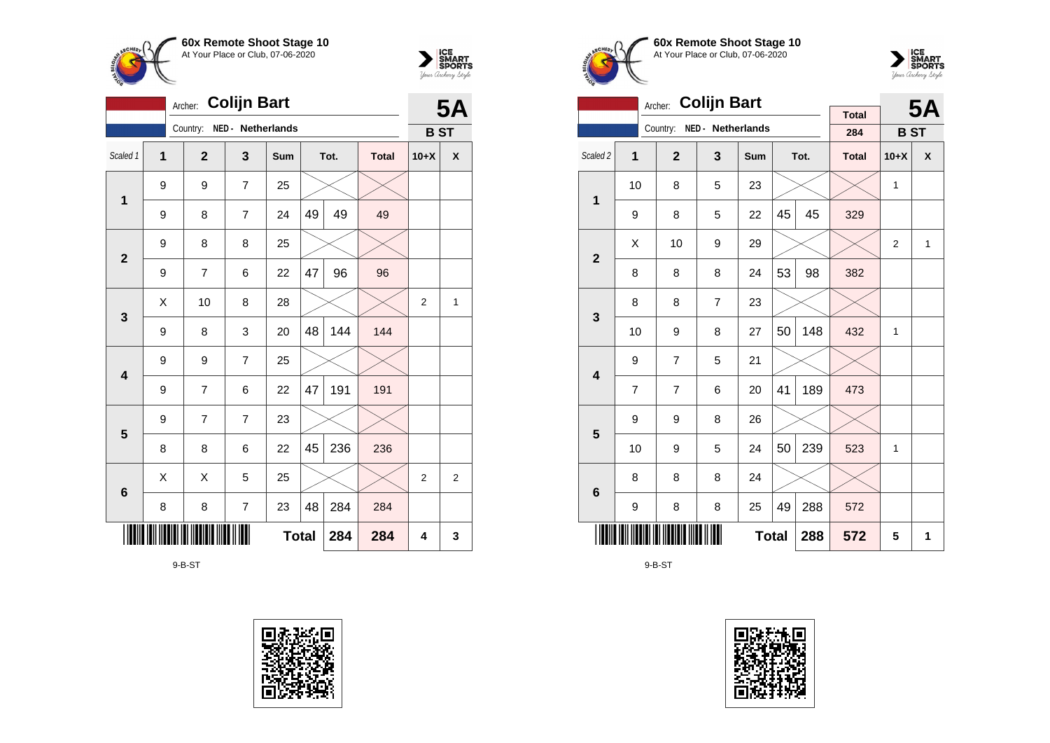**60x Remote Shoot Stage 10**
At Your Place or Club, 07-06-2020

Archer: **Colijn Bart** — **5A**
Country: NED - Netherlands — **B ST**

| Scaled 1 | 1 | 2 | 3 | Sum | Tot. | | Total | 10+X | X |
|---|---|---|---|---|---|---|---|---|---|
| 1 | 9 | 9 | 7 | 25 | | | | | |
| | 9 | 8 | 7 | 24 | 49 | 49 | 49 | | |
| 2 | 9 | 8 | 8 | 25 | | | | | |
| | 9 | 7 | 6 | 22 | 47 | 96 | 96 | | |
| 3 | X | 10 | 8 | 28 | | | | 2 | 1 |
| | 9 | 8 | 3 | 20 | 48 | 144 | 144 | | |
| 4 | 9 | 9 | 7 | 25 | | | | | |
| | 9 | 7 | 6 | 22 | 47 | 191 | 191 | | |
| 5 | 9 | 7 | 7 | 23 | | | | | |
| | 8 | 8 | 6 | 22 | 45 | 236 | 236 | | |
| 6 | X | X | 5 | 25 | | | | 2 | 2 |
| | 8 | 8 | 7 | 23 | 48 | 284 | 284 | | |
| | | | | Total | | 284 | 284 | 4 | 3 |

9-B-ST

**60x Remote Shoot Stage 10**
At Your Place or Club, 07-06-2020

Archer: **Colijn Bart** — Total 284 — **5A**
Country: NED - Netherlands — **B ST**

| Scaled 2 | 1 | 2 | 3 | Sum | Tot. | | Total | 10+X | X |
|---|---|---|---|---|---|---|---|---|---|
| 1 | 10 | 8 | 5 | 23 | | | | 1 | |
| | 9 | 8 | 5 | 22 | 45 | 45 | 329 | | |
| 2 | X | 10 | 9 | 29 | | | | 2 | 1 |
| | 8 | 8 | 8 | 24 | 53 | 98 | 382 | | |
| 3 | 8 | 8 | 7 | 23 | | | | | |
| | 10 | 9 | 8 | 27 | 50 | 148 | 432 | 1 | |
| 4 | 9 | 7 | 5 | 21 | | | | | |
| | 7 | 7 | 6 | 20 | 41 | 189 | 473 | | |
| 5 | 9 | 9 | 8 | 26 | | | | | |
| | 10 | 9 | 5 | 24 | 50 | 239 | 523 | 1 | |
| 6 | 8 | 8 | 8 | 24 | | | | | |
| | 9 | 8 | 8 | 25 | 49 | 288 | 572 | | |
| | | | | Total | | 288 | 572 | 5 | 1 |

9-B-ST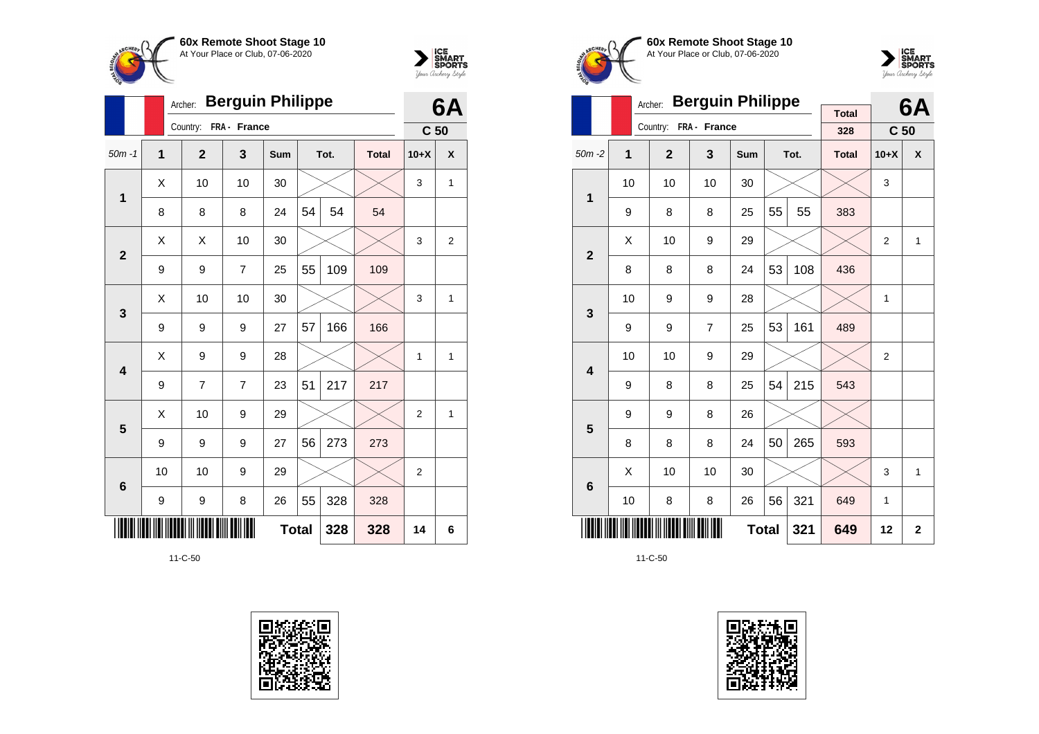**60x Remote Shoot Stage 10**
At Your Place or Club, 07-06-2020

Archer: **Berguin Philippe**
Country: FRA - France

**6A**
C 50

| 50m -1 | 1 | 2 | 3 | Sum | Tot. | | Total | 10+X | X |
|---|---|---|---|---|---|---|---|---|---|
| 1 | X | 10 | 10 | 30 | | | | 3 | 1 |
| | 8 | 8 | 8 | 24 | 54 | 54 | 54 | | |
| 2 | X | X | 10 | 30 | | | | 3 | 2 |
| | 9 | 9 | 7 | 25 | 55 | 109 | 109 | | |
| 3 | X | 10 | 10 | 30 | | | | 3 | 1 |
| | 9 | 9 | 9 | 27 | 57 | 166 | 166 | | |
| 4 | X | 9 | 9 | 28 | | | | 1 | 1 |
| | 9 | 7 | 7 | 23 | 51 | 217 | 217 | | |
| 5 | X | 10 | 9 | 29 | | | | 2 | 1 |
| | 9 | 9 | 9 | 27 | 56 | 273 | 273 | | |
| 6 | 10 | 10 | 9 | 29 | | | | 2 | |
| | 9 | 9 | 8 | 26 | 55 | 328 | 328 | | |
| | | | | Total | | 328 | 328 | 14 | 6 |

11-C-50

**60x Remote Shoot Stage 10**
At Your Place or Club, 07-06-2020

Archer: **Berguin Philippe**
Country: FRA - France

Total: 328

**6A**
C 50

| 50m -2 | 1 | 2 | 3 | Sum | Tot. | | Total | 10+X | X |
|---|---|---|---|---|---|---|---|---|---|
| 1 | 10 | 10 | 10 | 30 | | | | 3 | |
| | 9 | 8 | 8 | 25 | 55 | 55 | 383 | | |
| 2 | X | 10 | 9 | 29 | | | | 2 | 1 |
| | 8 | 8 | 8 | 24 | 53 | 108 | 436 | | |
| 3 | 10 | 9 | 9 | 28 | | | | 1 | |
| | 9 | 9 | 7 | 25 | 53 | 161 | 489 | | |
| 4 | 10 | 10 | 9 | 29 | | | | 2 | |
| | 9 | 8 | 8 | 25 | 54 | 215 | 543 | | |
| 5 | 9 | 9 | 8 | 26 | | | | | |
| | 8 | 8 | 8 | 24 | 50 | 265 | 593 | | |
| 6 | X | 10 | 10 | 30 | | | | 3 | 1 |
| | 10 | 8 | 8 | 26 | 56 | 321 | 649 | 1 | |
| | | | | Total | | 321 | 649 | 12 | 2 |

11-C-50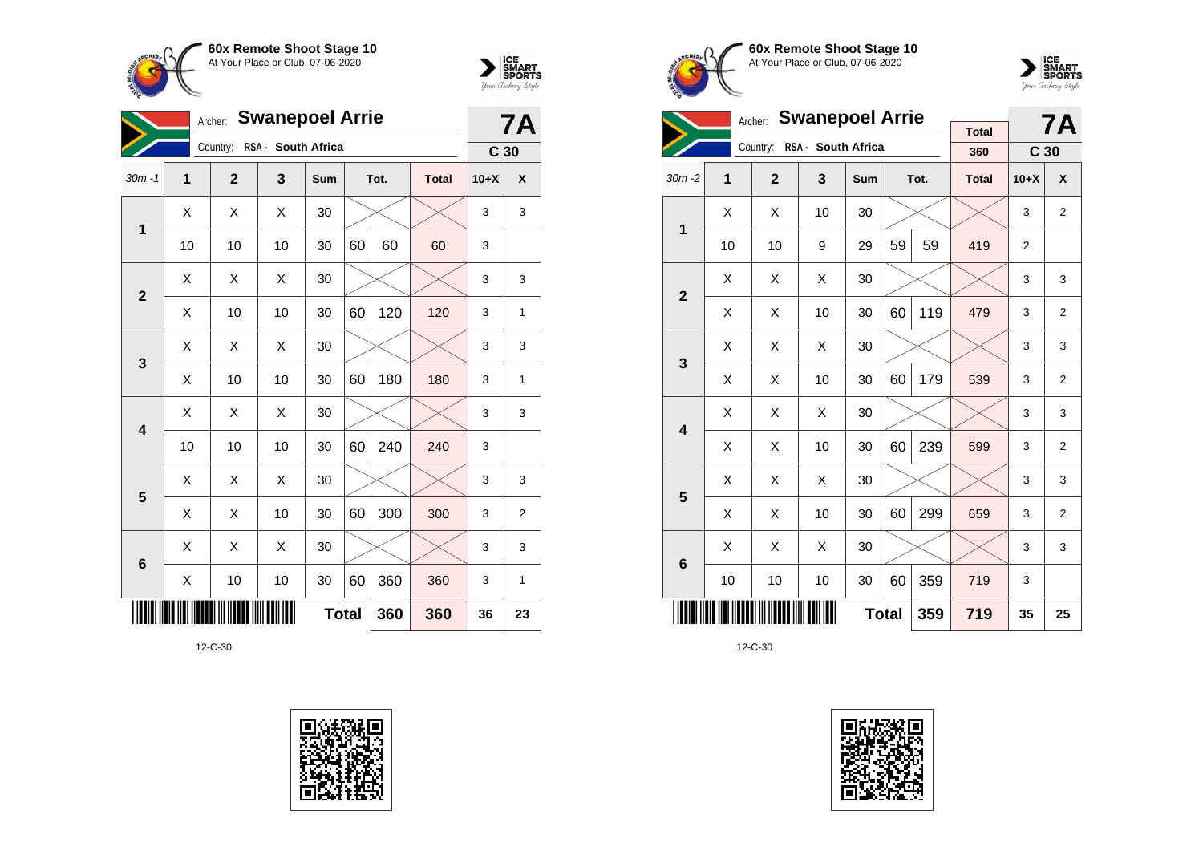**60x Remote Shoot Stage 10**
At Your Place or Club, 07-06-2020

Archer: **Swanepoel Arrie**
Country: RSA - South Africa

**7A**
**C 30**

| 30m -1 | 1 | 2 | 3 | Sum | Tot. | | Total | 10+X | X |
|---|---|---|---|---|---|---|---|---|---|
| 1 | X | X | X | 30 | | | | 3 | 3 |
| | 10 | 10 | 10 | 30 | 60 | 60 | 60 | 3 | |
| 2 | X | X | X | 30 | | | | 3 | 3 |
| | X | 10 | 10 | 30 | 60 | 120 | 120 | 3 | 1 |
| 3 | X | X | X | 30 | | | | 3 | 3 |
| | X | 10 | 10 | 30 | 60 | 180 | 180 | 3 | 1 |
| 4 | X | X | X | 30 | | | | 3 | 3 |
| | 10 | 10 | 10 | 30 | 60 | 240 | 240 | 3 | |
| 5 | X | X | X | 30 | | | | 3 | 3 |
| | X | X | 10 | 30 | 60 | 300 | 300 | 3 | 2 |
| 6 | X | X | X | 30 | | | | 3 | 3 |
| | X | 10 | 10 | 30 | 60 | 360 | 360 | 3 | 1 |
| | | | | Total | | 360 | 360 | 36 | 23 |

12-C-30

**60x Remote Shoot Stage 10**
At Your Place or Club, 07-06-2020

Archer: **Swanepoel Arrie**
Country: RSA - South Africa

Total: 360

**7A**
**C 30**

| 30m -2 | 1 | 2 | 3 | Sum | Tot. | | Total | 10+X | X |
|---|---|---|---|---|---|---|---|---|---|
| 1 | X | X | 10 | 30 | | | | 3 | 2 |
| | 10 | 10 | 9 | 29 | 59 | 59 | 419 | 2 | |
| 2 | X | X | X | 30 | | | | 3 | 3 |
| | X | X | 10 | 30 | 60 | 119 | 479 | 3 | 2 |
| 3 | X | X | X | 30 | | | | 3 | 3 |
| | X | X | 10 | 30 | 60 | 179 | 539 | 3 | 2 |
| 4 | X | X | X | 30 | | | | 3 | 3 |
| | X | X | 10 | 30 | 60 | 239 | 599 | 3 | 2 |
| 5 | X | X | X | 30 | | | | 3 | 3 |
| | X | X | 10 | 30 | 60 | 299 | 659 | 3 | 2 |
| 6 | X | X | X | 30 | | | | 3 | 3 |
| | 10 | 10 | 10 | 30 | 60 | 359 | 719 | 3 | |
| | | | | Total | | 359 | 719 | 35 | 25 |

12-C-30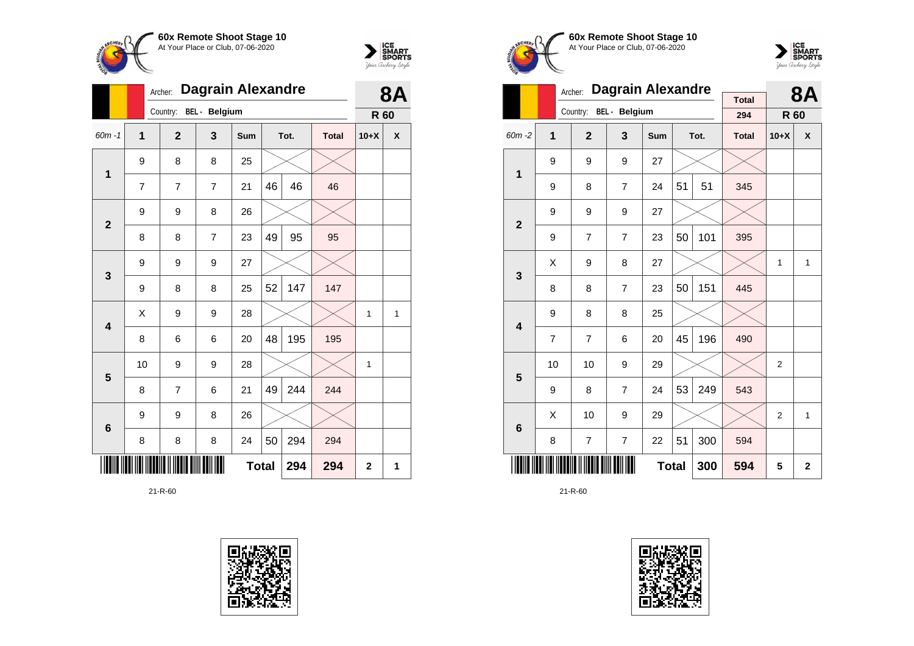**60x Remote Shoot Stage 10**
At Your Place or Club, 07-06-2020

Archer: **Dagrain Alexandre** — **8A**
Country: BEL - Belgium — **R 60**

| 60m -1 | 1 | 2 | 3 | Sum | Tot. | | Total | 10+X | X |
|---|---|---|---|---|---|---|---|---|---|
| 1 | 9 | 8 | 8 | 25 | | | | | |
| | 7 | 7 | 7 | 21 | 46 | 46 | 46 | | |
| 2 | 9 | 9 | 8 | 26 | | | | | |
| | 8 | 8 | 7 | 23 | 49 | 95 | 95 | | |
| 3 | 9 | 9 | 9 | 27 | | | | | |
| | 9 | 8 | 8 | 25 | 52 | 147 | 147 | | |
| 4 | X | 9 | 9 | 28 | | | | 1 | 1 |
| | 8 | 6 | 6 | 20 | 48 | 195 | 195 | | |
| 5 | 10 | 9 | 9 | 28 | | | | 1 | |
| | 8 | 7 | 6 | 21 | 49 | 244 | 244 | | |
| 6 | 9 | 9 | 8 | 26 | | | | | |
| | 8 | 8 | 8 | 24 | 50 | 294 | 294 | | |
| | | | | Total | | 294 | 294 | 2 | 1 |

21-R-60

**60x Remote Shoot Stage 10**
At Your Place or Club, 07-06-2020

Archer: **Dagrain Alexandre** — Total 294 — **8A**
Country: BEL - Belgium — **R 60**

| 60m -2 | 1 | 2 | 3 | Sum | Tot. | | Total | 10+X | X |
|---|---|---|---|---|---|---|---|---|---|
| 1 | 9 | 9 | 9 | 27 | | | | | |
| | 9 | 8 | 7 | 24 | 51 | 51 | 345 | | |
| 2 | 9 | 9 | 9 | 27 | | | | | |
| | 9 | 7 | 7 | 23 | 50 | 101 | 395 | | |
| 3 | X | 9 | 8 | 27 | | | | 1 | 1 |
| | 8 | 8 | 7 | 23 | 50 | 151 | 445 | | |
| 4 | 9 | 8 | 8 | 25 | | | | | |
| | 7 | 7 | 6 | 20 | 45 | 196 | 490 | | |
| 5 | 10 | 10 | 9 | 29 | | | | 2 | |
| | 9 | 8 | 7 | 24 | 53 | 249 | 543 | | |
| 6 | X | 10 | 9 | 29 | | | | 2 | 1 |
| | 8 | 7 | 7 | 22 | 51 | 300 | 594 | | |
| | | | | Total | | 300 | 594 | 5 | 2 |

21-R-60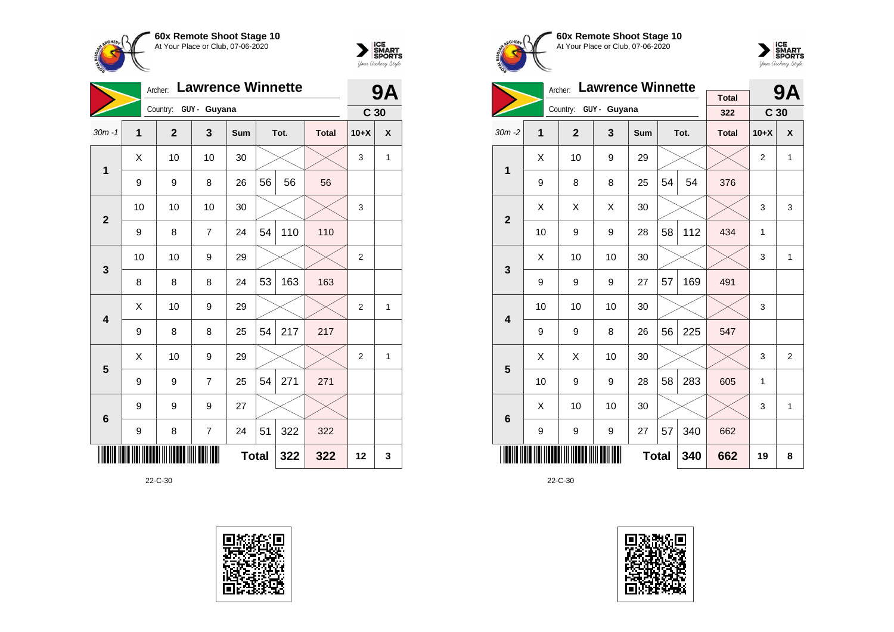**60x Remote Shoot Stage 10**
At Your Place or Club, 07-06-2020

Archer: **Lawrence Winnette**
Country: GUY - Guyana

**9A**
**C 30**

| 30m -1 | 1 | 2 | 3 | Sum | Tot. | | Total | 10+X | X |
|---|---|---|---|---|---|---|---|---|---|
| 1 | X | 10 | 10 | 30 | | | | 3 | 1 |
| | 9 | 9 | 8 | 26 | 56 | 56 | 56 | | |
| 2 | 10 | 10 | 10 | 30 | | | | 3 | |
| | 9 | 8 | 7 | 24 | 54 | 110 | 110 | | |
| 3 | 10 | 10 | 9 | 29 | | | | 2 | |
| | 8 | 8 | 8 | 24 | 53 | 163 | 163 | | |
| 4 | X | 10 | 9 | 29 | | | | 2 | 1 |
| | 9 | 8 | 8 | 25 | 54 | 217 | 217 | | |
| 5 | X | 10 | 9 | 29 | | | | 2 | 1 |
| | 9 | 9 | 7 | 25 | 54 | 271 | 271 | | |
| 6 | 9 | 9 | 9 | 27 | | | | | |
| | 9 | 8 | 7 | 24 | 51 | 322 | 322 | | |
| | | | | | Total | 322 | 322 | 12 | 3 |

22-C-30

**60x Remote Shoot Stage 10**
At Your Place or Club, 07-06-2020

Archer: **Lawrence Winnette**
Country: GUY - Guyana

Total: 322

**9A**
**C 30**

| 30m -2 | 1 | 2 | 3 | Sum | Tot. | | Total | 10+X | X |
|---|---|---|---|---|---|---|---|---|---|
| 1 | X | 10 | 9 | 29 | | | | 2 | 1 |
| | 9 | 8 | 8 | 25 | 54 | 54 | 376 | | |
| 2 | X | X | X | 30 | | | | 3 | 3 |
| | 10 | 9 | 9 | 28 | 58 | 112 | 434 | 1 | |
| 3 | X | 10 | 10 | 30 | | | | 3 | 1 |
| | 9 | 9 | 9 | 27 | 57 | 169 | 491 | | |
| 4 | 10 | 10 | 10 | 30 | | | | 3 | |
| | 9 | 9 | 8 | 26 | 56 | 225 | 547 | | |
| 5 | X | X | 10 | 30 | | | | 3 | 2 |
| | 10 | 9 | 9 | 28 | 58 | 283 | 605 | 1 | |
| 6 | X | 10 | 10 | 30 | | | | 3 | 1 |
| | 9 | 9 | 9 | 27 | 57 | 340 | 662 | | |
| | | | | | Total | 340 | 662 | 19 | 8 |

22-C-30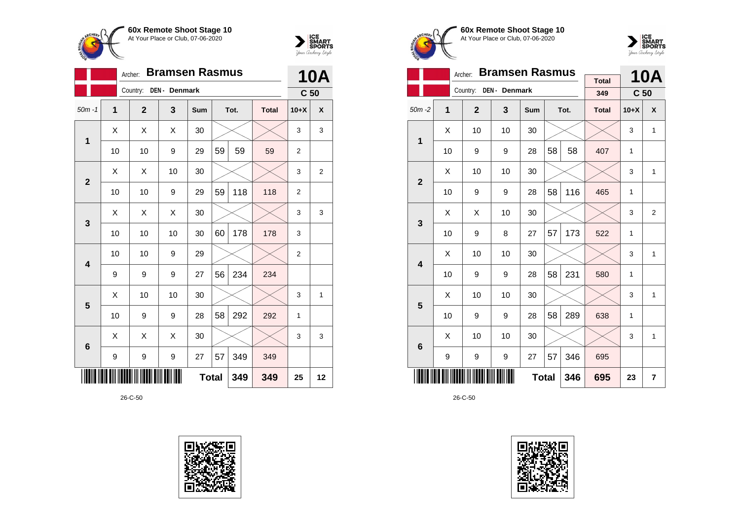**60x Remote Shoot Stage 10**
At Your Place or Club, 07-06-2020

Archer: **Bramsen Rasmus**
Country: DEN - Denmark

**10A**
**C 50**

| 50m -1 | 1 | 2 | 3 | Sum | Tot. | | Total | 10+X | X |
|---|---|---|---|---|---|---|---|---|---|
| 1 | X | X | X | 30 | | | | 3 | 3 |
| | 10 | 10 | 9 | 29 | 59 | 59 | 59 | 2 | |
| 2 | X | X | 10 | 30 | | | | 3 | 2 |
| | 10 | 10 | 9 | 29 | 59 | 118 | 118 | 2 | |
| 3 | X | X | X | 30 | | | | 3 | 3 |
| | 10 | 10 | 10 | 30 | 60 | 178 | 178 | 3 | |
| 4 | 10 | 10 | 9 | 29 | | | | 2 | |
| | 9 | 9 | 9 | 27 | 56 | 234 | 234 | | |
| 5 | X | 10 | 10 | 30 | | | | 3 | 1 |
| | 10 | 9 | 9 | 28 | 58 | 292 | 292 | 1 | |
| 6 | X | X | X | 30 | | | | 3 | 3 |
| | 9 | 9 | 9 | 27 | 57 | 349 | 349 | | |
| | | | | Total | | 349 | 349 | 25 | 12 |

26-C-50

**60x Remote Shoot Stage 10**
At Your Place or Club, 07-06-2020

Archer: **Bramsen Rasmus**
Country: DEN - Denmark

Total: 349

**10A**
**C 50**

| 50m -2 | 1 | 2 | 3 | Sum | Tot. | | Total | 10+X | X |
|---|---|---|---|---|---|---|---|---|---|
| 1 | X | 10 | 10 | 30 | | | | 3 | 1 |
| | 10 | 9 | 9 | 28 | 58 | 58 | 407 | 1 | |
| 2 | X | 10 | 10 | 30 | | | | 3 | 1 |
| | 10 | 9 | 9 | 28 | 58 | 116 | 465 | 1 | |
| 3 | X | X | 10 | 30 | | | | 3 | 2 |
| | 10 | 9 | 8 | 27 | 57 | 173 | 522 | 1 | |
| 4 | X | 10 | 10 | 30 | | | | 3 | 1 |
| | 10 | 9 | 9 | 28 | 58 | 231 | 580 | 1 | |
| 5 | X | 10 | 10 | 30 | | | | 3 | 1 |
| | 10 | 9 | 9 | 28 | 58 | 289 | 638 | 1 | |
| 6 | X | 10 | 10 | 30 | | | | 3 | 1 |
| | 9 | 9 | 9 | 27 | 57 | 346 | 695 | | |
| | | | | Total | | 346 | 695 | 23 | 7 |

26-C-50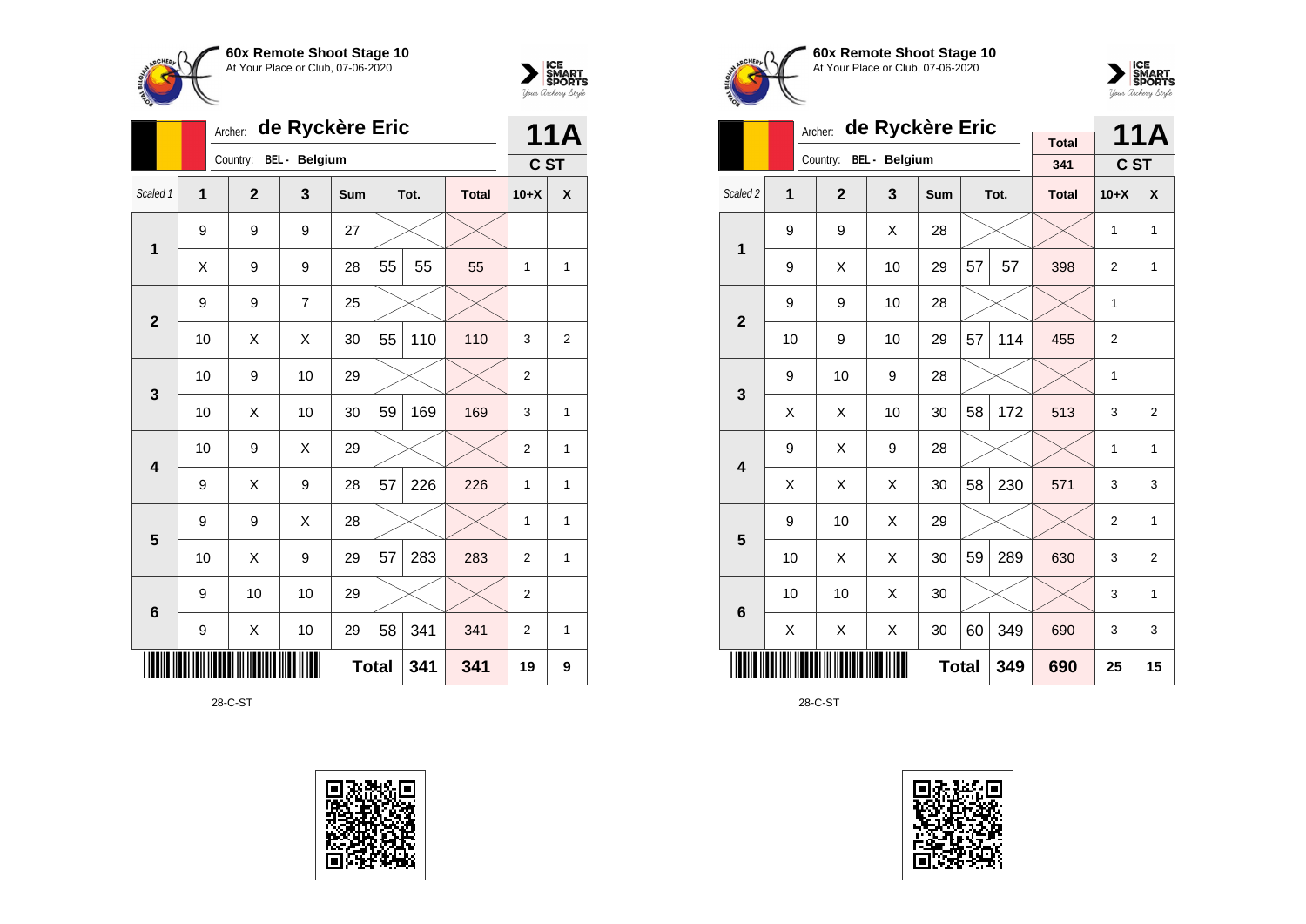**60x Remote Shoot Stage 10**
At Your Place or Club, 07-06-2020

Archer: **de Ryckère Eric**
Country: **BEL - Belgium**

**11A**
**C ST**

| Scaled 1 | 1 | 2 | 3 | Sum | Tot. | | Total | 10+X | X |
|---|---|---|---|---|---|---|---|---|---|
| 1 | 9 | 9 | 9 | 27 | | | | | |
| | X | 9 | 9 | 28 | 55 | 55 | 55 | 1 | 1 |
| 2 | 9 | 9 | 7 | 25 | | | | | |
| | 10 | X | X | 30 | 55 | 110 | 110 | 3 | 2 |
| 3 | 10 | 9 | 10 | 29 | | | | 2 | |
| | 10 | X | 10 | 30 | 59 | 169 | 169 | 3 | 1 |
| 4 | 10 | 9 | X | 29 | | | | 2 | 1 |
| | 9 | X | 9 | 28 | 57 | 226 | 226 | 1 | 1 |
| 5 | 9 | 9 | X | 28 | | | | 1 | 1 |
| | 10 | X | 9 | 29 | 57 | 283 | 283 | 2 | 1 |
| 6 | 9 | 10 | 10 | 29 | | | | 2 | |
| | 9 | X | 10 | 29 | 58 | 341 | 341 | 2 | 1 |
| | | | | **Total** | | 341 | 341 | 19 | 9 |

28-C-ST

**60x Remote Shoot Stage 10**
At Your Place or Club, 07-06-2020

Archer: **de Ryckère Eric**
Country: **BEL - Belgium**

Total: 341

**11A**
**C ST**

| Scaled 2 | 1 | 2 | 3 | Sum | Tot. | | Total | 10+X | X |
|---|---|---|---|---|---|---|---|---|---|
| 1 | 9 | 9 | X | 28 | | | | 1 | 1 |
| | 9 | X | 10 | 29 | 57 | 57 | 398 | 2 | 1 |
| 2 | 9 | 9 | 10 | 28 | | | | 1 | |
| | 10 | 9 | 10 | 29 | 57 | 114 | 455 | 2 | |
| 3 | 9 | 10 | 9 | 28 | | | | 1 | |
| | X | X | 10 | 30 | 58 | 172 | 513 | 3 | 2 |
| 4 | 9 | X | 9 | 28 | | | | 1 | 1 |
| | X | X | X | 30 | 58 | 230 | 571 | 3 | 3 |
| 5 | 9 | 10 | X | 29 | | | | 2 | 1 |
| | 10 | X | X | 30 | 59 | 289 | 630 | 3 | 2 |
| 6 | 10 | 10 | X | 30 | | | | 3 | 1 |
| | X | X | X | 30 | 60 | 349 | 690 | 3 | 3 |
| | | | | **Total** | | 349 | 690 | 25 | 15 |

28-C-ST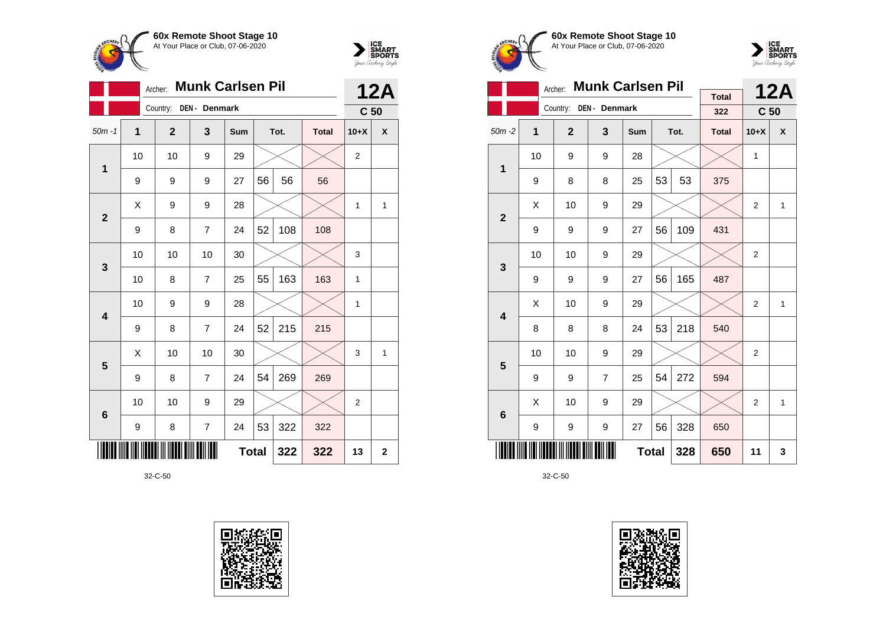**60x Remote Shoot Stage 10**
At Your Place or Club, 07-06-2020

Archer: **Munk Carlsen Pil**
Country: **DEN - Denmark**

**12A**
**C 50**

| 50m -1 | 1 | 2 | 3 | Sum | Tot. | | Total | 10+X | X |
|---|---|---|---|---|---|---|---|---|---|
| 1 | 10 | 10 | 9 | 29 | | | | 2 | |
| | 9 | 9 | 9 | 27 | 56 | 56 | 56 | | |
| 2 | X | 9 | 9 | 28 | | | | 1 | 1 |
| | 9 | 8 | 7 | 24 | 52 | 108 | 108 | | |
| 3 | 10 | 10 | 10 | 30 | | | | 3 | |
| | 10 | 8 | 7 | 25 | 55 | 163 | 163 | 1 | |
| 4 | 10 | 9 | 9 | 28 | | | | 1 | |
| | 9 | 8 | 7 | 24 | 52 | 215 | 215 | | |
| 5 | X | 10 | 10 | 30 | | | | 3 | 1 |
| | 9 | 8 | 7 | 24 | 54 | 269 | 269 | | |
| 6 | 10 | 10 | 9 | 29 | | | | 2 | |
| | 9 | 8 | 7 | 24 | 53 | 322 | 322 | | |
| | | | | Total | | 322 | 322 | 13 | 2 |

32-C-50

**60x Remote Shoot Stage 10**
At Your Place or Club, 07-06-2020

Archer: **Munk Carlsen Pil**
Country: **DEN - Denmark**

Total: 322

**12A**
**C 50**

| 50m -2 | 1 | 2 | 3 | Sum | Tot. | | Total | 10+X | X |
|---|---|---|---|---|---|---|---|---|---|
| 1 | 10 | 9 | 9 | 28 | | | | 1 | |
| | 9 | 8 | 8 | 25 | 53 | 53 | 375 | | |
| 2 | X | 10 | 9 | 29 | | | | 2 | 1 |
| | 9 | 9 | 9 | 27 | 56 | 109 | 431 | | |
| 3 | 10 | 10 | 9 | 29 | | | | 2 | |
| | 9 | 9 | 9 | 27 | 56 | 165 | 487 | | |
| 4 | X | 10 | 9 | 29 | | | | 2 | 1 |
| | 8 | 8 | 8 | 24 | 53 | 218 | 540 | | |
| 5 | 10 | 10 | 9 | 29 | | | | 2 | |
| | 9 | 9 | 7 | 25 | 54 | 272 | 594 | | |
| 6 | X | 10 | 9 | 29 | | | | 2 | 1 |
| | 9 | 9 | 9 | 27 | 56 | 328 | 650 | | |
| | | | | Total | | 328 | 650 | 11 | 3 |

32-C-50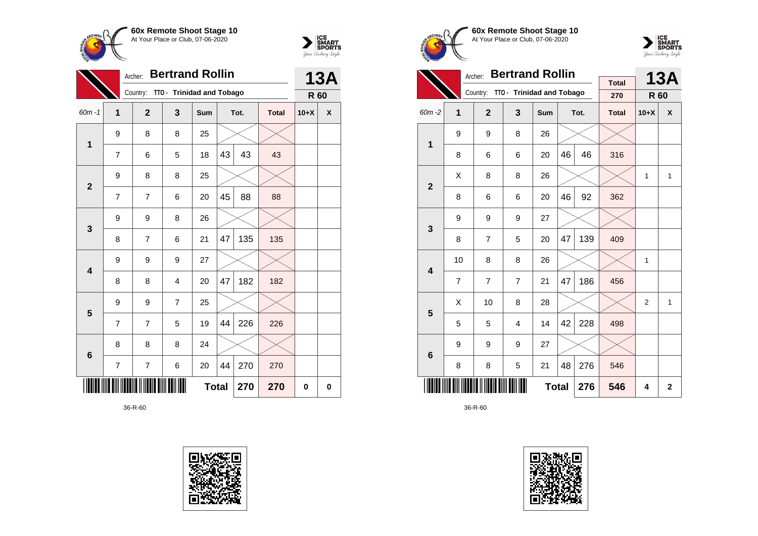**60x Remote Shoot Stage 10**
At Your Place or Club, 07-06-2020

Archer: **Bertrand Rollin**
Country: **TTO - Trinidad and Tobago**

**13A**
**R 60**

| 60m -1 | 1 | 2 | 3 | Sum | Tot. | | Total | 10+X | X |
|---|---|---|---|---|---|---|---|---|---|
| 1 | 9 | 8 | 8 | 25 | | | | | |
| | 7 | 6 | 5 | 18 | 43 | 43 | 43 | | |
| 2 | 9 | 8 | 8 | 25 | | | | | |
| | 7 | 7 | 6 | 20 | 45 | 88 | 88 | | |
| 3 | 9 | 9 | 8 | 26 | | | | | |
| | 8 | 7 | 6 | 21 | 47 | 135 | 135 | | |
| 4 | 9 | 9 | 9 | 27 | | | | | |
| | 8 | 8 | 4 | 20 | 47 | 182 | 182 | | |
| 5 | 9 | 9 | 7 | 25 | | | | | |
| | 7 | 7 | 5 | 19 | 44 | 226 | 226 | | |
| 6 | 8 | 8 | 8 | 24 | | | | | |
| | 7 | 7 | 6 | 20 | 44 | 270 | 270 | | |
| | | | | Total | | 270 | 270 | 0 | 0 |

36-R-60

**60x Remote Shoot Stage 10**
At Your Place or Club, 07-06-2020

Archer: **Bertrand Rollin**
Country: **TTO - Trinidad and Tobago**

Total: 270

**13A**
**R 60**

| 60m -2 | 1 | 2 | 3 | Sum | Tot. | | Total | 10+X | X |
|---|---|---|---|---|---|---|---|---|---|
| 1 | 9 | 9 | 8 | 26 | | | | | |
| | 8 | 6 | 6 | 20 | 46 | 46 | 316 | | |
| 2 | X | 8 | 8 | 26 | | | | 1 | 1 |
| | 8 | 6 | 6 | 20 | 46 | 92 | 362 | | |
| 3 | 9 | 9 | 9 | 27 | | | | | |
| | 8 | 7 | 5 | 20 | 47 | 139 | 409 | | |
| 4 | 10 | 8 | 8 | 26 | | | | 1 | |
| | 7 | 7 | 7 | 21 | 47 | 186 | 456 | | |
| 5 | X | 10 | 8 | 28 | | | | 2 | 1 |
| | 5 | 5 | 4 | 14 | 42 | 228 | 498 | | |
| 6 | 9 | 9 | 9 | 27 | | | | | |
| | 8 | 8 | 5 | 21 | 48 | 276 | 546 | | |
| | | | | Total | | 276 | 546 | 4 | 2 |

36-R-60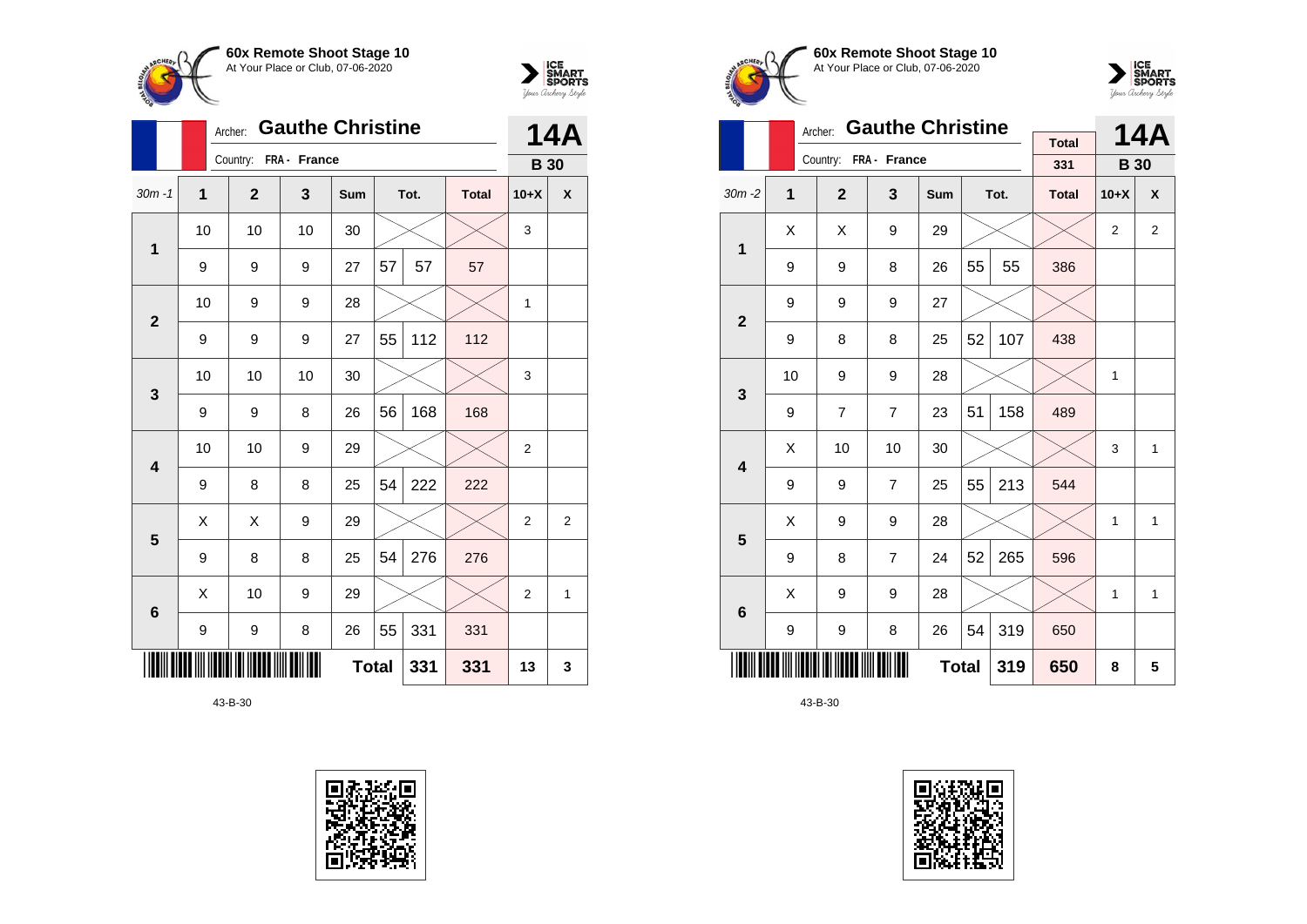**60x Remote Shoot Stage 10**
At Your Place or Club, 07-06-2020

Archer: **Gauthe Christine**
Country: FRA - France

**14A**
**B 30**

| 30m -1 | 1 | 2 | 3 | Sum | Tot. | | Total | 10+X | X |
|---|---|---|---|---|---|---|---|---|---|
| 1 | 10 | 10 | 10 | 30 | | | | 3 | |
| | 9 | 9 | 9 | 27 | 57 | 57 | 57 | | |
| 2 | 10 | 9 | 9 | 28 | | | | 1 | |
| | 9 | 9 | 9 | 27 | 55 | 112 | 112 | | |
| 3 | 10 | 10 | 10 | 30 | | | | 3 | |
| | 9 | 9 | 8 | 26 | 56 | 168 | 168 | | |
| 4 | 10 | 10 | 9 | 29 | | | | 2 | |
| | 9 | 8 | 8 | 25 | 54 | 222 | 222 | | |
| 5 | X | X | 9 | 29 | | | | 2 | 2 |
| | 9 | 8 | 8 | 25 | 54 | 276 | 276 | | |
| 6 | X | 10 | 9 | 29 | | | | 2 | 1 |
| | 9 | 9 | 8 | 26 | 55 | 331 | 331 | | |
| | | | | Total | | 331 | 331 | 13 | 3 |

43-B-30

**60x Remote Shoot Stage 10**
At Your Place or Club, 07-06-2020

Archer: **Gauthe Christine**
Country: FRA - France

Total: 331

**14A**
**B 30**

| 30m -2 | 1 | 2 | 3 | Sum | Tot. | | Total | 10+X | X |
|---|---|---|---|---|---|---|---|---|---|
| 1 | X | X | 9 | 29 | | | | 2 | 2 |
| | 9 | 9 | 8 | 26 | 55 | 55 | 386 | | |
| 2 | 9 | 9 | 9 | 27 | | | | | |
| | 9 | 8 | 8 | 25 | 52 | 107 | 438 | | |
| 3 | 10 | 9 | 9 | 28 | | | | 1 | |
| | 9 | 7 | 7 | 23 | 51 | 158 | 489 | | |
| 4 | X | 10 | 10 | 30 | | | | 3 | 1 |
| | 9 | 9 | 7 | 25 | 55 | 213 | 544 | | |
| 5 | X | 9 | 9 | 28 | | | | 1 | 1 |
| | 9 | 8 | 7 | 24 | 52 | 265 | 596 | | |
| 6 | X | 9 | 9 | 28 | | | | 1 | 1 |
| | 9 | 9 | 8 | 26 | 54 | 319 | 650 | | |
| | | | | Total | | 319 | 650 | 8 | 5 |

43-B-30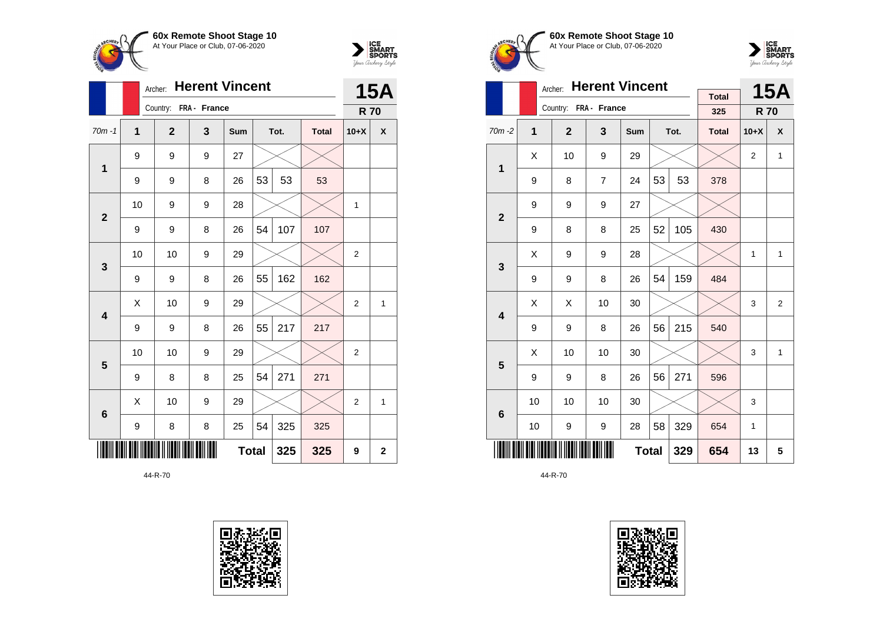**60x Remote Shoot Stage 10**
At Your Place or Club, 07-06-2020

Archer: **Herent Vincent**
Country: **FRA - France**

**15A**
**R 70**

| 70m -1 | 1 | 2 | 3 | Sum | Tot. | | Total | 10+X | X |
|---|---|---|---|---|---|---|---|---|---|
| 1 | 9 | 9 | 9 | 27 | | | | | |
| | 9 | 9 | 8 | 26 | 53 | 53 | 53 | | |
| 2 | 10 | 9 | 9 | 28 | | | | 1 | |
| | 9 | 9 | 8 | 26 | 54 | 107 | 107 | | |
| 3 | 10 | 10 | 9 | 29 | | | | 2 | |
| | 9 | 9 | 8 | 26 | 55 | 162 | 162 | | |
| 4 | X | 10 | 9 | 29 | | | | 2 | 1 |
| | 9 | 9 | 8 | 26 | 55 | 217 | 217 | | |
| 5 | 10 | 10 | 9 | 29 | | | | 2 | |
| | 9 | 8 | 8 | 25 | 54 | 271 | 271 | | |
| 6 | X | 10 | 9 | 29 | | | | 2 | 1 |
| | 9 | 8 | 8 | 25 | 54 | 325 | 325 | | |
| | | | | Total | | 325 | 325 | 9 | 2 |

44-R-70

**60x Remote Shoot Stage 10**
At Your Place or Club, 07-06-2020

Archer: **Herent Vincent**
Country: **FRA - France**

Total: 325

**15A**
**R 70**

| 70m -2 | 1 | 2 | 3 | Sum | Tot. | | Total | 10+X | X |
|---|---|---|---|---|---|---|---|---|---|
| 1 | X | 10 | 9 | 29 | | | | 2 | 1 |
| | 9 | 8 | 7 | 24 | 53 | 53 | 378 | | |
| 2 | 9 | 9 | 9 | 27 | | | | | |
| | 9 | 8 | 8 | 25 | 52 | 105 | 430 | | |
| 3 | X | 9 | 9 | 28 | | | | 1 | 1 |
| | 9 | 9 | 8 | 26 | 54 | 159 | 484 | | |
| 4 | X | X | 10 | 30 | | | | 3 | 2 |
| | 9 | 9 | 8 | 26 | 56 | 215 | 540 | | |
| 5 | X | 10 | 10 | 30 | | | | 3 | 1 |
| | 9 | 9 | 8 | 26 | 56 | 271 | 596 | | |
| 6 | 10 | 10 | 10 | 30 | | | | 3 | |
| | 10 | 9 | 9 | 28 | 58 | 329 | 654 | 1 | |
| | | | | Total | | 329 | 654 | 13 | 5 |

44-R-70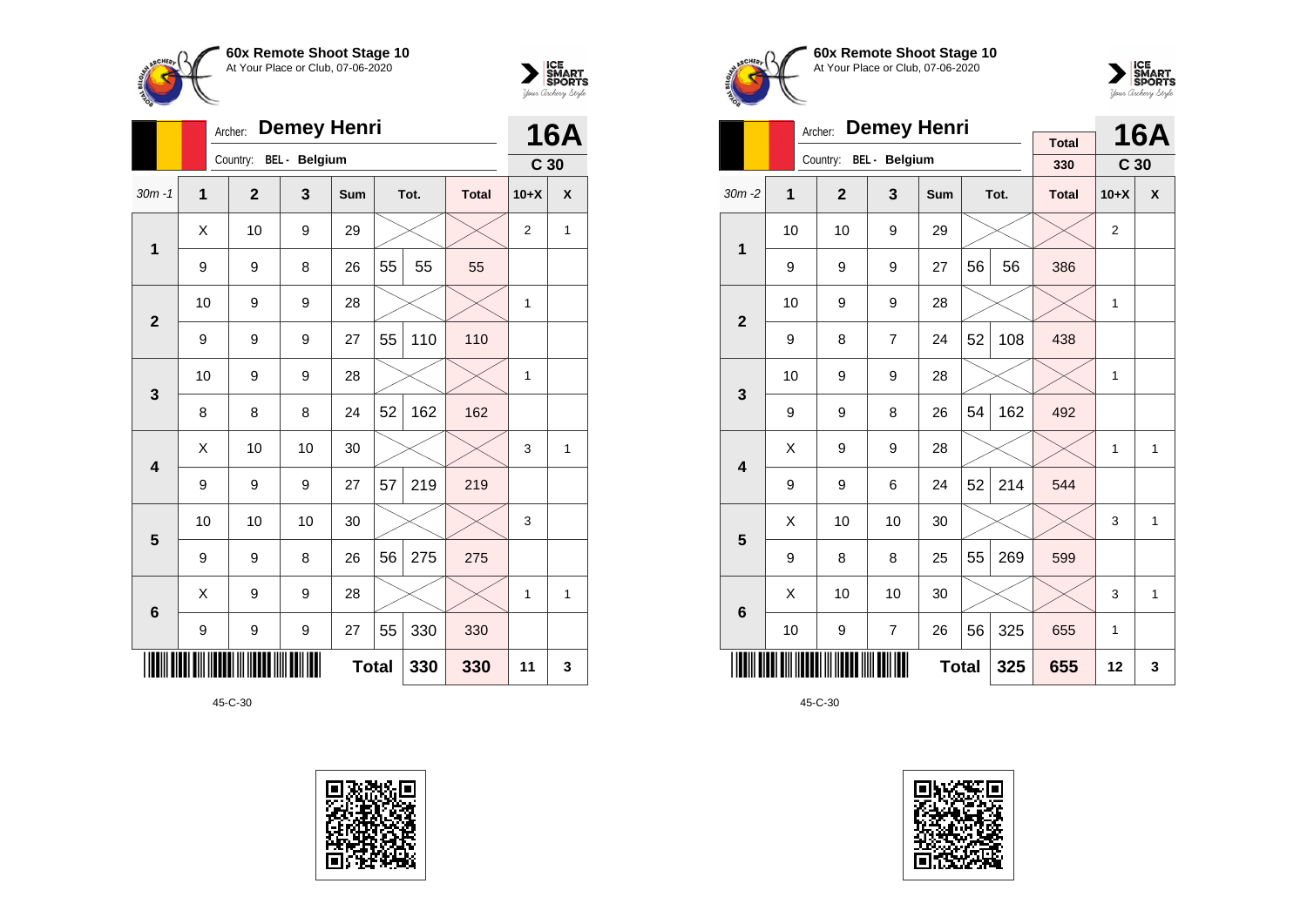## 60x Remote Shoot Stage 10

At Your Place or Club, 07-06-2020

Archer: **Demey Henri**

Country: BEL - Belgium

**16A** — C 30

| 30m -1 | 1 | 2 | 3 | Sum | Tot. | | Total | 10+X | X |
|---|---|---|---|---|---|---|---|---|---|
| 1 | X | 10 | 9 | 29 | | | | 2 | 1 |
| | 9 | 9 | 8 | 26 | 55 | 55 | 55 | | |
| 2 | 10 | 9 | 9 | 28 | | | | 1 | |
| | 9 | 9 | 9 | 27 | 55 | 110 | 110 | | |
| 3 | 10 | 9 | 9 | 28 | | | | 1 | |
| | 8 | 8 | 8 | 24 | 52 | 162 | 162 | | |
| 4 | X | 10 | 10 | 30 | | | | 3 | 1 |
| | 9 | 9 | 9 | 27 | 57 | 219 | 219 | | |
| 5 | 10 | 10 | 10 | 30 | | | | 3 | |
| | 9 | 9 | 8 | 26 | 56 | 275 | 275 | | |
| 6 | X | 9 | 9 | 28 | | | | 1 | 1 |
| | 9 | 9 | 9 | 27 | 55 | 330 | 330 | | |
| | | | | Total | | 330 | 330 | 11 | 3 |

45-C-30

## 60x Remote Shoot Stage 10

At Your Place or Club, 07-06-2020

Archer: **Demey Henri**

Country: BEL - Belgium

Total: 330

**16A** — C 30

| 30m -2 | 1 | 2 | 3 | Sum | Tot. | | Total | 10+X | X |
|---|---|---|---|---|---|---|---|---|---|
| 1 | 10 | 10 | 9 | 29 | | | | 2 | |
| | 9 | 9 | 9 | 27 | 56 | 56 | 386 | | |
| 2 | 10 | 9 | 9 | 28 | | | | 1 | |
| | 9 | 8 | 7 | 24 | 52 | 108 | 438 | | |
| 3 | 10 | 9 | 9 | 28 | | | | 1 | |
| | 9 | 9 | 8 | 26 | 54 | 162 | 492 | | |
| 4 | X | 9 | 9 | 28 | | | | 1 | 1 |
| | 9 | 9 | 6 | 24 | 52 | 214 | 544 | | |
| 5 | X | 10 | 10 | 30 | | | | 3 | 1 |
| | 9 | 8 | 8 | 25 | 55 | 269 | 599 | | |
| 6 | X | 10 | 10 | 30 | | | | 3 | 1 |
| | 10 | 9 | 7 | 26 | 56 | 325 | 655 | 1 | |
| | | | | Total | | 325 | 655 | 12 | 3 |

45-C-30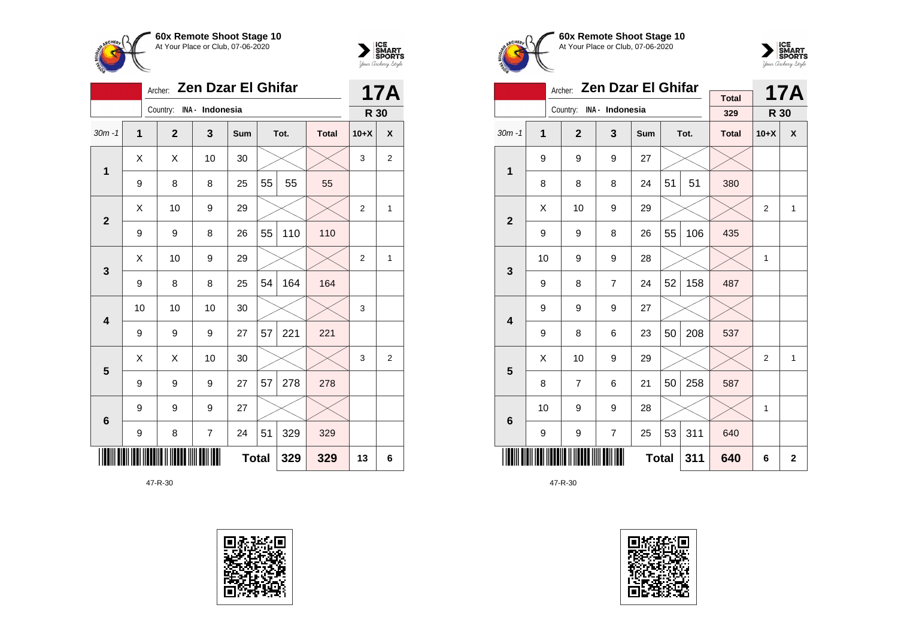**60x Remote Shoot Stage 10**
At Your Place or Club, 07-06-2020

Archer: **Zen Dzar El Ghifar**
Country: INA - Indonesia

**17A**
**R 30**

| 30m -1 | 1 | 2 | 3 | Sum | Tot. | | Total | 10+X | X |
|---|---|---|---|---|---|---|---|---|---|
| 1 | X | X | 10 | 30 | | | | 3 | 2 |
| | 9 | 8 | 8 | 25 | 55 | 55 | 55 | | |
| 2 | X | 10 | 9 | 29 | | | | 2 | 1 |
| | 9 | 9 | 8 | 26 | 55 | 110 | 110 | | |
| 3 | X | 10 | 9 | 29 | | | | 2 | 1 |
| | 9 | 8 | 8 | 25 | 54 | 164 | 164 | | |
| 4 | 10 | 10 | 10 | 30 | | | | 3 | |
| | 9 | 9 | 9 | 27 | 57 | 221 | 221 | | |
| 5 | X | X | 10 | 30 | | | | 3 | 2 |
| | 9 | 9 | 9 | 27 | 57 | 278 | 278 | | |
| 6 | 9 | 9 | 9 | 27 | | | | | |
| | 9 | 8 | 7 | 24 | 51 | 329 | 329 | | |
| | | | | | Total | 329 | 329 | 13 | 6 |

47-R-30

**60x Remote Shoot Stage 10**
At Your Place or Club, 07-06-2020

Archer: **Zen Dzar El Ghifar**
Country: INA - Indonesia

Total: 329

**17A**
**R 30**

| 30m -1 | 1 | 2 | 3 | Sum | Tot. | | Total | 10+X | X |
|---|---|---|---|---|---|---|---|---|---|
| 1 | 9 | 9 | 9 | 27 | | | | | |
| | 8 | 8 | 8 | 24 | 51 | 51 | 380 | | |
| 2 | X | 10 | 9 | 29 | | | | 2 | 1 |
| | 9 | 9 | 8 | 26 | 55 | 106 | 435 | | |
| 3 | 10 | 9 | 9 | 28 | | | | 1 | |
| | 9 | 8 | 7 | 24 | 52 | 158 | 487 | | |
| 4 | 9 | 9 | 9 | 27 | | | | | |
| | 9 | 8 | 6 | 23 | 50 | 208 | 537 | | |
| 5 | X | 10 | 9 | 29 | | | | 2 | 1 |
| | 8 | 7 | 6 | 21 | 50 | 258 | 587 | | |
| 6 | 10 | 9 | 9 | 28 | | | | 1 | |
| | 9 | 9 | 7 | 25 | 53 | 311 | 640 | | |
| | | | | | Total | 311 | 640 | 6 | 2 |

47-R-30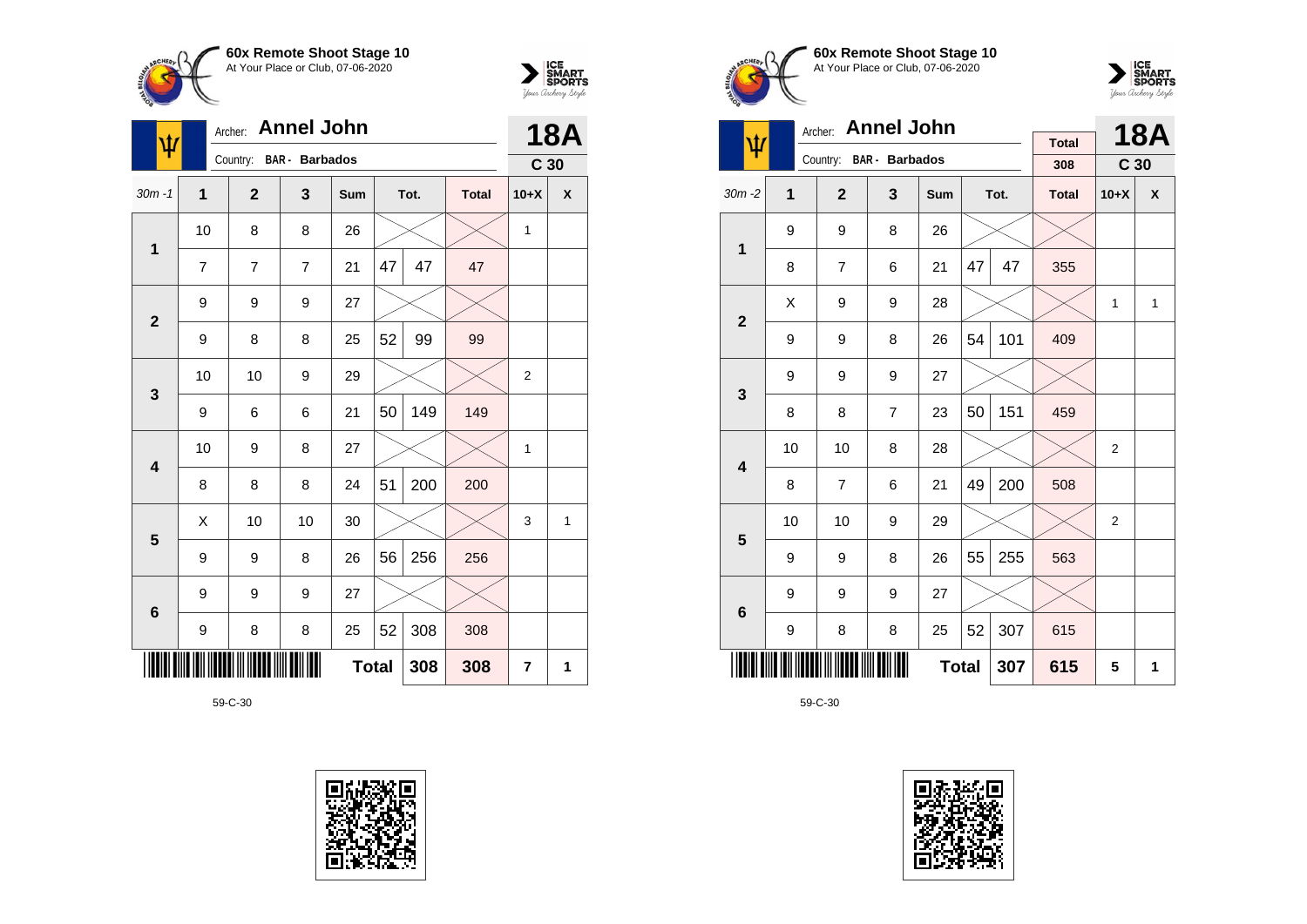**60x Remote Shoot Stage 10**
At Your Place or Club, 07-06-2020

Archer: **Annel John**
Country: BAR - Barbados

**18A**
**C 30**

| 30m -1 | 1 | 2 | 3 | Sum | Tot. | | Total | 10+X | X |
|---|---|---|---|---|---|---|---|---|---|
| 1 | 10 | 8 | 8 | 26 | | | | 1 | |
| | 7 | 7 | 7 | 21 | 47 | 47 | 47 | | |
| 2 | 9 | 9 | 9 | 27 | | | | | |
| | 9 | 8 | 8 | 25 | 52 | 99 | 99 | | |
| 3 | 10 | 10 | 9 | 29 | | | | 2 | |
| | 9 | 6 | 6 | 21 | 50 | 149 | 149 | | |
| 4 | 10 | 9 | 8 | 27 | | | | 1 | |
| | 8 | 8 | 8 | 24 | 51 | 200 | 200 | | |
| 5 | X | 10 | 10 | 30 | | | | 3 | 1 |
| | 9 | 9 | 8 | 26 | 56 | 256 | 256 | | |
| 6 | 9 | 9 | 9 | 27 | | | | | |
| | 9 | 8 | 8 | 25 | 52 | 308 | 308 | | |
| | | | | | **Total** | **308** | **308** | **7** | **1** |

59-C-30

**60x Remote Shoot Stage 10**
At Your Place or Club, 07-06-2020

Archer: **Annel John**
Country: BAR - Barbados

Total: 308

**18A**
**C 30**

| 30m -2 | 1 | 2 | 3 | Sum | Tot. | | Total | 10+X | X |
|---|---|---|---|---|---|---|---|---|---|
| 1 | 9 | 9 | 8 | 26 | | | | | |
| | 8 | 7 | 6 | 21 | 47 | 47 | 355 | | |
| 2 | X | 9 | 9 | 28 | | | | 1 | 1 |
| | 9 | 9 | 8 | 26 | 54 | 101 | 409 | | |
| 3 | 9 | 9 | 9 | 27 | | | | | |
| | 8 | 8 | 7 | 23 | 50 | 151 | 459 | | |
| 4 | 10 | 10 | 8 | 28 | | | | 2 | |
| | 8 | 7 | 6 | 21 | 49 | 200 | 508 | | |
| 5 | 10 | 10 | 9 | 29 | | | | 2 | |
| | 9 | 9 | 8 | 26 | 55 | 255 | 563 | | |
| 6 | 9 | 9 | 9 | 27 | | | | | |
| | 9 | 8 | 8 | 25 | 52 | 307 | 615 | | |
| | | | | | **Total** | **307** | **615** | **5** | **1** |

59-C-30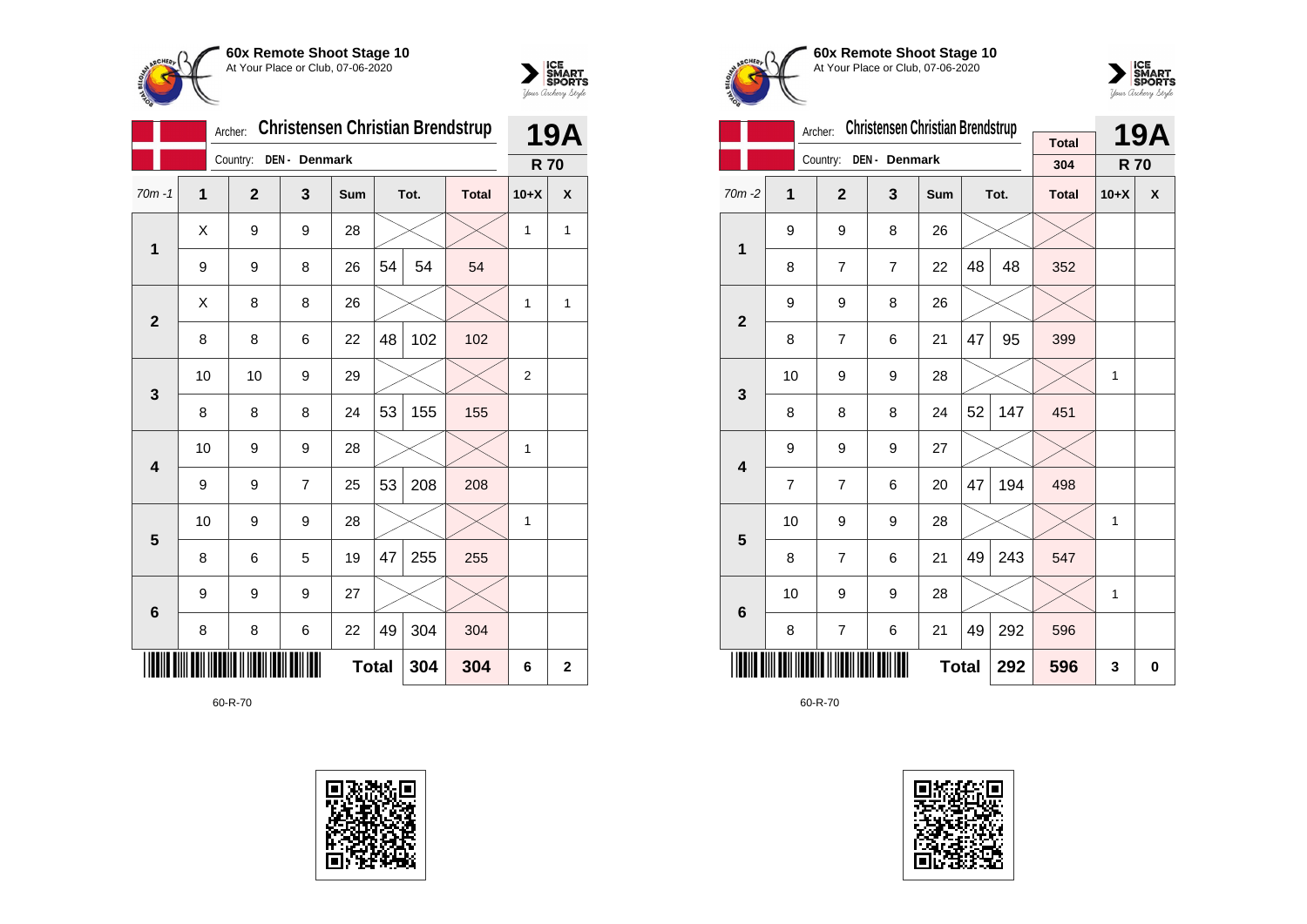**60x Remote Shoot Stage 10**
At Your Place or Club, 07-06-2020

Archer: **Christensen Christian Brendstrup**
Country: **DEN - Denmark**

**19A**
**R 70**

| 70m -1 | 1 | 2 | 3 | Sum | Tot. | | Total | 10+X | X |
|---|---|---|---|---|---|---|---|---|---|
| 1 | X | 9 | 9 | 28 | | | | 1 | 1 |
| | 9 | 9 | 8 | 26 | 54 | 54 | 54 | | |
| 2 | X | 8 | 8 | 26 | | | | 1 | 1 |
| | 8 | 8 | 6 | 22 | 48 | 102 | 102 | | |
| 3 | 10 | 10 | 9 | 29 | | | | 2 | |
| | 8 | 8 | 8 | 24 | 53 | 155 | 155 | | |
| 4 | 10 | 9 | 9 | 28 | | | | 1 | |
| | 9 | 9 | 7 | 25 | 53 | 208 | 208 | | |
| 5 | 10 | 9 | 9 | 28 | | | | 1 | |
| | 8 | 6 | 5 | 19 | 47 | 255 | 255 | | |
| 6 | 9 | 9 | 9 | 27 | | | | | |
| | 8 | 8 | 6 | 22 | 49 | 304 | 304 | | |
| | | | | Total | | 304 | 304 | 6 | 2 |

60-R-70

**60x Remote Shoot Stage 10**
At Your Place or Club, 07-06-2020

Archer: **Christensen Christian Brendstrup**
Country: **DEN - Denmark**

Total: 304

**19A**
**R 70**

| 70m -2 | 1 | 2 | 3 | Sum | Tot. | | Total | 10+X | X |
|---|---|---|---|---|---|---|---|---|---|
| 1 | 9 | 9 | 8 | 26 | | | | | |
| | 8 | 7 | 7 | 22 | 48 | 48 | 352 | | |
| 2 | 9 | 9 | 8 | 26 | | | | | |
| | 8 | 7 | 6 | 21 | 47 | 95 | 399 | | |
| 3 | 10 | 9 | 9 | 28 | | | | 1 | |
| | 8 | 8 | 8 | 24 | 52 | 147 | 451 | | |
| 4 | 9 | 9 | 9 | 27 | | | | | |
| | 7 | 7 | 6 | 20 | 47 | 194 | 498 | | |
| 5 | 10 | 9 | 9 | 28 | | | | 1 | |
| | 8 | 7 | 6 | 21 | 49 | 243 | 547 | | |
| 6 | 10 | 9 | 9 | 28 | | | | 1 | |
| | 8 | 7 | 6 | 21 | 49 | 292 | 596 | | |
| | | | | Total | | 292 | 596 | 3 | 0 |

60-R-70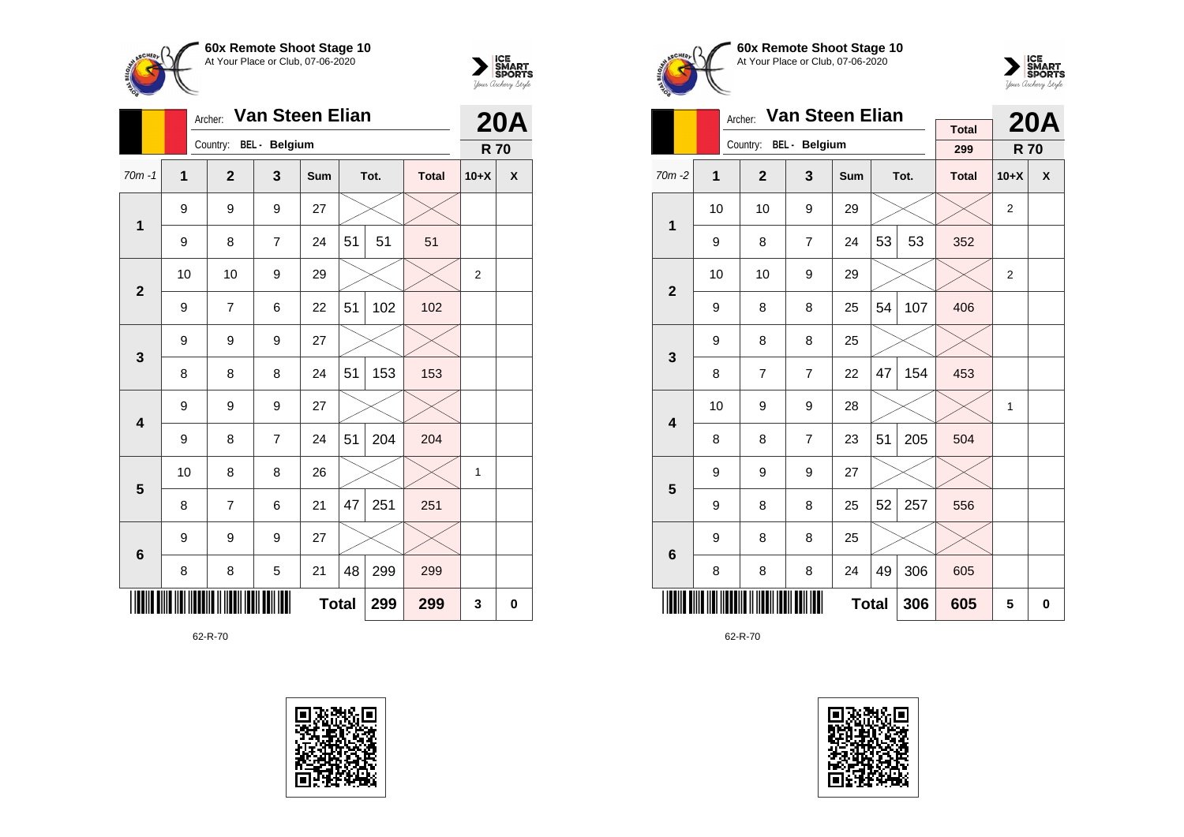## 60x Remote Shoot Stage 10

At Your Place or Club, 07-06-2020

Archer: **Van Steen Elian**

Country: **BEL - Belgium**

**20A**

**R 70**

| 70m -1 | 1 | 2 | 3 | Sum | Tot. | | Total | 10+X | X |
|---|---|---|---|---|---|---|---|---|---|
| 1 | 9 | 9 | 9 | 27 | | | | | |
| | 9 | 8 | 7 | 24 | 51 | 51 | 51 | | |
| 2 | 10 | 10 | 9 | 29 | | | | 2 | |
| | 9 | 7 | 6 | 22 | 51 | 102 | 102 | | |
| 3 | 9 | 9 | 9 | 27 | | | | | |
| | 8 | 8 | 8 | 24 | 51 | 153 | 153 | | |
| 4 | 9 | 9 | 9 | 27 | | | | | |
| | 9 | 8 | 7 | 24 | 51 | 204 | 204 | | |
| 5 | 10 | 8 | 8 | 26 | | | | 1 | |
| | 8 | 7 | 6 | 21 | 47 | 251 | 251 | | |
| 6 | 9 | 9 | 9 | 27 | | | | | |
| | 8 | 8 | 5 | 21 | 48 | 299 | 299 | | |
| | | | | **Total** | | **299** | **299** | **3** | **0** |

62-R-70

## 60x Remote Shoot Stage 10

At Your Place or Club, 07-06-2020

Archer: **Van Steen Elian**

Country: **BEL - Belgium**

Total: **299**

**20A**

**R 70**

| 70m -2 | 1 | 2 | 3 | Sum | Tot. | | Total | 10+X | X |
|---|---|---|---|---|---|---|---|---|---|
| 1 | 10 | 10 | 9 | 29 | | | | 2 | |
| | 9 | 8 | 7 | 24 | 53 | 53 | 352 | | |
| 2 | 10 | 10 | 9 | 29 | | | | 2 | |
| | 9 | 8 | 8 | 25 | 54 | 107 | 406 | | |
| 3 | 9 | 8 | 8 | 25 | | | | | |
| | 8 | 7 | 7 | 22 | 47 | 154 | 453 | | |
| 4 | 10 | 9 | 9 | 28 | | | | 1 | |
| | 8 | 8 | 7 | 23 | 51 | 205 | 504 | | |
| 5 | 9 | 9 | 9 | 27 | | | | | |
| | 9 | 8 | 8 | 25 | 52 | 257 | 556 | | |
| 6 | 9 | 8 | 8 | 25 | | | | | |
| | 8 | 8 | 8 | 24 | 49 | 306 | 605 | | |
| | | | | **Total** | | **306** | **605** | **5** | **0** |

62-R-70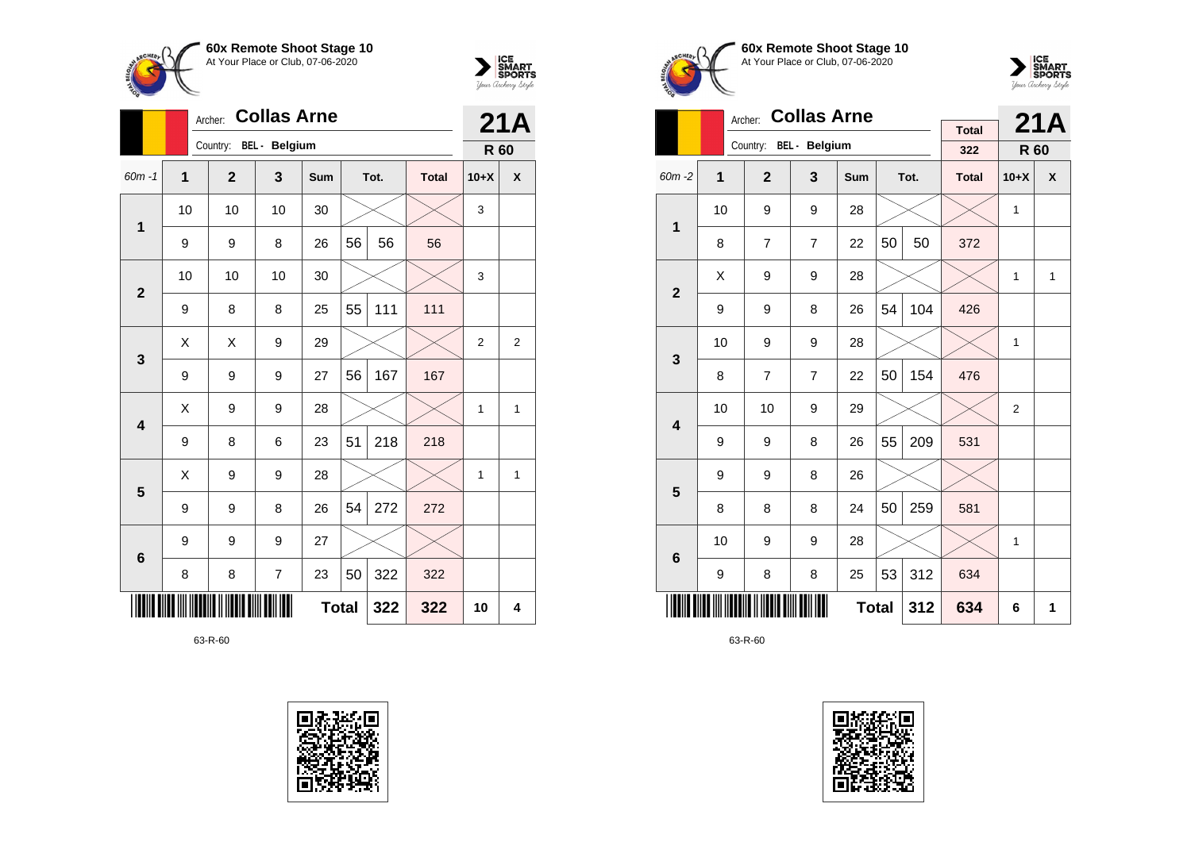## 60x Remote Shoot Stage 10

At Your Place or Club, 07-06-2020

Archer: **Collas Arne**
Country: BEL - Belgium

**21A**
**R 60**

| 60m -1 | 1 | 2 | 3 | Sum | Tot. | | Total | 10+X | X |
|---|---|---|---|---|---|---|---|---|---|
| 1 | 10 | 10 | 10 | 30 | | | | 3 | |
| | 9 | 9 | 8 | 26 | 56 | 56 | 56 | | |
| 2 | 10 | 10 | 10 | 30 | | | | 3 | |
| | 9 | 8 | 8 | 25 | 55 | 111 | 111 | | |
| 3 | X | X | 9 | 29 | | | | 2 | 2 |
| | 9 | 9 | 9 | 27 | 56 | 167 | 167 | | |
| 4 | X | 9 | 9 | 28 | | | | 1 | 1 |
| | 9 | 8 | 6 | 23 | 51 | 218 | 218 | | |
| 5 | X | 9 | 9 | 28 | | | | 1 | 1 |
| | 9 | 9 | 8 | 26 | 54 | 272 | 272 | | |
| 6 | 9 | 9 | 9 | 27 | | | | | |
| | 8 | 8 | 7 | 23 | 50 | 322 | 322 | | |
| | | | | Total | | 322 | 322 | 10 | 4 |

63-R-60

## 60x Remote Shoot Stage 10

At Your Place or Club, 07-06-2020

Archer: **Collas Arne**
Country: BEL - Belgium

Total: 322

**21A**
**R 60**

| 60m -2 | 1 | 2 | 3 | Sum | Tot. | | Total | 10+X | X |
|---|---|---|---|---|---|---|---|---|---|
| 1 | 10 | 9 | 9 | 28 | | | | 1 | |
| | 8 | 7 | 7 | 22 | 50 | 50 | 372 | | |
| 2 | X | 9 | 9 | 28 | | | | 1 | 1 |
| | 9 | 9 | 8 | 26 | 54 | 104 | 426 | | |
| 3 | 10 | 9 | 9 | 28 | | | | 1 | |
| | 8 | 7 | 7 | 22 | 50 | 154 | 476 | | |
| 4 | 10 | 10 | 9 | 29 | | | | 2 | |
| | 9 | 9 | 8 | 26 | 55 | 209 | 531 | | |
| 5 | 9 | 9 | 8 | 26 | | | | | |
| | 8 | 8 | 8 | 24 | 50 | 259 | 581 | | |
| 6 | 10 | 9 | 9 | 28 | | | | 1 | |
| | 9 | 8 | 8 | 25 | 53 | 312 | 634 | | |
| | | | | Total | | 312 | 634 | 6 | 1 |

63-R-60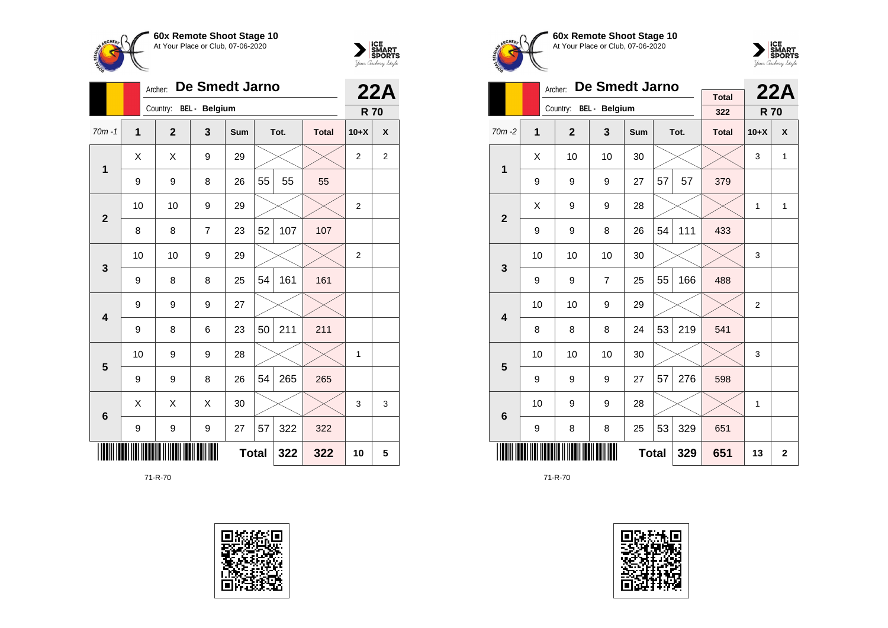## 60x Remote Shoot Stage 10
At Your Place or Club, 07-06-2020

Archer: **De Smedt Jarno**
Country: **BEL - Belgium**

**22A**
**R 70**

| 70m -1 | 1 | 2 | 3 | Sum | Tot. | | Total | 10+X | X |
|---|---|---|---|---|---|---|---|---|---|
| 1 | X | X | 9 | 29 | | | | 2 | 2 |
| | 9 | 9 | 8 | 26 | 55 | 55 | 55 | | |
| 2 | 10 | 10 | 9 | 29 | | | | 2 | |
| | 8 | 8 | 7 | 23 | 52 | 107 | 107 | | |
| 3 | 10 | 10 | 9 | 29 | | | | 2 | |
| | 9 | 8 | 8 | 25 | 54 | 161 | 161 | | |
| 4 | 9 | 9 | 9 | 27 | | | | | |
| | 9 | 8 | 6 | 23 | 50 | 211 | 211 | | |
| 5 | 10 | 9 | 9 | 28 | | | | 1 | |
| | 9 | 9 | 8 | 26 | 54 | 265 | 265 | | |
| 6 | X | X | X | 30 | | | | 3 | 3 |
| | 9 | 9 | 9 | 27 | 57 | 322 | 322 | | |
| | | | | | **Total** | 322 | 322 | 10 | 5 |

71-R-70

## 60x Remote Shoot Stage 10
At Your Place or Club, 07-06-2020

Archer: **De Smedt Jarno**
Country: **BEL - Belgium**

Total: 322

**22A**
**R 70**

| 70m -2 | 1 | 2 | 3 | Sum | Tot. | | Total | 10+X | X |
|---|---|---|---|---|---|---|---|---|---|
| 1 | X | 10 | 10 | 30 | | | | 3 | 1 |
| | 9 | 9 | 9 | 27 | 57 | 57 | 379 | | |
| 2 | X | 9 | 9 | 28 | | | | 1 | 1 |
| | 9 | 9 | 8 | 26 | 54 | 111 | 433 | | |
| 3 | 10 | 10 | 10 | 30 | | | | 3 | |
| | 9 | 9 | 7 | 25 | 55 | 166 | 488 | | |
| 4 | 10 | 10 | 9 | 29 | | | | 2 | |
| | 8 | 8 | 8 | 24 | 53 | 219 | 541 | | |
| 5 | 10 | 10 | 10 | 30 | | | | 3 | |
| | 9 | 9 | 9 | 27 | 57 | 276 | 598 | | |
| 6 | 10 | 9 | 9 | 28 | | | | 1 | |
| | 9 | 8 | 8 | 25 | 53 | 329 | 651 | | |
| | | | | | **Total** | 329 | 651 | 13 | 2 |

71-R-70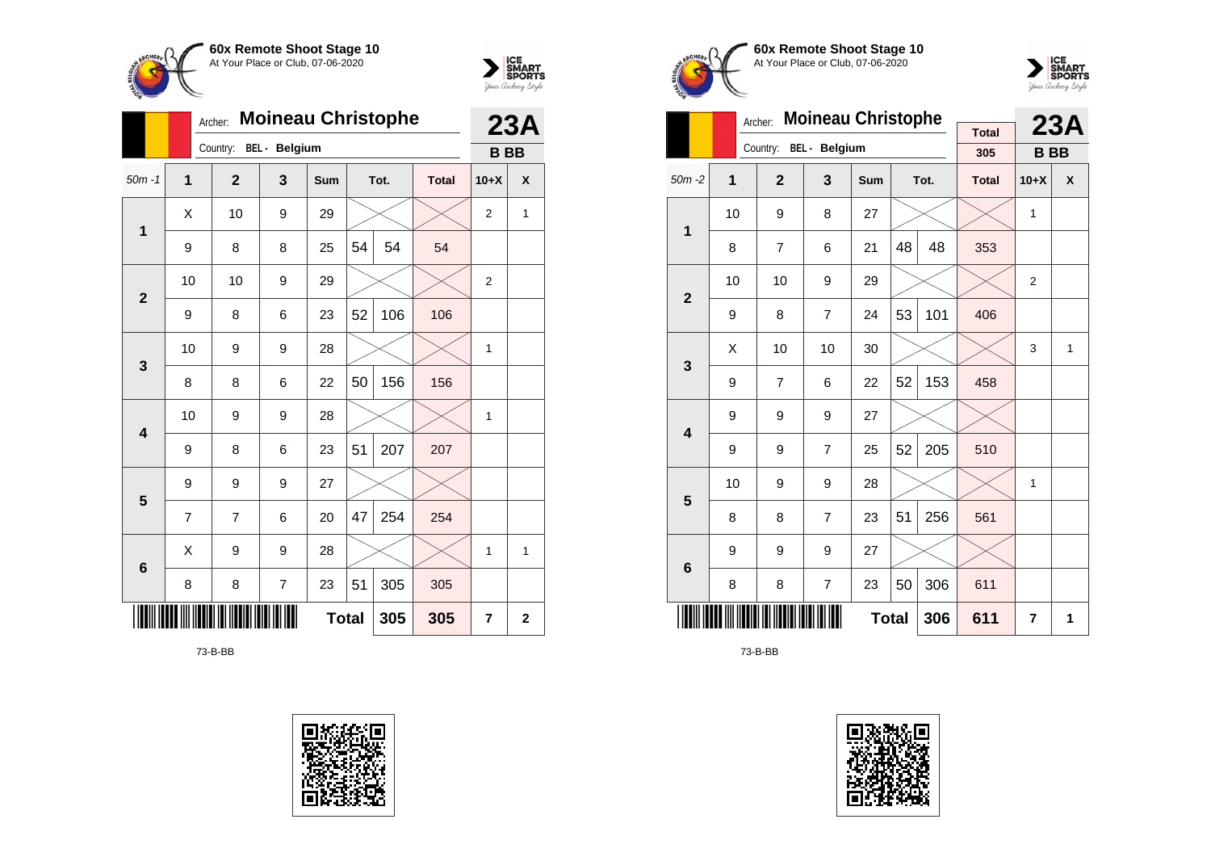## 60x Remote Shoot Stage 10
At Your Place or Club, 07-06-2020

Archer: **Moineau Christophe**
Country: BEL - Belgium

**23A**
**B BB**

| 50m -1 | 1 | 2 | 3 | Sum | Tot. | | Total | 10+X | X |
|---|---|---|---|---|---|---|---|---|---|
| 1 | X | 10 | 9 | 29 | | | | 2 | 1 |
| | 9 | 8 | 8 | 25 | 54 | 54 | 54 | | |
| 2 | 10 | 10 | 9 | 29 | | | | 2 | |
| | 9 | 8 | 6 | 23 | 52 | 106 | 106 | | |
| 3 | 10 | 9 | 9 | 28 | | | | 1 | |
| | 8 | 8 | 6 | 22 | 50 | 156 | 156 | | |
| 4 | 10 | 9 | 9 | 28 | | | | 1 | |
| | 9 | 8 | 6 | 23 | 51 | 207 | 207 | | |
| 5 | 9 | 9 | 9 | 27 | | | | | |
| | 7 | 7 | 6 | 20 | 47 | 254 | 254 | | |
| 6 | X | 9 | 9 | 28 | | | | 1 | 1 |
| | 8 | 8 | 7 | 23 | 51 | 305 | 305 | | |
| | | | | Total | | 305 | 305 | 7 | 2 |

73-B-BB

## 60x Remote Shoot Stage 10
At Your Place or Club, 07-06-2020

Archer: **Moineau Christophe**
Country: BEL - Belgium

Total: 305

**23A**
**B BB**

| 50m -2 | 1 | 2 | 3 | Sum | Tot. | | Total | 10+X | X |
|---|---|---|---|---|---|---|---|---|---|
| 1 | 10 | 9 | 8 | 27 | | | | 1 | |
| | 8 | 7 | 6 | 21 | 48 | 48 | 353 | | |
| 2 | 10 | 10 | 9 | 29 | | | | 2 | |
| | 9 | 8 | 7 | 24 | 53 | 101 | 406 | | |
| 3 | X | 10 | 10 | 30 | | | | 3 | 1 |
| | 9 | 7 | 6 | 22 | 52 | 153 | 458 | | |
| 4 | 9 | 9 | 9 | 27 | | | | | |
| | 9 | 9 | 7 | 25 | 52 | 205 | 510 | | |
| 5 | 10 | 9 | 9 | 28 | | | | 1 | |
| | 8 | 8 | 7 | 23 | 51 | 256 | 561 | | |
| 6 | 9 | 9 | 9 | 27 | | | | | |
| | 8 | 8 | 7 | 23 | 50 | 306 | 611 | | |
| | | | | Total | | 306 | 611 | 7 | 1 |

73-B-BB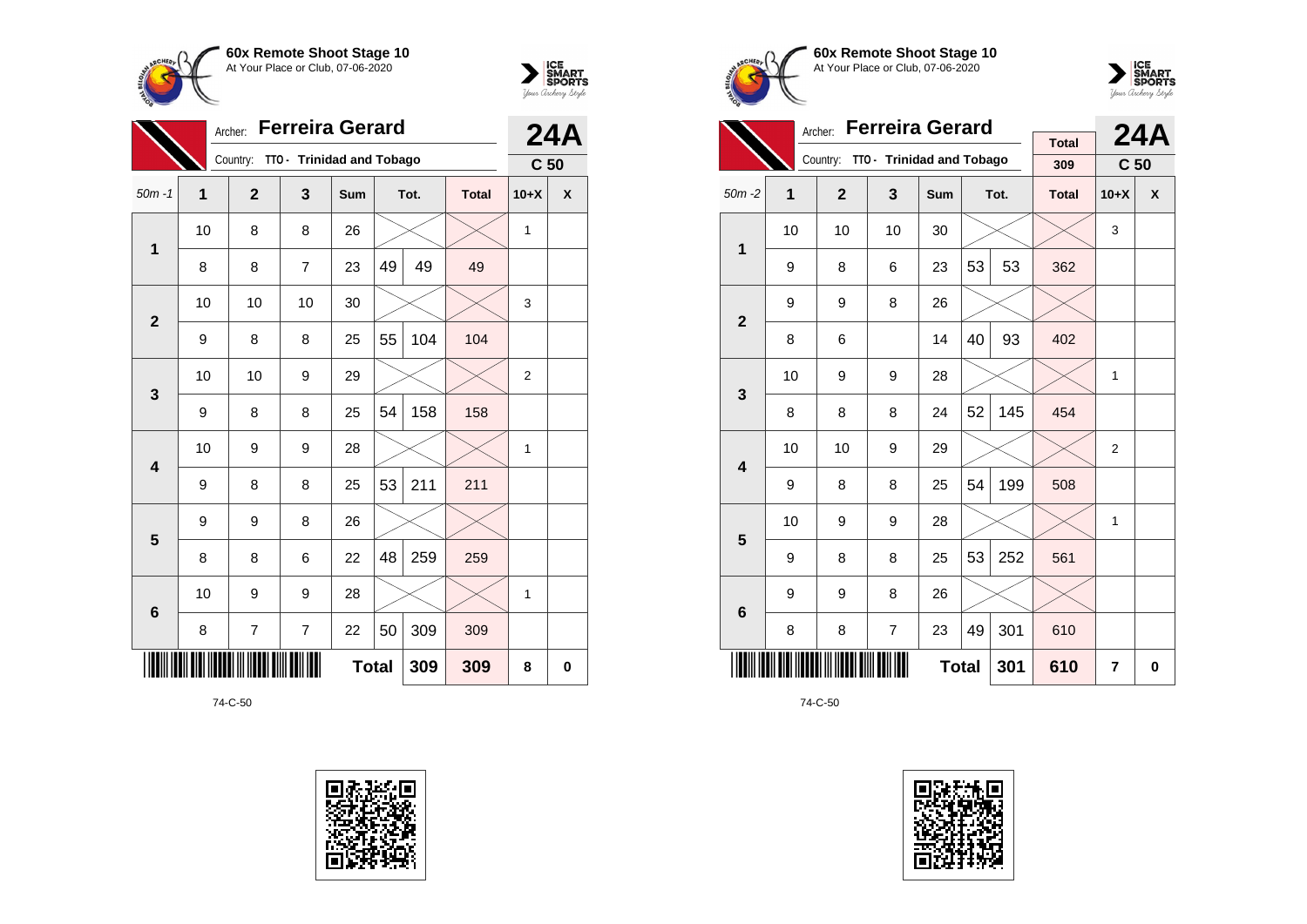**60x Remote Shoot Stage 10**
At Your Place or Club, 07-06-2020

Archer: **Ferreira Gerard**
Country: **TTO - Trinidad and Tobago**

**24A**
**C 50**

| 50m -1 | 1 | 2 | 3 | Sum | Tot. | | Total | 10+X | X |
|---|---|---|---|---|---|---|---|---|---|
| 1 | 10 | 8 | 8 | 26 | | | | 1 | |
| | 8 | 8 | 7 | 23 | 49 | 49 | 49 | | |
| 2 | 10 | 10 | 10 | 30 | | | | 3 | |
| | 9 | 8 | 8 | 25 | 55 | 104 | 104 | | |
| 3 | 10 | 10 | 9 | 29 | | | | 2 | |
| | 9 | 8 | 8 | 25 | 54 | 158 | 158 | | |
| 4 | 10 | 9 | 9 | 28 | | | | 1 | |
| | 9 | 8 | 8 | 25 | 53 | 211 | 211 | | |
| 5 | 9 | 9 | 8 | 26 | | | | | |
| | 8 | 8 | 6 | 22 | 48 | 259 | 259 | | |
| 6 | 10 | 9 | 9 | 28 | | | | 1 | |
| | 8 | 7 | 7 | 22 | 50 | 309 | 309 | | |
| | | | | **Total** | | 309 | 309 | 8 | 0 |

74-C-50

**60x Remote Shoot Stage 10**
At Your Place or Club, 07-06-2020

Archer: **Ferreira Gerard**
Country: **TTO - Trinidad and Tobago**

Total: 309

**24A**
**C 50**

| 50m -2 | 1 | 2 | 3 | Sum | Tot. | | Total | 10+X | X |
|---|---|---|---|---|---|---|---|---|---|
| 1 | 10 | 10 | 10 | 30 | | | | 3 | |
| | 9 | 8 | 6 | 23 | 53 | 53 | 362 | | |
| 2 | 9 | 9 | 8 | 26 | | | | | |
| | 8 | 6 | | 14 | 40 | 93 | 402 | | |
| 3 | 10 | 9 | 9 | 28 | | | | 1 | |
| | 8 | 8 | 8 | 24 | 52 | 145 | 454 | | |
| 4 | 10 | 10 | 9 | 29 | | | | 2 | |
| | 9 | 8 | 8 | 25 | 54 | 199 | 508 | | |
| 5 | 10 | 9 | 9 | 28 | | | | 1 | |
| | 9 | 8 | 8 | 25 | 53 | 252 | 561 | | |
| 6 | 9 | 9 | 8 | 26 | | | | | |
| | 8 | 8 | 7 | 23 | 49 | 301 | 610 | | |
| | | | | **Total** | | 301 | 610 | 7 | 0 |

74-C-50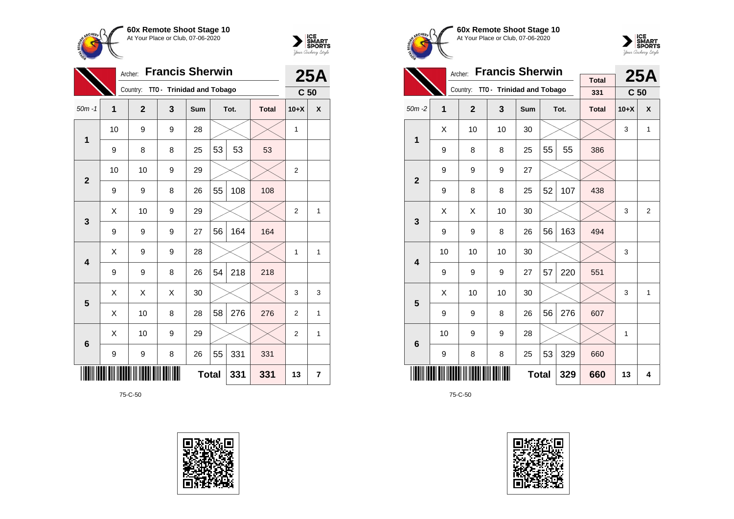**60x Remote Shoot Stage 10**
At Your Place or Club, 07-06-2020

Archer: **Francis Sherwin**
Country: TTO - Trinidad and Tobago

**25A**
**C 50**

| 50m -1 | 1 | 2 | 3 | Sum | Tot. | | Total | 10+X | X |
|---|---|---|---|---|---|---|---|---|---|
| 1 | 10 | 9 | 9 | 28 | | | | 1 | |
| | 9 | 8 | 8 | 25 | 53 | 53 | 53 | | |
| 2 | 10 | 10 | 9 | 29 | | | | 2 | |
| | 9 | 9 | 8 | 26 | 55 | 108 | 108 | | |
| 3 | X | 10 | 9 | 29 | | | | 2 | 1 |
| | 9 | 9 | 9 | 27 | 56 | 164 | 164 | | |
| 4 | X | 9 | 9 | 28 | | | | 1 | 1 |
| | 9 | 9 | 8 | 26 | 54 | 218 | 218 | | |
| 5 | X | X | X | 30 | | | | 3 | 3 |
| | X | 10 | 8 | 28 | 58 | 276 | 276 | 2 | 1 |
| 6 | X | 10 | 9 | 29 | | | | 2 | 1 |
| | 9 | 9 | 8 | 26 | 55 | 331 | 331 | | |
| | | | | Total | | 331 | 331 | 13 | 7 |

75-C-50

**60x Remote Shoot Stage 10**
At Your Place or Club, 07-06-2020

Archer: **Francis Sherwin**
Country: TTO - Trinidad and Tobago

Total: 331

**25A**
**C 50**

| 50m -2 | 1 | 2 | 3 | Sum | Tot. | | Total | 10+X | X |
|---|---|---|---|---|---|---|---|---|---|
| 1 | X | 10 | 10 | 30 | | | | 3 | 1 |
| | 9 | 8 | 8 | 25 | 55 | 55 | 386 | | |
| 2 | 9 | 9 | 9 | 27 | | | | | |
| | 9 | 8 | 8 | 25 | 52 | 107 | 438 | | |
| 3 | X | X | 10 | 30 | | | | 3 | 2 |
| | 9 | 9 | 8 | 26 | 56 | 163 | 494 | | |
| 4 | 10 | 10 | 10 | 30 | | | | 3 | |
| | 9 | 9 | 9 | 27 | 57 | 220 | 551 | | |
| 5 | X | 10 | 10 | 30 | | | | 3 | 1 |
| | 9 | 9 | 8 | 26 | 56 | 276 | 607 | | |
| 6 | 10 | 9 | 9 | 28 | | | | 1 | |
| | 9 | 8 | 8 | 25 | 53 | 329 | 660 | | |
| | | | | Total | | 329 | 660 | 13 | 4 |

75-C-50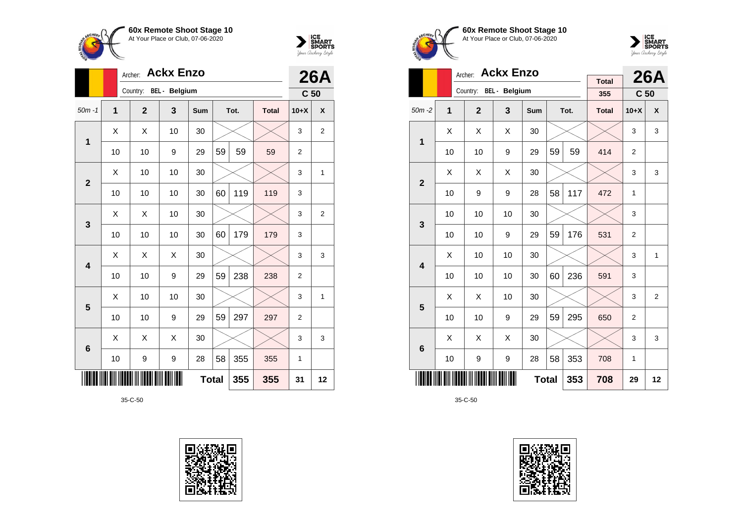## 60x Remote Shoot Stage 10

At Your Place or Club, 07-06-2020

Archer: **Ackx Enzo** — **26A**

Country: BEL - Belgium — C 50

| 50m -1 | 1 | 2 | 3 | Sum | Tot. | | Total | 10+X | X |
|---|---|---|---|---|---|---|---|---|---|
| 1 | X | X | 10 | 30 | | | | 3 | 2 |
| | 10 | 10 | 9 | 29 | 59 | 59 | 59 | 2 | |
| 2 | X | 10 | 10 | 30 | | | | 3 | 1 |
| | 10 | 10 | 10 | 30 | 60 | 119 | 119 | 3 | |
| 3 | X | X | 10 | 30 | | | | 3 | 2 |
| | 10 | 10 | 10 | 30 | 60 | 179 | 179 | 3 | |
| 4 | X | X | X | 30 | | | | 3 | 3 |
| | 10 | 10 | 9 | 29 | 59 | 238 | 238 | 2 | |
| 5 | X | 10 | 10 | 30 | | | | 3 | 1 |
| | 10 | 10 | 9 | 29 | 59 | 297 | 297 | 2 | |
| 6 | X | X | X | 30 | | | | 3 | 3 |
| | 10 | 9 | 9 | 28 | 58 | 355 | 355 | 1 | |
| | | | | **Total** | | 355 | 355 | 31 | 12 |

35-C-50

## 60x Remote Shoot Stage 10

At Your Place or Club, 07-06-2020

Archer: **Ackx Enzo** — **26A**

Country: BEL - Belgium — Total 355 — C 50

| 50m -2 | 1 | 2 | 3 | Sum | Tot. | | Total | 10+X | X |
|---|---|---|---|---|---|---|---|---|---|
| 1 | X | X | X | 30 | | | | 3 | 3 |
| | 10 | 10 | 9 | 29 | 59 | 59 | 414 | 2 | |
| 2 | X | X | X | 30 | | | | 3 | 3 |
| | 10 | 9 | 9 | 28 | 58 | 117 | 472 | 1 | |
| 3 | 10 | 10 | 10 | 30 | | | | 3 | |
| | 10 | 10 | 9 | 29 | 59 | 176 | 531 | 2 | |
| 4 | X | 10 | 10 | 30 | | | | 3 | 1 |
| | 10 | 10 | 10 | 30 | 60 | 236 | 591 | 3 | |
| 5 | X | X | 10 | 30 | | | | 3 | 2 |
| | 10 | 10 | 9 | 29 | 59 | 295 | 650 | 2 | |
| 6 | X | X | X | 30 | | | | 3 | 3 |
| | 10 | 9 | 9 | 28 | 58 | 353 | 708 | 1 | |
| | | | | **Total** | | 353 | 708 | 29 | 12 |

35-C-50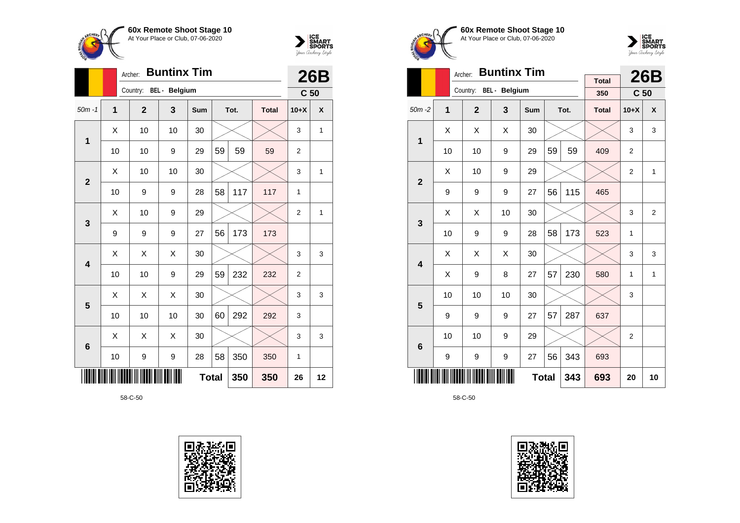**60x Remote Shoot Stage 10**
At Your Place or Club, 07-06-2020

Archer: **Buntinx Tim**
Country: BEL - Belgium

**26B**
**C 50**

| 50m -1 | 1 | 2 | 3 | Sum | Tot. | | Total | 10+X | X |
|---|---|---|---|---|---|---|---|---|---|
| 1 | X | 10 | 10 | 30 | | | | 3 | 1 |
| | 10 | 10 | 9 | 29 | 59 | 59 | 59 | 2 | |
| 2 | X | 10 | 10 | 30 | | | | 3 | 1 |
| | 10 | 9 | 9 | 28 | 58 | 117 | 117 | 1 | |
| 3 | X | 10 | 9 | 29 | | | | 2 | 1 |
| | 9 | 9 | 9 | 27 | 56 | 173 | 173 | | |
| 4 | X | X | X | 30 | | | | 3 | 3 |
| | 10 | 10 | 9 | 29 | 59 | 232 | 232 | 2 | |
| 5 | X | X | X | 30 | | | | 3 | 3 |
| | 10 | 10 | 10 | 30 | 60 | 292 | 292 | 3 | |
| 6 | X | X | X | 30 | | | | 3 | 3 |
| | 10 | 9 | 9 | 28 | 58 | 350 | 350 | 1 | |
| | | | | | **Total** | **350** | **350** | **26** | **12** |

58-C-50

**60x Remote Shoot Stage 10**
At Your Place or Club, 07-06-2020

Archer: **Buntinx Tim**
Country: BEL - Belgium

Total: 350

**26B**
**C 50**

| 50m -2 | 1 | 2 | 3 | Sum | Tot. | | Total | 10+X | X |
|---|---|---|---|---|---|---|---|---|---|
| 1 | X | X | X | 30 | | | | 3 | 3 |
| | 10 | 10 | 9 | 29 | 59 | 59 | 409 | 2 | |
| 2 | X | 10 | 9 | 29 | | | | 2 | 1 |
| | 9 | 9 | 9 | 27 | 56 | 115 | 465 | | |
| 3 | X | X | 10 | 30 | | | | 3 | 2 |
| | 10 | 9 | 9 | 28 | 58 | 173 | 523 | 1 | |
| 4 | X | X | X | 30 | | | | 3 | 3 |
| | X | 9 | 8 | 27 | 57 | 230 | 580 | 1 | 1 |
| 5 | 10 | 10 | 10 | 30 | | | | 3 | |
| | 9 | 9 | 9 | 27 | 57 | 287 | 637 | | |
| 6 | 10 | 10 | 9 | 29 | | | | 2 | |
| | 9 | 9 | 9 | 27 | 56 | 343 | 693 | | |
| | | | | | **Total** | **343** | **693** | **20** | **10** |

58-C-50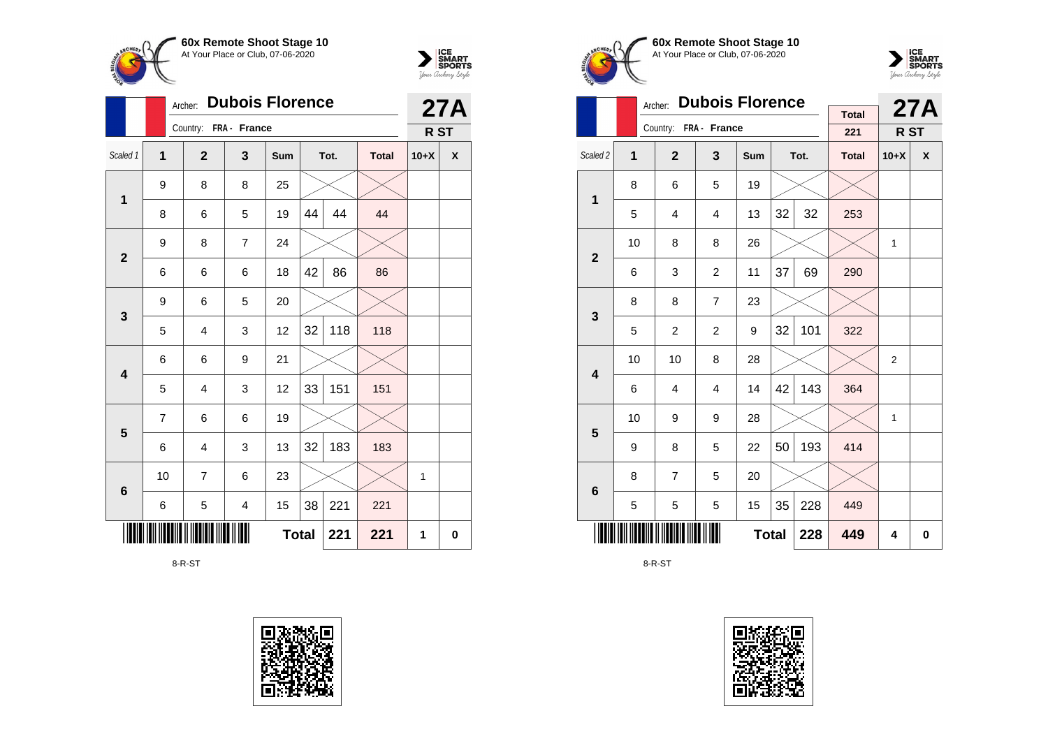**60x Remote Shoot Stage 10**
At Your Place or Club, 07-06-2020

Archer: **Dubois Florence**
Country: FRA - France

**27A**
**R ST**

| Scaled 1 | 1 | 2 | 3 | Sum | Tot. | | Total | 10+X | X |
|---|---|---|---|---|---|---|---|---|---|
| 1 | 9 | 8 | 8 | 25 | | | | | |
| | 8 | 6 | 5 | 19 | 44 | 44 | 44 | | |
| 2 | 9 | 8 | 7 | 24 | | | | | |
| | 6 | 6 | 6 | 18 | 42 | 86 | 86 | | |
| 3 | 9 | 6 | 5 | 20 | | | | | |
| | 5 | 4 | 3 | 12 | 32 | 118 | 118 | | |
| 4 | 6 | 6 | 9 | 21 | | | | | |
| | 5 | 4 | 3 | 12 | 33 | 151 | 151 | | |
| 5 | 7 | 6 | 6 | 19 | | | | | |
| | 6 | 4 | 3 | 13 | 32 | 183 | 183 | | |
| 6 | 10 | 7 | 6 | 23 | | | | 1 | |
| | 6 | 5 | 4 | 15 | 38 | 221 | 221 | | |
| | | | | **Total** | | **221** | **221** | **1** | **0** |

8-R-ST

**60x Remote Shoot Stage 10**
At Your Place or Club, 07-06-2020

Archer: **Dubois Florence**
Country: FRA - France

Total: 221

**27A**
**R ST**

| Scaled 2 | 1 | 2 | 3 | Sum | Tot. | | Total | 10+X | X |
|---|---|---|---|---|---|---|---|---|---|
| 1 | 8 | 6 | 5 | 19 | | | | | |
| | 5 | 4 | 4 | 13 | 32 | 32 | 253 | | |
| 2 | 10 | 8 | 8 | 26 | | | | 1 | |
| | 6 | 3 | 2 | 11 | 37 | 69 | 290 | | |
| 3 | 8 | 8 | 7 | 23 | | | | | |
| | 5 | 2 | 2 | 9 | 32 | 101 | 322 | | |
| 4 | 10 | 10 | 8 | 28 | | | | 2 | |
| | 6 | 4 | 4 | 14 | 42 | 143 | 364 | | |
| 5 | 10 | 9 | 9 | 28 | | | | 1 | |
| | 9 | 8 | 5 | 22 | 50 | 193 | 414 | | |
| 6 | 8 | 7 | 5 | 20 | | | | | |
| | 5 | 5 | 5 | 15 | 35 | 228 | 449 | | |
| | | | | **Total** | | **228** | **449** | **4** | **0** |

8-R-ST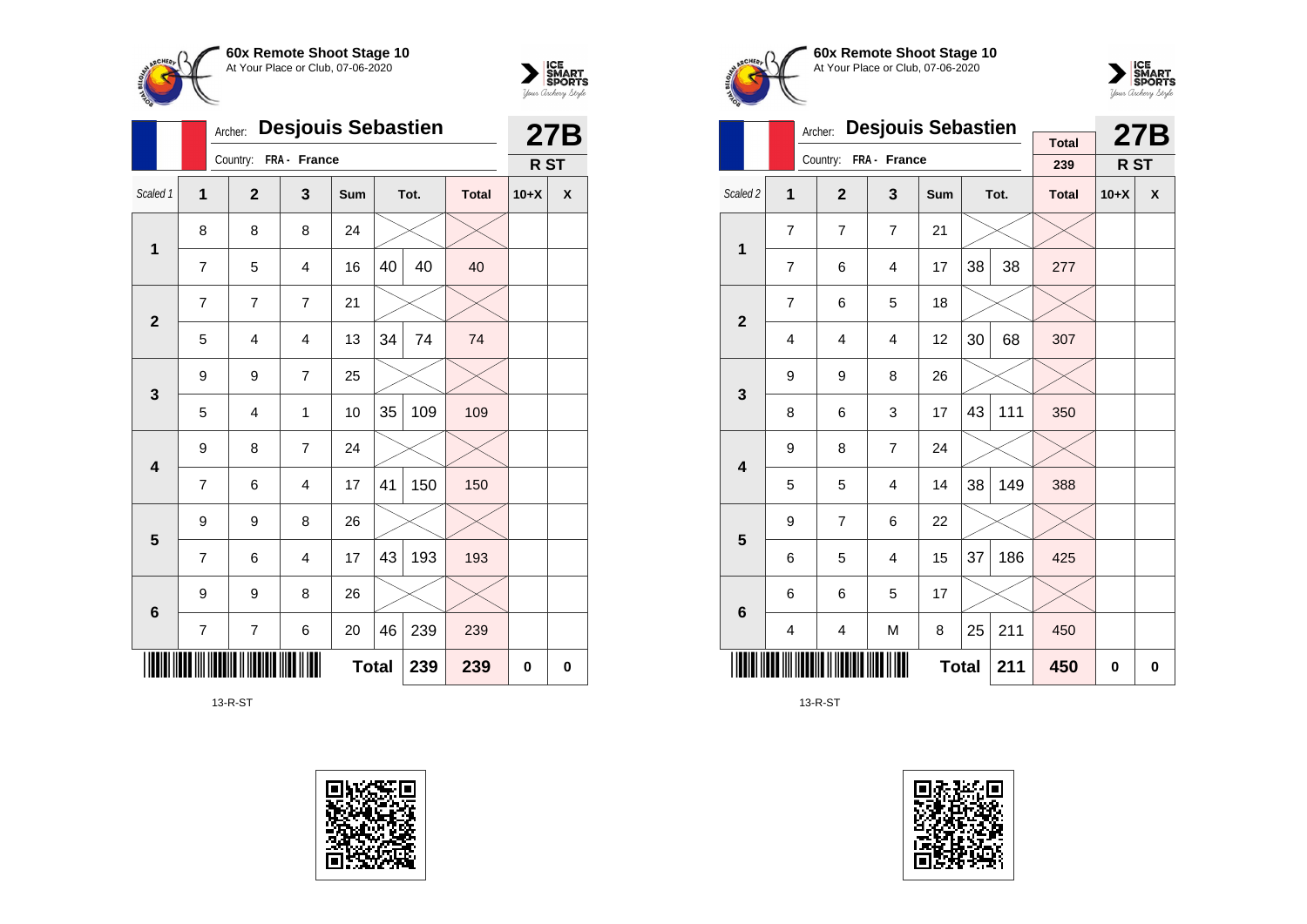# 60x Remote Shoot Stage 10

At Your Place or Club, 07-06-2020

Archer: **Desjouis Sebastien**

Country: FRA - France

**27B** R ST

| Scaled 1 | 1 | 2 | 3 | Sum | Tot. | | Total | 10+X | X |
|---|---|---|---|---|---|---|---|---|---|
| 1 | 8 | 8 | 8 | 24 | | | | | |
| | 7 | 5 | 4 | 16 | 40 | 40 | 40 | | |
| 2 | 7 | 7 | 7 | 21 | | | | | |
| | 5 | 4 | 4 | 13 | 34 | 74 | 74 | | |
| 3 | 9 | 9 | 7 | 25 | | | | | |
| | 5 | 4 | 1 | 10 | 35 | 109 | 109 | | |
| 4 | 9 | 8 | 7 | 24 | | | | | |
| | 7 | 6 | 4 | 17 | 41 | 150 | 150 | | |
| 5 | 9 | 9 | 8 | 26 | | | | | |
| | 7 | 6 | 4 | 17 | 43 | 193 | 193 | | |
| 6 | 9 | 9 | 8 | 26 | | | | | |
| | 7 | 7 | 6 | 20 | 46 | 239 | 239 | | |
| | | | | Total | | 239 | 239 | 0 | 0 |

13-R-ST

# 60x Remote Shoot Stage 10

At Your Place or Club, 07-06-2020

Archer: **Desjouis Sebastien**

Country: FRA - France

Total 239

**27B** R ST

| Scaled 2 | 1 | 2 | 3 | Sum | Tot. | | Total | 10+X | X |
|---|---|---|---|---|---|---|---|---|---|
| 1 | 7 | 7 | 7 | 21 | | | | | |
| | 7 | 6 | 4 | 17 | 38 | 38 | 277 | | |
| 2 | 7 | 6 | 5 | 18 | | | | | |
| | 4 | 4 | 4 | 12 | 30 | 68 | 307 | | |
| 3 | 9 | 9 | 8 | 26 | | | | | |
| | 8 | 6 | 3 | 17 | 43 | 111 | 350 | | |
| 4 | 9 | 8 | 7 | 24 | | | | | |
| | 5 | 5 | 4 | 14 | 38 | 149 | 388 | | |
| 5 | 9 | 7 | 6 | 22 | | | | | |
| | 6 | 5 | 4 | 15 | 37 | 186 | 425 | | |
| 6 | 6 | 6 | 5 | 17 | | | | | |
| | 4 | 4 | M | 8 | 25 | 211 | 450 | | |
| | | | | Total | | 211 | 450 | 0 | 0 |

13-R-ST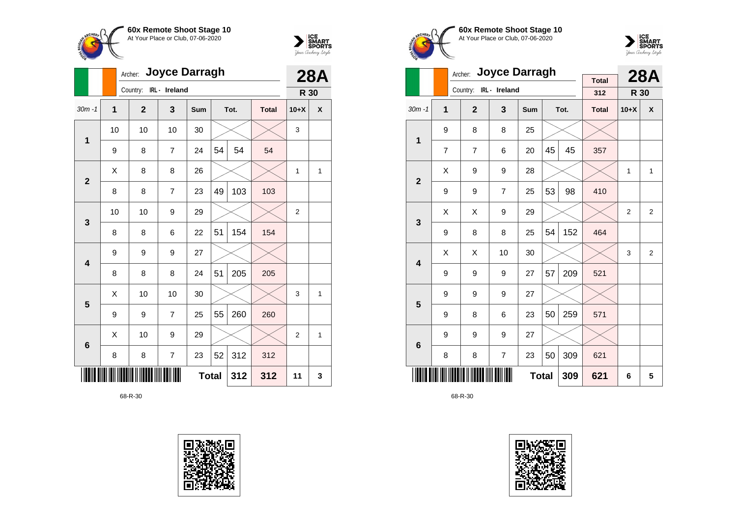**60x Remote Shoot Stage 10**
At Your Place or Club, 07-06-2020

Archer: **Joyce Darragh**
Country: IRL - Ireland

**28A**
**R 30**

| 30m -1 | 1 | 2 | 3 | Sum | Tot. | | Total | 10+X | X |
|---|---|---|---|---|---|---|---|---|---|
| 1 | 10 | 10 | 10 | 30 | | | | 3 | |
| | 9 | 8 | 7 | 24 | 54 | 54 | 54 | | |
| 2 | X | 8 | 8 | 26 | | | | 1 | 1 |
| | 8 | 8 | 7 | 23 | 49 | 103 | 103 | | |
| 3 | 10 | 10 | 9 | 29 | | | | 2 | |
| | 8 | 8 | 6 | 22 | 51 | 154 | 154 | | |
| 4 | 9 | 9 | 9 | 27 | | | | | |
| | 8 | 8 | 8 | 24 | 51 | 205 | 205 | | |
| 5 | X | 10 | 10 | 30 | | | | 3 | 1 |
| | 9 | 9 | 7 | 25 | 55 | 260 | 260 | | |
| 6 | X | 10 | 9 | 29 | | | | 2 | 1 |
| | 8 | 8 | 7 | 23 | 52 | 312 | 312 | | |
| | | | | Total | | 312 | 312 | 11 | 3 |

68-R-30

**60x Remote Shoot Stage 10**
At Your Place or Club, 07-06-2020

Archer: **Joyce Darragh**
Country: IRL - Ireland

Total: 312

**28A**
**R 30**

| 30m -1 | 1 | 2 | 3 | Sum | Tot. | | Total | 10+X | X |
|---|---|---|---|---|---|---|---|---|---|
| 1 | 9 | 8 | 8 | 25 | | | | | |
| | 7 | 7 | 6 | 20 | 45 | 45 | 357 | | |
| 2 | X | 9 | 9 | 28 | | | | 1 | 1 |
| | 9 | 9 | 7 | 25 | 53 | 98 | 410 | | |
| 3 | X | X | 9 | 29 | | | | 2 | 2 |
| | 9 | 8 | 8 | 25 | 54 | 152 | 464 | | |
| 4 | X | X | 10 | 30 | | | | 3 | 2 |
| | 9 | 9 | 9 | 27 | 57 | 209 | 521 | | |
| 5 | 9 | 9 | 9 | 27 | | | | | |
| | 9 | 8 | 6 | 23 | 50 | 259 | 571 | | |
| 6 | 9 | 9 | 9 | 27 | | | | | |
| | 8 | 8 | 7 | 23 | 50 | 309 | 621 | | |
| | | | | Total | | 309 | 621 | 6 | 5 |

68-R-30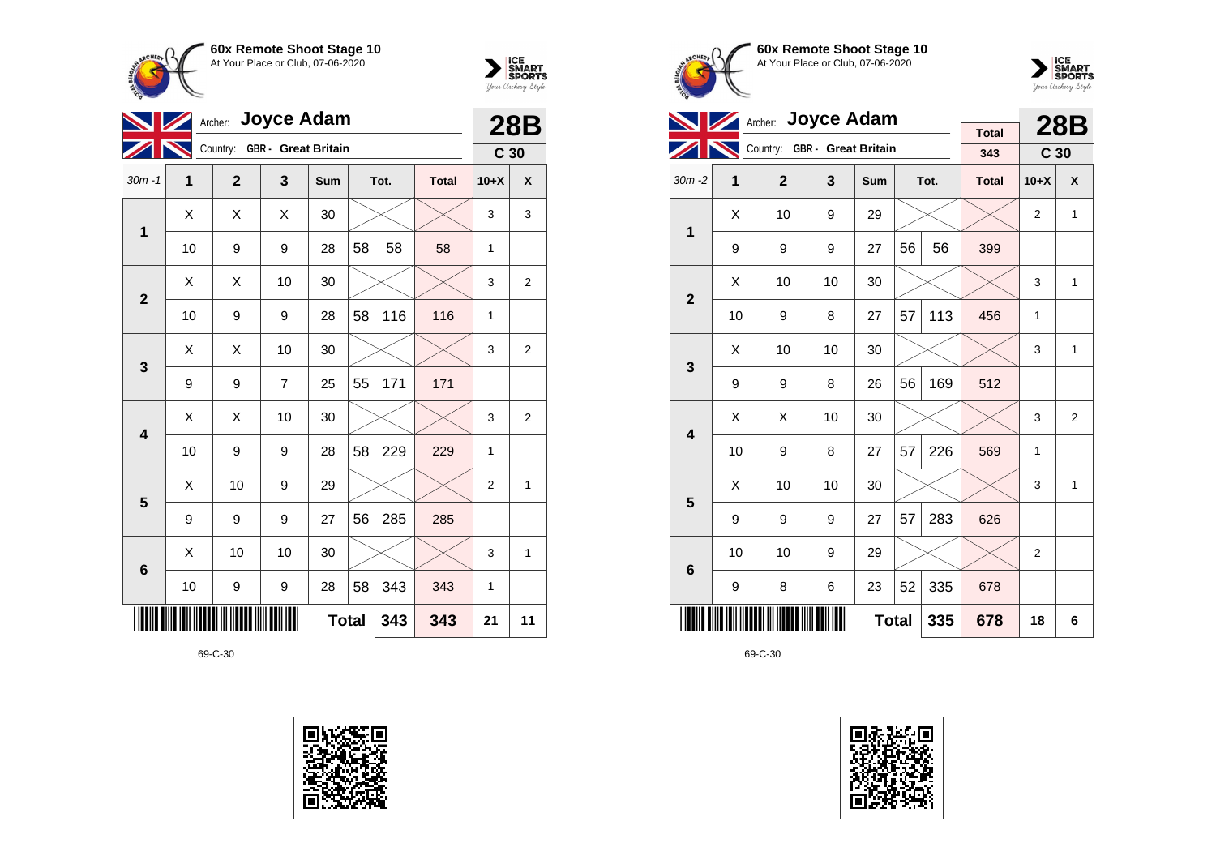**60x Remote Shoot Stage 10**
At Your Place or Club, 07-06-2020

Archer: **Joyce Adam**
Country: GBR - Great Britain

**28B**
**C 30**

| 30m -1 | 1 | 2 | 3 | Sum | Tot. | | Total | 10+X | X |
|---|---|---|---|---|---|---|---|---|---|
| 1 | X | X | X | 30 | | | | 3 | 3 |
| | 10 | 9 | 9 | 28 | 58 | 58 | 58 | 1 | |
| 2 | X | X | 10 | 30 | | | | 3 | 2 |
| | 10 | 9 | 9 | 28 | 58 | 116 | 116 | 1 | |
| 3 | X | X | 10 | 30 | | | | 3 | 2 |
| | 9 | 9 | 7 | 25 | 55 | 171 | 171 | | |
| 4 | X | X | 10 | 30 | | | | 3 | 2 |
| | 10 | 9 | 9 | 28 | 58 | 229 | 229 | 1 | |
| 5 | X | 10 | 9 | 29 | | | | 2 | 1 |
| | 9 | 9 | 9 | 27 | 56 | 285 | 285 | | |
| 6 | X | 10 | 10 | 30 | | | | 3 | 1 |
| | 10 | 9 | 9 | 28 | 58 | 343 | 343 | 1 | |
| | | | | Total | | 343 | 343 | 21 | 11 |

69-C-30

**60x Remote Shoot Stage 10**
At Your Place or Club, 07-06-2020

Archer: **Joyce Adam**
Country: GBR - Great Britain

Total: 343

**28B**
**C 30**

| 30m -2 | 1 | 2 | 3 | Sum | Tot. | | Total | 10+X | X |
|---|---|---|---|---|---|---|---|---|---|
| 1 | X | 10 | 9 | 29 | | | | 2 | 1 |
| | 9 | 9 | 9 | 27 | 56 | 56 | 399 | | |
| 2 | X | 10 | 10 | 30 | | | | 3 | 1 |
| | 10 | 9 | 8 | 27 | 57 | 113 | 456 | 1 | |
| 3 | X | 10 | 10 | 30 | | | | 3 | 1 |
| | 9 | 9 | 8 | 26 | 56 | 169 | 512 | | |
| 4 | X | X | 10 | 30 | | | | 3 | 2 |
| | 10 | 9 | 8 | 27 | 57 | 226 | 569 | 1 | |
| 5 | X | 10 | 10 | 30 | | | | 3 | 1 |
| | 9 | 9 | 9 | 27 | 57 | 283 | 626 | | |
| 6 | 10 | 10 | 9 | 29 | | | | 2 | |
| | 9 | 8 | 6 | 23 | 52 | 335 | 678 | | |
| | | | | Total | | 335 | 678 | 18 | 6 |

69-C-30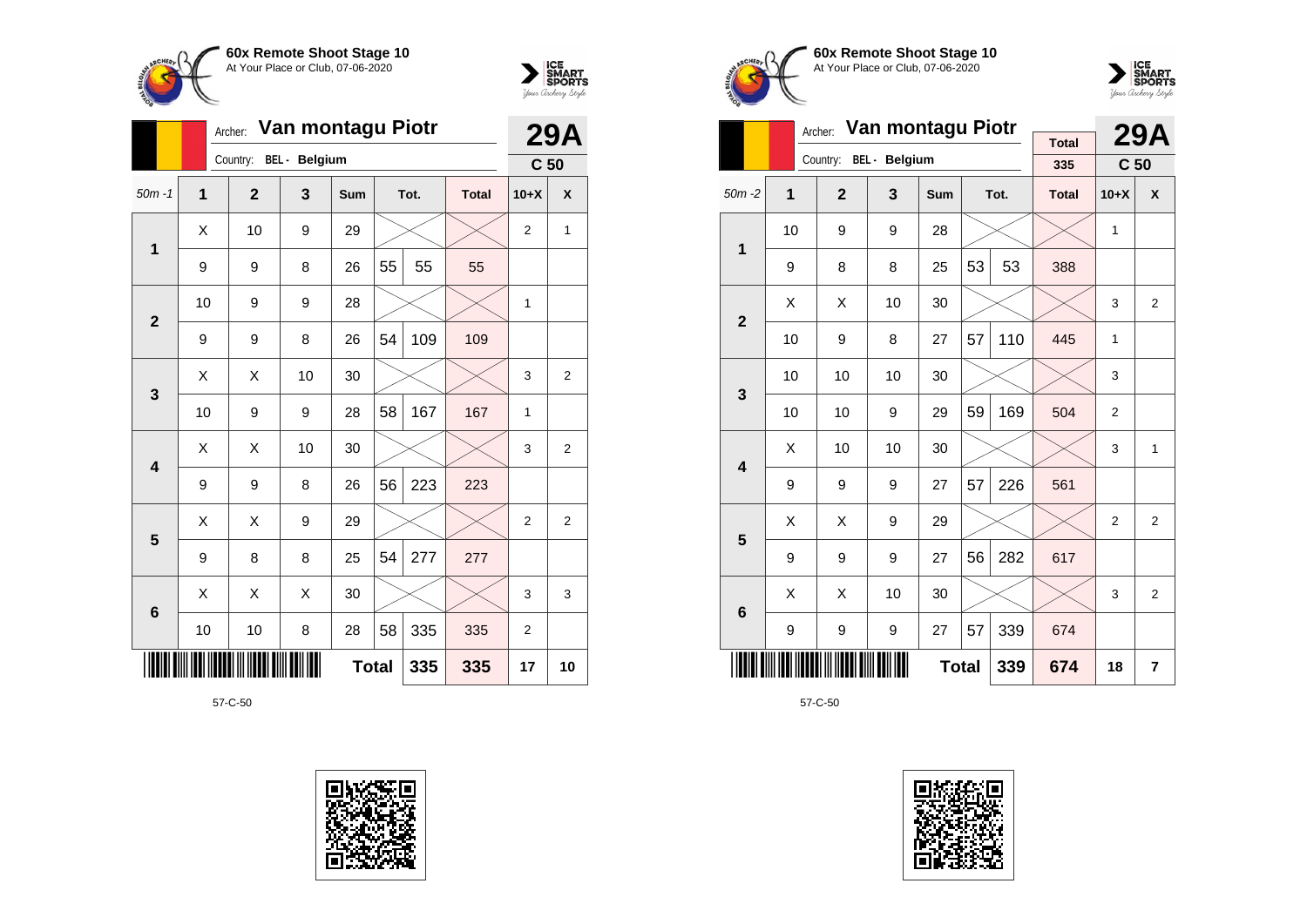## 60x Remote Shoot Stage 10

At Your Place or Club, 07-06-2020

Archer: **Van montagu Piotr** — **29A**

Country: BEL - Belgium — C 50

| 50m -1 | 1 | 2 | 3 | Sum | Tot. | | Total | 10+X | X |
|---|---|---|---|---|---|---|---|---|---|
| 1 | X | 10 | 9 | 29 | | | | 2 | 1 |
| | 9 | 9 | 8 | 26 | 55 | 55 | 55 | | |
| 2 | 10 | 9 | 9 | 28 | | | | 1 | |
| | 9 | 9 | 8 | 26 | 54 | 109 | 109 | | |
| 3 | X | X | 10 | 30 | | | | 3 | 2 |
| | 10 | 9 | 9 | 28 | 58 | 167 | 167 | 1 | |
| 4 | X | X | 10 | 30 | | | | 3 | 2 |
| | 9 | 9 | 8 | 26 | 56 | 223 | 223 | | |
| 5 | X | X | 9 | 29 | | | | 2 | 2 |
| | 9 | 8 | 8 | 25 | 54 | 277 | 277 | | |
| 6 | X | X | X | 30 | | | | 3 | 3 |
| | 10 | 10 | 8 | 28 | 58 | 335 | 335 | 2 | |
| | | | | Total | | 335 | 335 | 17 | 10 |

57-C-50

## 60x Remote Shoot Stage 10

At Your Place or Club, 07-06-2020

Archer: **Van montagu Piotr** — **29A**

Country: BEL - Belgium — Total 335 — C 50

| 50m -2 | 1 | 2 | 3 | Sum | Tot. | | Total | 10+X | X |
|---|---|---|---|---|---|---|---|---|---|
| 1 | 10 | 9 | 9 | 28 | | | | 1 | |
| | 9 | 8 | 8 | 25 | 53 | 53 | 388 | | |
| 2 | X | X | 10 | 30 | | | | 3 | 2 |
| | 10 | 9 | 8 | 27 | 57 | 110 | 445 | 1 | |
| 3 | 10 | 10 | 10 | 30 | | | | 3 | |
| | 10 | 10 | 9 | 29 | 59 | 169 | 504 | 2 | |
| 4 | X | 10 | 10 | 30 | | | | 3 | 1 |
| | 9 | 9 | 9 | 27 | 57 | 226 | 561 | | |
| 5 | X | X | 9 | 29 | | | | 2 | 2 |
| | 9 | 9 | 9 | 27 | 56 | 282 | 617 | | |
| 6 | X | X | 10 | 30 | | | | 3 | 2 |
| | 9 | 9 | 9 | 27 | 57 | 339 | 674 | | |
| | | | | Total | | 339 | 674 | 18 | 7 |

57-C-50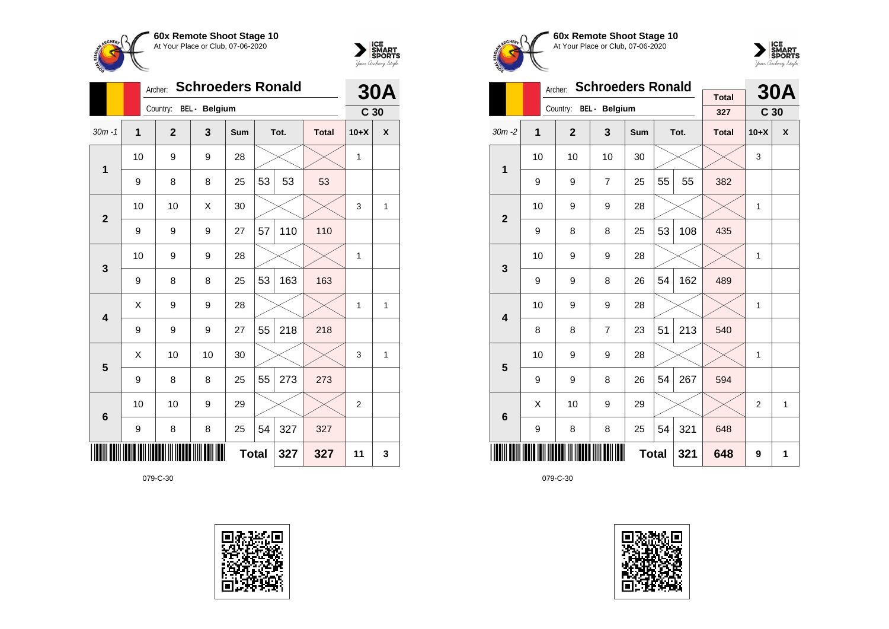**60x Remote Shoot Stage 10**
At Your Place or Club, 07-06-2020

Archer: **Schroeders Ronald**
Country: **BEL - Belgium**

**30A**
**C 30**

| 30m -1 | 1 | 2 | 3 | Sum | Tot. | | Total | 10+X | X |
|---|---|---|---|---|---|---|---|---|---|
| 1 | 10 | 9 | 9 | 28 | | | | 1 | |
| | 9 | 8 | 8 | 25 | 53 | 53 | 53 | | |
| 2 | 10 | 10 | X | 30 | | | | 3 | 1 |
| | 9 | 9 | 9 | 27 | 57 | 110 | 110 | | |
| 3 | 10 | 9 | 9 | 28 | | | | 1 | |
| | 9 | 8 | 8 | 25 | 53 | 163 | 163 | | |
| 4 | X | 9 | 9 | 28 | | | | 1 | 1 |
| | 9 | 9 | 9 | 27 | 55 | 218 | 218 | | |
| 5 | X | 10 | 10 | 30 | | | | 3 | 1 |
| | 9 | 8 | 8 | 25 | 55 | 273 | 273 | | |
| 6 | 10 | 10 | 9 | 29 | | | | 2 | |
| | 9 | 8 | 8 | 25 | 54 | 327 | 327 | | |
| | | | | **Total** | | **327** | **327** | **11** | **3** |

079-C-30

**60x Remote Shoot Stage 10**
At Your Place or Club, 07-06-2020

Archer: **Schroeders Ronald**
Country: **BEL - Belgium**

Total: 327

**30A**
**C 30**

| 30m -2 | 1 | 2 | 3 | Sum | Tot. | | Total | 10+X | X |
|---|---|---|---|---|---|---|---|---|---|
| 1 | 10 | 10 | 10 | 30 | | | | 3 | |
| | 9 | 9 | 7 | 25 | 55 | 55 | 382 | | |
| 2 | 10 | 9 | 9 | 28 | | | | 1 | |
| | 9 | 8 | 8 | 25 | 53 | 108 | 435 | | |
| 3 | 10 | 9 | 9 | 28 | | | | 1 | |
| | 9 | 9 | 8 | 26 | 54 | 162 | 489 | | |
| 4 | 10 | 9 | 9 | 28 | | | | 1 | |
| | 8 | 8 | 7 | 23 | 51 | 213 | 540 | | |
| 5 | 10 | 9 | 9 | 28 | | | | 1 | |
| | 9 | 9 | 8 | 26 | 54 | 267 | 594 | | |
| 6 | X | 10 | 9 | 29 | | | | 2 | 1 |
| | 9 | 8 | 8 | 25 | 54 | 321 | 648 | | |
| | | | | **Total** | | **321** | **648** | **9** | **1** |

079-C-30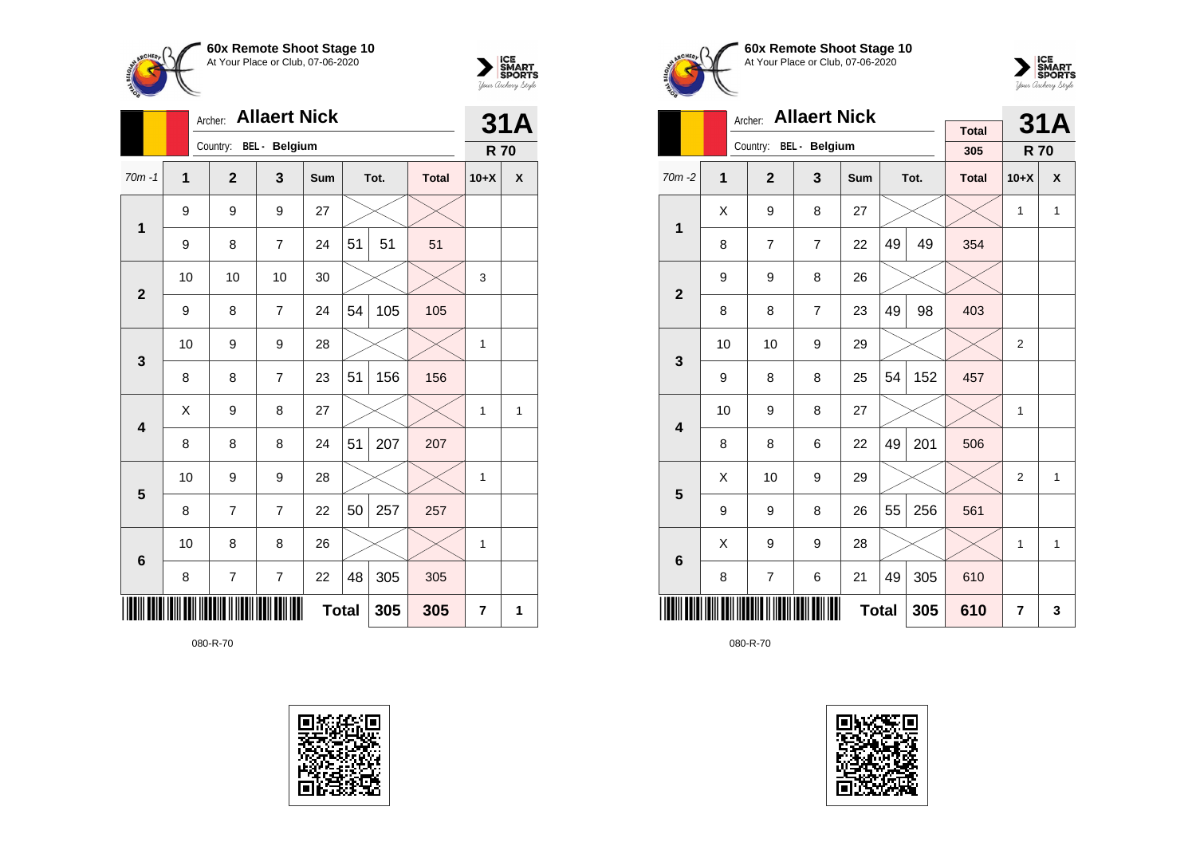**60x Remote Shoot Stage 10**
At Your Place or Club, 07-06-2020

Archer: **Allaert Nick**
Country: BEL - Belgium

**31A**
**R 70**

| 70m -1 | 1 | 2 | 3 | Sum | Tot. | | Total | 10+X | X |
|---|---|---|---|---|---|---|---|---|---|
| 1 | 9 | 9 | 9 | 27 | | | | | |
| | 9 | 8 | 7 | 24 | 51 | 51 | 51 | | |
| 2 | 10 | 10 | 10 | 30 | | | | 3 | |
| | 9 | 8 | 7 | 24 | 54 | 105 | 105 | | |
| 3 | 10 | 9 | 9 | 28 | | | | 1 | |
| | 8 | 8 | 7 | 23 | 51 | 156 | 156 | | |
| 4 | X | 9 | 8 | 27 | | | | 1 | 1 |
| | 8 | 8 | 8 | 24 | 51 | 207 | 207 | | |
| 5 | 10 | 9 | 9 | 28 | | | | 1 | |
| | 8 | 7 | 7 | 22 | 50 | 257 | 257 | | |
| 6 | 10 | 8 | 8 | 26 | | | | 1 | |
| | 8 | 7 | 7 | 22 | 48 | 305 | 305 | | |
| | | | | **Total** | | **305** | **305** | **7** | **1** |

080-R-70

**60x Remote Shoot Stage 10**
At Your Place or Club, 07-06-2020

Archer: **Allaert Nick**
Country: BEL - Belgium

Total: 305

**31A**
**R 70**

| 70m -2 | 1 | 2 | 3 | Sum | Tot. | | Total | 10+X | X |
|---|---|---|---|---|---|---|---|---|---|
| 1 | X | 9 | 8 | 27 | | | | 1 | 1 |
| | 8 | 7 | 7 | 22 | 49 | 49 | 354 | | |
| 2 | 9 | 9 | 8 | 26 | | | | | |
| | 8 | 8 | 7 | 23 | 49 | 98 | 403 | | |
| 3 | 10 | 10 | 9 | 29 | | | | 2 | |
| | 9 | 8 | 8 | 25 | 54 | 152 | 457 | | |
| 4 | 10 | 9 | 8 | 27 | | | | 1 | |
| | 8 | 8 | 6 | 22 | 49 | 201 | 506 | | |
| 5 | X | 10 | 9 | 29 | | | | 2 | 1 |
| | 9 | 9 | 8 | 26 | 55 | 256 | 561 | | |
| 6 | X | 9 | 9 | 28 | | | | 1 | 1 |
| | 8 | 7 | 6 | 21 | 49 | 305 | 610 | | |
| | | | | **Total** | | **305** | **610** | **7** | **3** |

080-R-70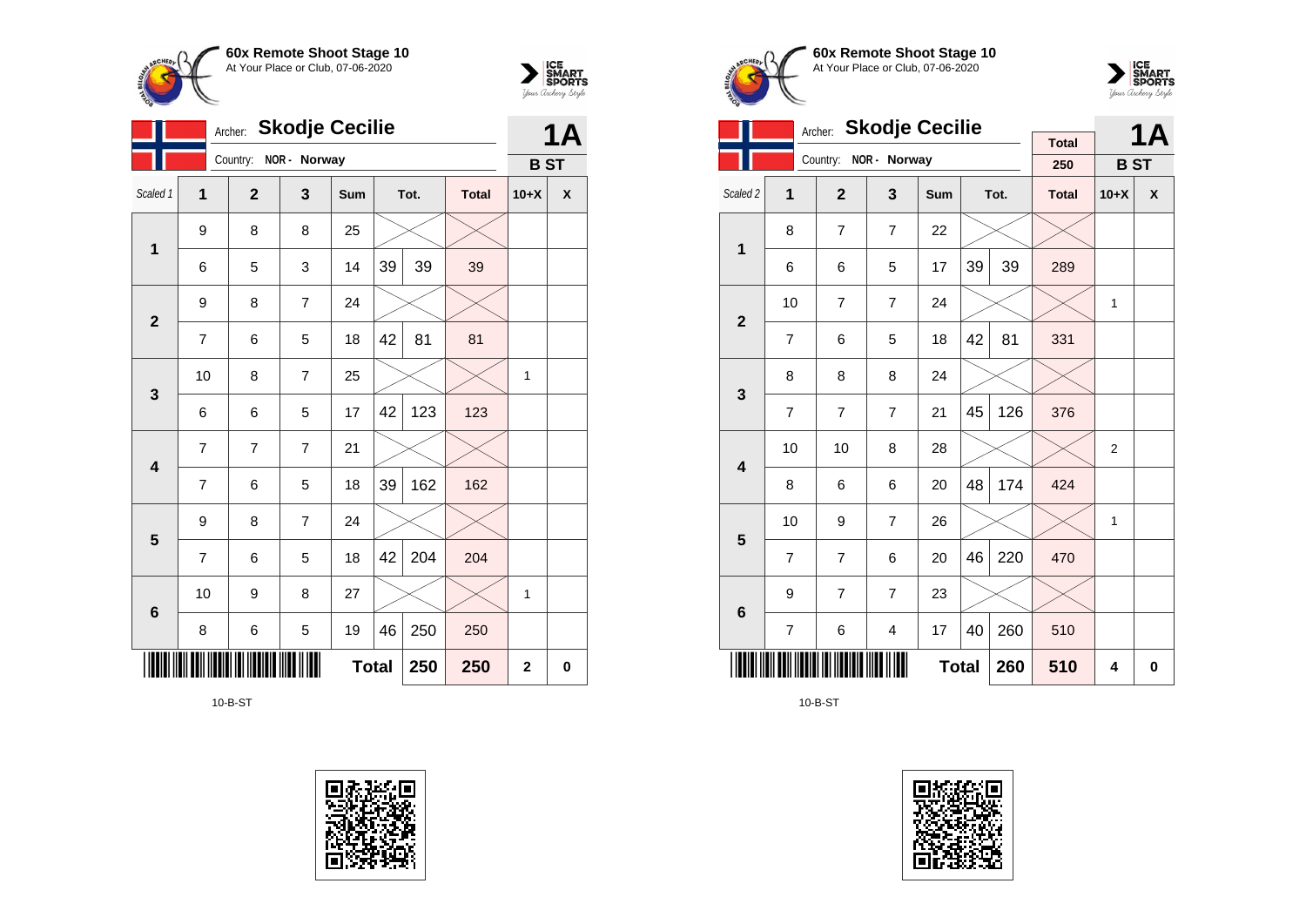## 60x Remote Shoot Stage 10

At Your Place or Club, 07-06-2020

Archer: **Skodje Cecilie**

Country: NOR - Norway

**1A** — **B ST**

| Scaled 1 | 1 | 2 | 3 | Sum | Tot. | | Total | 10+X | X |
|---|---|---|---|---|---|---|---|---|---|
| 1 | 9 | 8 | 8 | 25 | | | | | |
| | 6 | 5 | 3 | 14 | 39 | 39 | 39 | | |
| 2 | 9 | 8 | 7 | 24 | | | | | |
| | 7 | 6 | 5 | 18 | 42 | 81 | 81 | | |
| 3 | 10 | 8 | 7 | 25 | | | | 1 | |
| | 6 | 6 | 5 | 17 | 42 | 123 | 123 | | |
| 4 | 7 | 7 | 7 | 21 | | | | | |
| | 7 | 6 | 5 | 18 | 39 | 162 | 162 | | |
| 5 | 9 | 8 | 7 | 24 | | | | | |
| | 7 | 6 | 5 | 18 | 42 | 204 | 204 | | |
| 6 | 10 | 9 | 8 | 27 | | | | 1 | |
| | 8 | 6 | 5 | 19 | 46 | 250 | 250 | | |
| | | | | | **Total** | **250** | **250** | **2** | **0** |

10-B-ST

## 60x Remote Shoot Stage 10

At Your Place or Club, 07-06-2020

Archer: **Skodje Cecilie**

Country: NOR - Norway

Total: 250

**1A** — **B ST**

| Scaled 2 | 1 | 2 | 3 | Sum | Tot. | | Total | 10+X | X |
|---|---|---|---|---|---|---|---|---|---|
| 1 | 8 | 7 | 7 | 22 | | | | | |
| | 6 | 6 | 5 | 17 | 39 | 39 | 289 | | |
| 2 | 10 | 7 | 7 | 24 | | | | 1 | |
| | 7 | 6 | 5 | 18 | 42 | 81 | 331 | | |
| 3 | 8 | 8 | 8 | 24 | | | | | |
| | 7 | 7 | 7 | 21 | 45 | 126 | 376 | | |
| 4 | 10 | 10 | 8 | 28 | | | | 2 | |
| | 8 | 6 | 6 | 20 | 48 | 174 | 424 | | |
| 5 | 10 | 9 | 7 | 26 | | | | 1 | |
| | 7 | 7 | 6 | 20 | 46 | 220 | 470 | | |
| 6 | 9 | 7 | 7 | 23 | | | | | |
| | 7 | 6 | 4 | 17 | 40 | 260 | 510 | | |
| | | | | | **Total** | **260** | **510** | **4** | **0** |

10-B-ST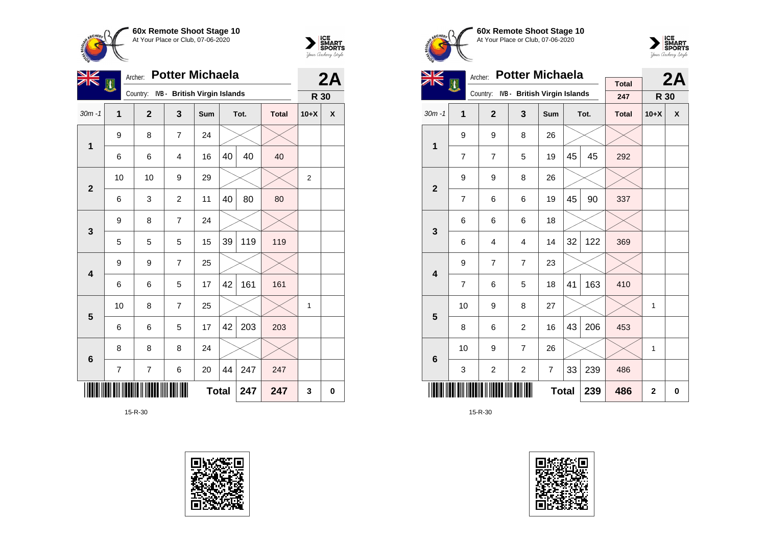**60x Remote Shoot Stage 10**
At Your Place or Club, 07-06-2020

Archer: **Potter Michaela** — **2A**

Country: IVB - British Virgin Islands — **R 30**

| 30m -1 | 1 | 2 | 3 | Sum | Tot. | | Total | 10+X | X |
|---|---|---|---|---|---|---|---|---|---|
| 1 | 9 | 8 | 7 | 24 | | | | | |
| | 6 | 6 | 4 | 16 | 40 | 40 | 40 | | |
| 2 | 10 | 10 | 9 | 29 | | | | 2 | |
| | 6 | 3 | 2 | 11 | 40 | 80 | 80 | | |
| 3 | 9 | 8 | 7 | 24 | | | | | |
| | 5 | 5 | 5 | 15 | 39 | 119 | 119 | | |
| 4 | 9 | 9 | 7 | 25 | | | | | |
| | 6 | 6 | 5 | 17 | 42 | 161 | 161 | | |
| 5 | 10 | 8 | 7 | 25 | | | | 1 | |
| | 6 | 6 | 5 | 17 | 42 | 203 | 203 | | |
| 6 | 8 | 8 | 8 | 24 | | | | | |
| | 7 | 7 | 6 | 20 | 44 | 247 | 247 | | |
| | | | | | Total | 247 | 247 | 3 | 0 |

15-R-30

**60x Remote Shoot Stage 10**
At Your Place or Club, 07-06-2020

Archer: **Potter Michaela** — Total 247 — **2A**

Country: IVB - British Virgin Islands — **R 30**

| 30m -1 | 1 | 2 | 3 | Sum | Tot. | | Total | 10+X | X |
|---|---|---|---|---|---|---|---|---|---|
| 1 | 9 | 9 | 8 | 26 | | | | | |
| | 7 | 7 | 5 | 19 | 45 | 45 | 292 | | |
| 2 | 9 | 9 | 8 | 26 | | | | | |
| | 7 | 6 | 6 | 19 | 45 | 90 | 337 | | |
| 3 | 6 | 6 | 6 | 18 | | | | | |
| | 6 | 4 | 4 | 14 | 32 | 122 | 369 | | |
| 4 | 9 | 7 | 7 | 23 | | | | | |
| | 7 | 6 | 5 | 18 | 41 | 163 | 410 | | |
| 5 | 10 | 9 | 8 | 27 | | | | 1 | |
| | 8 | 6 | 2 | 16 | 43 | 206 | 453 | | |
| 6 | 10 | 9 | 7 | 26 | | | | 1 | |
| | 3 | 2 | 2 | 7 | 33 | 239 | 486 | | |
| | | | | | Total | 239 | 486 | 2 | 0 |

15-R-30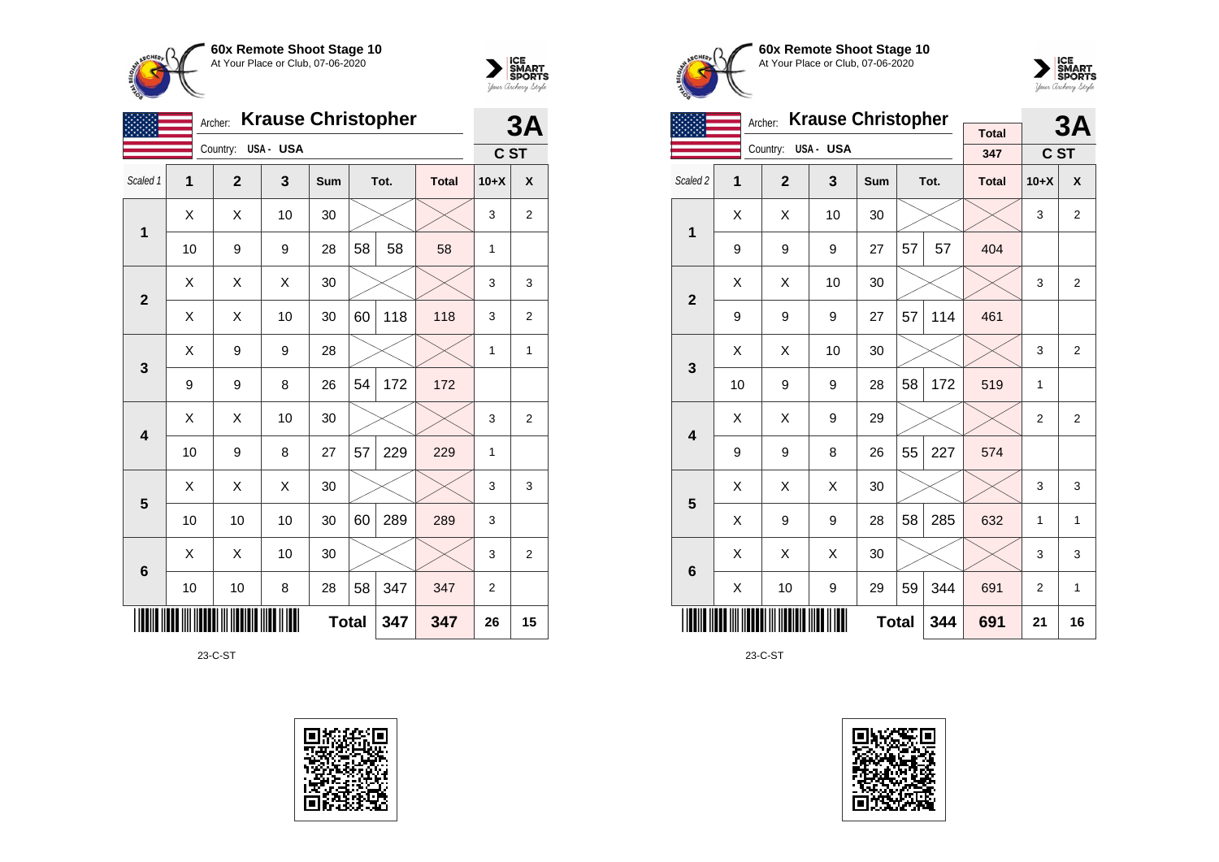**60x Remote Shoot Stage 10**
At Your Place or Club, 07-06-2020

Archer: **Krause Christopher**
Country: USA - USA

**3A**
**C ST**

| Scaled 1 | 1 | 2 | 3 | Sum | Tot. | | Total | 10+X | X |
|---|---|---|---|---|---|---|---|---|---|
| 1 | X | X | 10 | 30 | | | | 3 | 2 |
| | 10 | 9 | 9 | 28 | 58 | 58 | 58 | 1 | |
| 2 | X | X | X | 30 | | | | 3 | 3 |
| | X | X | 10 | 30 | 60 | 118 | 118 | 3 | 2 |
| 3 | X | 9 | 9 | 28 | | | | 1 | 1 |
| | 9 | 9 | 8 | 26 | 54 | 172 | 172 | | |
| 4 | X | X | 10 | 30 | | | | 3 | 2 |
| | 10 | 9 | 8 | 27 | 57 | 229 | 229 | 1 | |
| 5 | X | X | X | 30 | | | | 3 | 3 |
| | 10 | 10 | 10 | 30 | 60 | 289 | 289 | 3 | |
| 6 | X | X | 10 | 30 | | | | 3 | 2 |
| | 10 | 10 | 8 | 28 | 58 | 347 | 347 | 2 | |
| | | | | **Total** | | **347** | **347** | **26** | **15** |

23-C-ST

**60x Remote Shoot Stage 10**
At Your Place or Club, 07-06-2020

Archer: **Krause Christopher**
Country: USA - USA

Total: 347

**3A**
**C ST**

| Scaled 2 | 1 | 2 | 3 | Sum | Tot. | | Total | 10+X | X |
|---|---|---|---|---|---|---|---|---|---|
| 1 | X | X | 10 | 30 | | | | 3 | 2 |
| | 9 | 9 | 9 | 27 | 57 | 57 | 404 | | |
| 2 | X | X | 10 | 30 | | | | 3 | 2 |
| | 9 | 9 | 9 | 27 | 57 | 114 | 461 | | |
| 3 | X | X | 10 | 30 | | | | 3 | 2 |
| | 10 | 9 | 9 | 28 | 58 | 172 | 519 | 1 | |
| 4 | X | X | 9 | 29 | | | | 2 | 2 |
| | 9 | 9 | 8 | 26 | 55 | 227 | 574 | | |
| 5 | X | X | X | 30 | | | | 3 | 3 |
| | X | 9 | 9 | 28 | 58 | 285 | 632 | 1 | 1 |
| 6 | X | X | X | 30 | | | | 3 | 3 |
| | X | 10 | 9 | 29 | 59 | 344 | 691 | 2 | 1 |
| | | | | **Total** | | **344** | **691** | **21** | **16** |

23-C-ST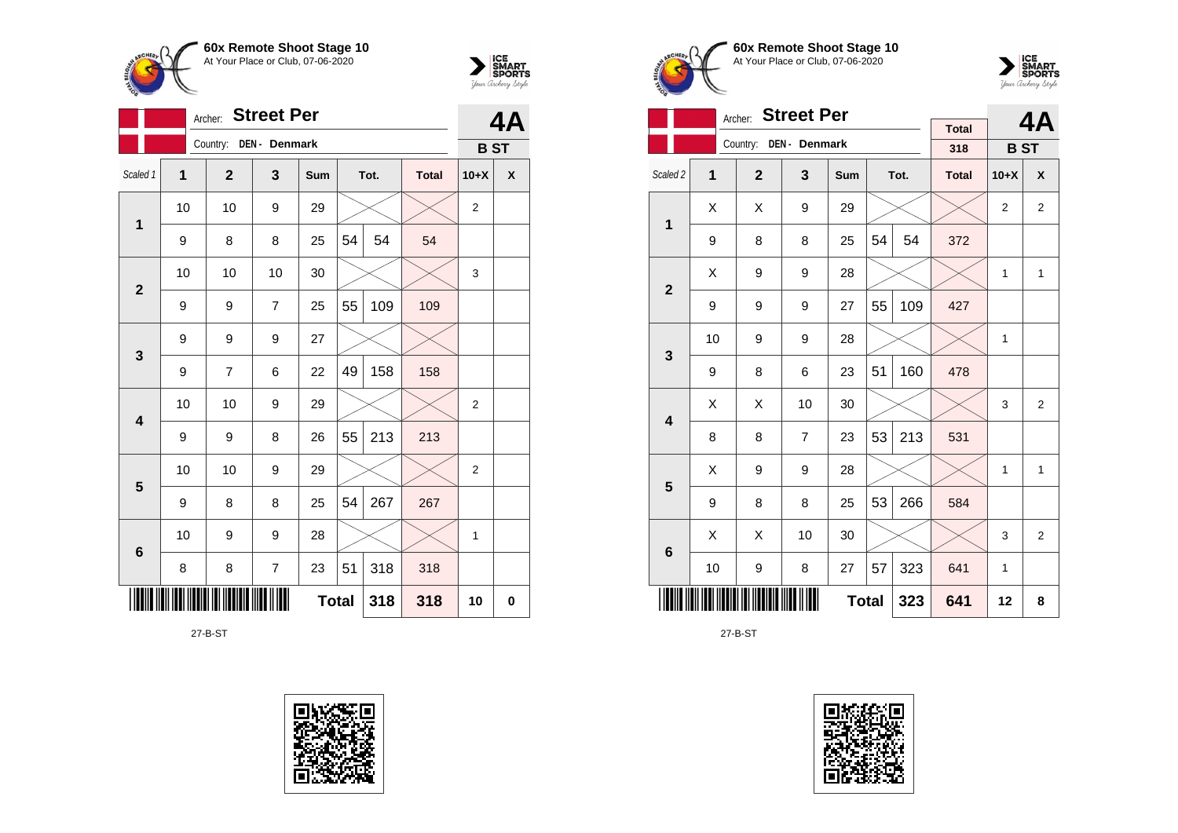**60x Remote Shoot Stage 10**
At Your Place or Club, 07-06-2020

Archer: **Street Per**
Country: DEN - Denmark

**4A**
**B ST**

| Scaled 1 | 1 | 2 | 3 | Sum | Tot. | | Total | 10+X | X |
|---|---|---|---|---|---|---|---|---|---|
| 1 | 10 | 10 | 9 | 29 | | | | 2 | |
| | 9 | 8 | 8 | 25 | 54 | 54 | 54 | | |
| 2 | 10 | 10 | 10 | 30 | | | | 3 | |
| | 9 | 9 | 7 | 25 | 55 | 109 | 109 | | |
| 3 | 9 | 9 | 9 | 27 | | | | | |
| | 9 | 7 | 6 | 22 | 49 | 158 | 158 | | |
| 4 | 10 | 10 | 9 | 29 | | | | 2 | |
| | 9 | 9 | 8 | 26 | 55 | 213 | 213 | | |
| 5 | 10 | 10 | 9 | 29 | | | | 2 | |
| | 9 | 8 | 8 | 25 | 54 | 267 | 267 | | |
| 6 | 10 | 9 | 9 | 28 | | | | 1 | |
| | 8 | 8 | 7 | 23 | 51 | 318 | 318 | | |
| | | | | Total | | 318 | 318 | 10 | 0 |

27-B-ST

**60x Remote Shoot Stage 10**
At Your Place or Club, 07-06-2020

Archer: **Street Per**
Country: DEN - Denmark

Total: 318

**4A**
**B ST**

| Scaled 2 | 1 | 2 | 3 | Sum | Tot. | | Total | 10+X | X |
|---|---|---|---|---|---|---|---|---|---|
| 1 | X | X | 9 | 29 | | | | 2 | 2 |
| | 9 | 8 | 8 | 25 | 54 | 54 | 372 | | |
| 2 | X | 9 | 9 | 28 | | | | 1 | 1 |
| | 9 | 9 | 9 | 27 | 55 | 109 | 427 | | |
| 3 | 10 | 9 | 9 | 28 | | | | 1 | |
| | 9 | 8 | 6 | 23 | 51 | 160 | 478 | | |
| 4 | X | X | 10 | 30 | | | | 3 | 2 |
| | 8 | 8 | 7 | 23 | 53 | 213 | 531 | | |
| 5 | X | 9 | 9 | 28 | | | | 1 | 1 |
| | 9 | 8 | 8 | 25 | 53 | 266 | 584 | | |
| 6 | X | X | 10 | 30 | | | | 3 | 2 |
| | 10 | 9 | 8 | 27 | 57 | 323 | 641 | 1 | |
| | | | | Total | | 323 | 641 | 12 | 8 |

27-B-ST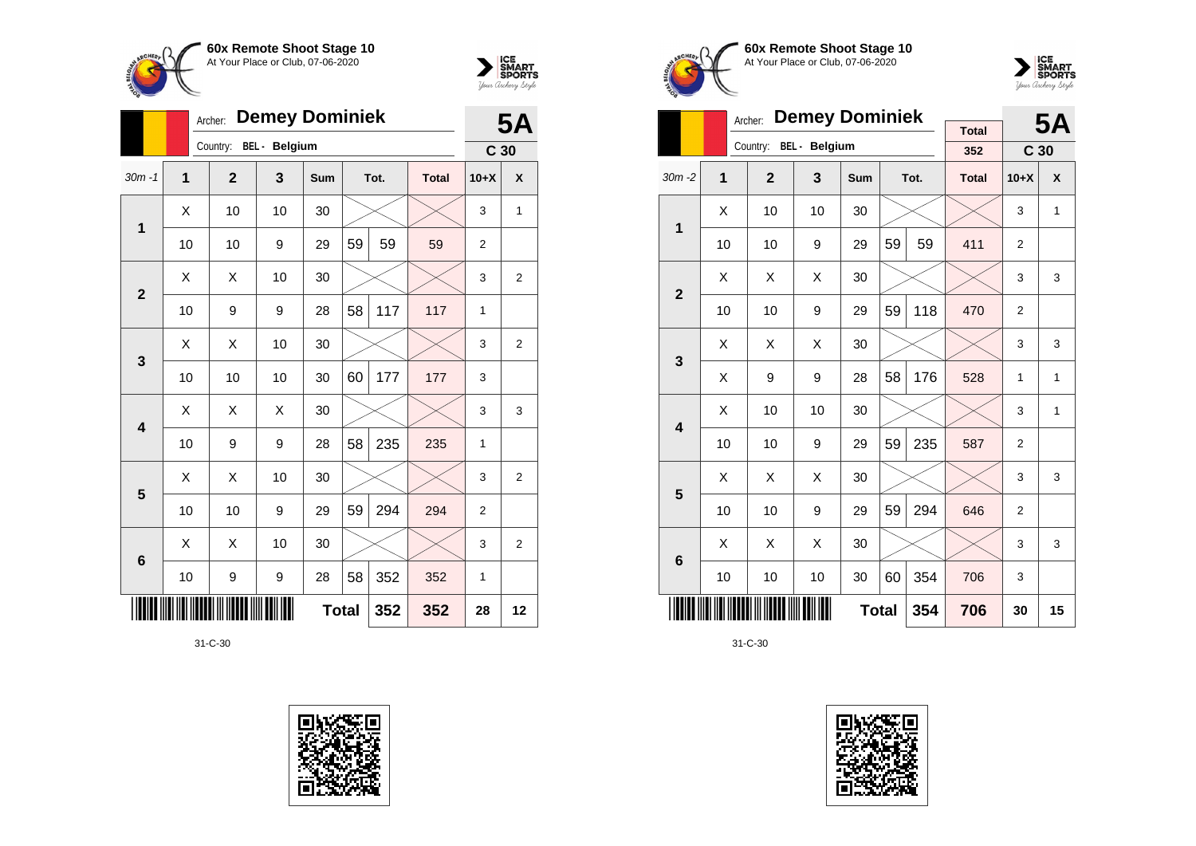**60x Remote Shoot Stage 10**
At Your Place or Club, 07-06-2020

Archer: **Demey Dominiek**
Country: BEL - Belgium

**5A**
**C 30**

| 30m -1 | 1 | 2 | 3 | Sum | Tot. | | Total | 10+X | X |
|---|---|---|---|---|---|---|---|---|---|
| **1** | X | 10 | 10 | 30 | | | | 3 | 1 |
| | 10 | 10 | 9 | 29 | 59 | 59 | 59 | 2 | |
| **2** | X | X | 10 | 30 | | | | 3 | 2 |
| | 10 | 9 | 9 | 28 | 58 | 117 | 117 | 1 | |
| **3** | X | X | 10 | 30 | | | | 3 | 2 |
| | 10 | 10 | 10 | 30 | 60 | 177 | 177 | 3 | |
| **4** | X | X | X | 30 | | | | 3 | 3 |
| | 10 | 9 | 9 | 28 | 58 | 235 | 235 | 1 | |
| **5** | X | X | 10 | 30 | | | | 3 | 2 |
| | 10 | 10 | 9 | 29 | 59 | 294 | 294 | 2 | |
| **6** | X | X | 10 | 30 | | | | 3 | 2 |
| | 10 | 9 | 9 | 28 | 58 | 352 | 352 | 1 | |
| | | | | **Total** | | 352 | 352 | 28 | 12 |

31-C-30

**60x Remote Shoot Stage 10**
At Your Place or Club, 07-06-2020

Archer: **Demey Dominiek**
Country: BEL - Belgium

Total: 352

**5A**
**C 30**

| 30m -2 | 1 | 2 | 3 | Sum | Tot. | | Total | 10+X | X |
|---|---|---|---|---|---|---|---|---|---|
| **1** | X | 10 | 10 | 30 | | | | 3 | 1 |
| | 10 | 10 | 9 | 29 | 59 | 59 | 411 | 2 | |
| **2** | X | X | X | 30 | | | | 3 | 3 |
| | 10 | 10 | 9 | 29 | 59 | 118 | 470 | 2 | |
| **3** | X | X | X | 30 | | | | 3 | 3 |
| | X | 9 | 9 | 28 | 58 | 176 | 528 | 1 | 1 |
| **4** | X | 10 | 10 | 30 | | | | 3 | 1 |
| | 10 | 10 | 9 | 29 | 59 | 235 | 587 | 2 | |
| **5** | X | X | X | 30 | | | | 3 | 3 |
| | 10 | 10 | 9 | 29 | 59 | 294 | 646 | 2 | |
| **6** | X | X | X | 30 | | | | 3 | 3 |
| | 10 | 10 | 10 | 30 | 60 | 354 | 706 | 3 | |
| | | | | **Total** | | 354 | 706 | 30 | 15 |

31-C-30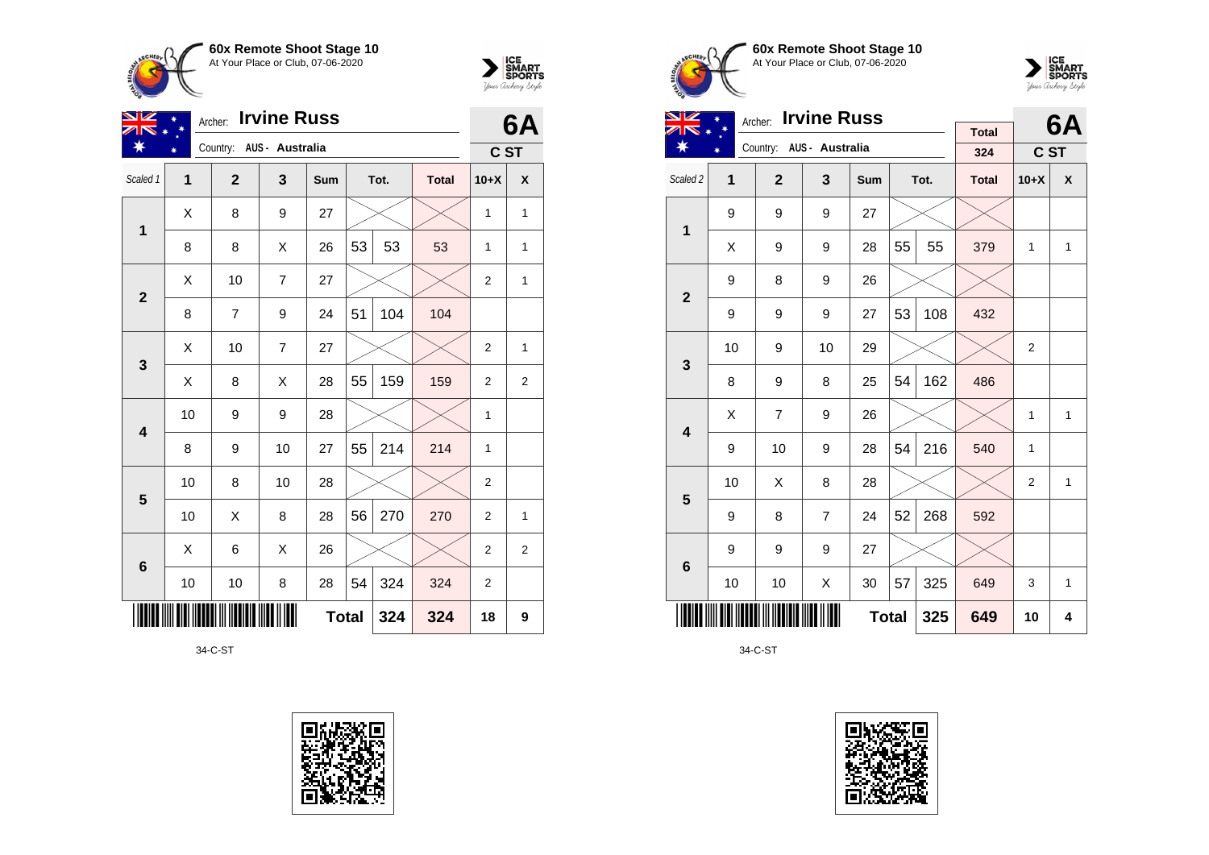## 60x Remote Shoot Stage 10

At Your Place or Club, 07-06-2020

Archer: **Irvine Russ**

Country: AUS - Australia

**6A**

C ST

| Scaled 1 | 1 | 2 | 3 | Sum | Tot. | | Total | 10+X | X |
|---|---|---|---|---|---|---|---|---|---|
| 1 | X | 8 | 9 | 27 | | | | 1 | 1 |
| | 8 | 8 | X | 26 | 53 | 53 | 53 | 1 | 1 |
| 2 | X | 10 | 7 | 27 | | | | 2 | 1 |
| | 8 | 7 | 9 | 24 | 51 | 104 | 104 | | |
| 3 | X | 10 | 7 | 27 | | | | 2 | 1 |
| | X | 8 | X | 28 | 55 | 159 | 159 | 2 | 2 |
| 4 | 10 | 9 | 9 | 28 | | | | 1 | |
| | 8 | 9 | 10 | 27 | 55 | 214 | 214 | 1 | |
| 5 | 10 | 8 | 10 | 28 | | | | 2 | |
| | 10 | X | 8 | 28 | 56 | 270 | 270 | 2 | 1 |
| 6 | X | 6 | X | 26 | | | | 2 | 2 |
| | 10 | 10 | 8 | 28 | 54 | 324 | 324 | 2 | |
| | | | | **Total** | | 324 | 324 | 18 | 9 |

34-C-ST

## 60x Remote Shoot Stage 10

At Your Place or Club, 07-06-2020

Archer: **Irvine Russ**

Country: AUS - Australia

Total: 324

**6A**

C ST

| Scaled 2 | 1 | 2 | 3 | Sum | Tot. | | Total | 10+X | X |
|---|---|---|---|---|---|---|---|---|---|
| 1 | 9 | 9 | 9 | 27 | | | | | |
| | X | 9 | 9 | 28 | 55 | 55 | 379 | 1 | 1 |
| 2 | 9 | 8 | 9 | 26 | | | | | |
| | 9 | 9 | 9 | 27 | 53 | 108 | 432 | | |
| 3 | 10 | 9 | 10 | 29 | | | | 2 | |
| | 8 | 9 | 8 | 25 | 54 | 162 | 486 | | |
| 4 | X | 7 | 9 | 26 | | | | 1 | 1 |
| | 9 | 10 | 9 | 28 | 54 | 216 | 540 | 1 | |
| 5 | 10 | X | 8 | 28 | | | | 2 | 1 |
| | 9 | 8 | 7 | 24 | 52 | 268 | 592 | | |
| 6 | 9 | 9 | 9 | 27 | | | | | |
| | 10 | 10 | X | 30 | 57 | 325 | 649 | 3 | 1 |
| | | | | **Total** | | 325 | 649 | 10 | 4 |

34-C-ST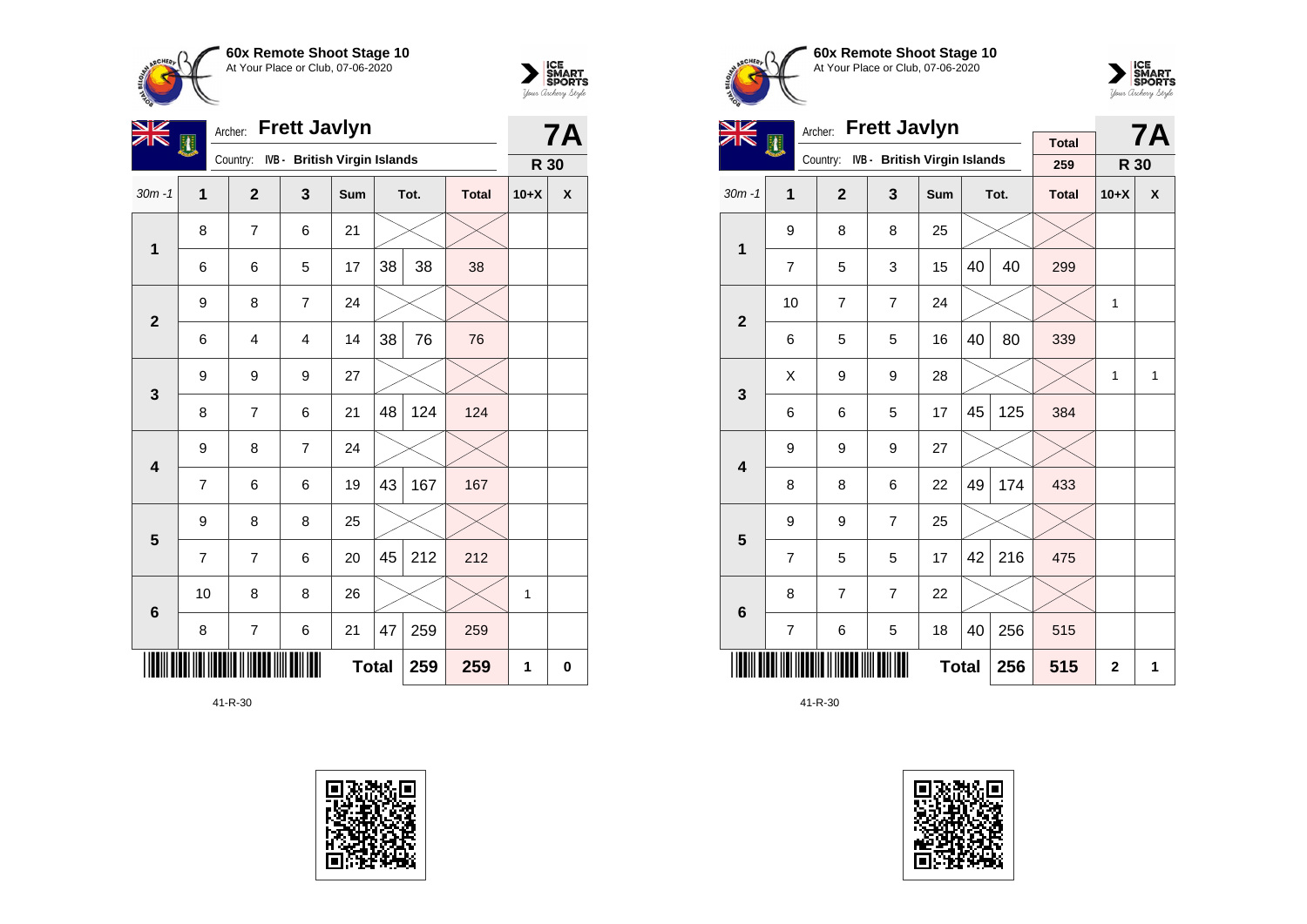**60x Remote Shoot Stage 10**
At Your Place or Club, 07-06-2020

Archer: **Frett Javlyn**
Country: IVB - British Virgin Islands

**7A**
**R 30**

| 30m -1 | 1 | 2 | 3 | Sum | Tot. | | Total | 10+X | X |
|---|---|---|---|---|---|---|---|---|---|
| 1 | 8 | 7 | 6 | 21 | | | | | |
| | 6 | 6 | 5 | 17 | 38 | 38 | 38 | | |
| 2 | 9 | 8 | 7 | 24 | | | | | |
| | 6 | 4 | 4 | 14 | 38 | 76 | 76 | | |
| 3 | 9 | 9 | 9 | 27 | | | | | |
| | 8 | 7 | 6 | 21 | 48 | 124 | 124 | | |
| 4 | 9 | 8 | 7 | 24 | | | | | |
| | 7 | 6 | 6 | 19 | 43 | 167 | 167 | | |
| 5 | 9 | 8 | 8 | 25 | | | | | |
| | 7 | 7 | 6 | 20 | 45 | 212 | 212 | | |
| 6 | 10 | 8 | 8 | 26 | | | | 1 | |
| | 8 | 7 | 6 | 21 | 47 | 259 | 259 | | |
| | | | | Total | | 259 | 259 | 1 | 0 |

41-R-30

**60x Remote Shoot Stage 10**
At Your Place or Club, 07-06-2020

Archer: **Frett Javlyn**
Country: IVB - British Virgin Islands

Total: 259

**7A**
**R 30**

| 30m -1 | 1 | 2 | 3 | Sum | Tot. | | Total | 10+X | X |
|---|---|---|---|---|---|---|---|---|---|
| 1 | 9 | 8 | 8 | 25 | | | | | |
| | 7 | 5 | 3 | 15 | 40 | 40 | 299 | | |
| 2 | 10 | 7 | 7 | 24 | | | | 1 | |
| | 6 | 5 | 5 | 16 | 40 | 80 | 339 | | |
| 3 | X | 9 | 9 | 28 | | | | 1 | 1 |
| | 6 | 6 | 5 | 17 | 45 | 125 | 384 | | |
| 4 | 9 | 9 | 9 | 27 | | | | | |
| | 8 | 8 | 6 | 22 | 49 | 174 | 433 | | |
| 5 | 9 | 9 | 7 | 25 | | | | | |
| | 7 | 5 | 5 | 17 | 42 | 216 | 475 | | |
| 6 | 8 | 7 | 7 | 22 | | | | | |
| | 7 | 6 | 5 | 18 | 40 | 256 | 515 | | |
| | | | | Total | | 256 | 515 | 2 | 1 |

41-R-30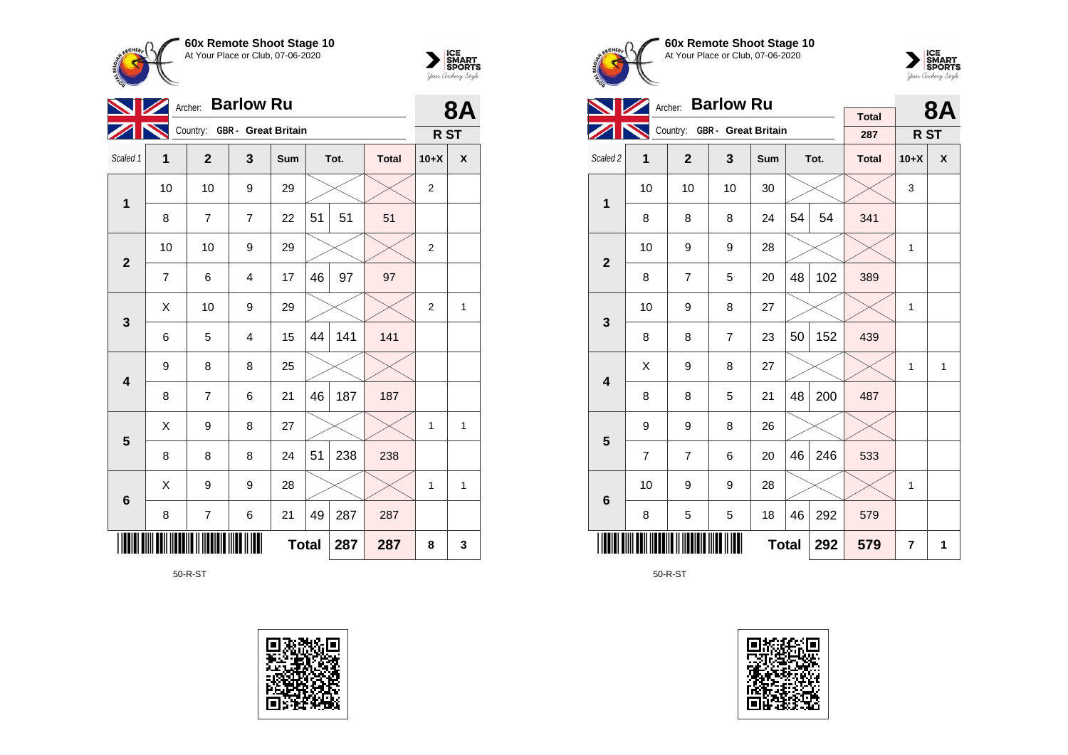**60x Remote Shoot Stage 10**
At Your Place or Club, 07-06-2020

Archer: **Barlow Ru**
Country: GBR - Great Britain

**8A**
**R ST**

| Scaled 1 | 1 | 2 | 3 | Sum | Tot. | | Total | 10+X | X |
|---|---|---|---|---|---|---|---|---|---|
| 1 | 10 | 10 | 9 | 29 | | | | 2 | |
| | 8 | 7 | 7 | 22 | 51 | 51 | 51 | | |
| 2 | 10 | 10 | 9 | 29 | | | | 2 | |
| | 7 | 6 | 4 | 17 | 46 | 97 | 97 | | |
| 3 | X | 10 | 9 | 29 | | | | 2 | 1 |
| | 6 | 5 | 4 | 15 | 44 | 141 | 141 | | |
| 4 | 9 | 8 | 8 | 25 | | | | | |
| | 8 | 7 | 6 | 21 | 46 | 187 | 187 | | |
| 5 | X | 9 | 8 | 27 | | | | 1 | 1 |
| | 8 | 8 | 8 | 24 | 51 | 238 | 238 | | |
| 6 | X | 9 | 9 | 28 | | | | 1 | 1 |
| | 8 | 7 | 6 | 21 | 49 | 287 | 287 | | |
| | | | | Total | | 287 | 287 | 8 | 3 |

50-R-ST

**60x Remote Shoot Stage 10**
At Your Place or Club, 07-06-2020

Archer: **Barlow Ru**
Country: GBR - Great Britain

Total: 287

**8A**
**R ST**

| Scaled 2 | 1 | 2 | 3 | Sum | Tot. | | Total | 10+X | X |
|---|---|---|---|---|---|---|---|---|---|
| 1 | 10 | 10 | 10 | 30 | | | | 3 | |
| | 8 | 8 | 8 | 24 | 54 | 54 | 341 | | |
| 2 | 10 | 9 | 9 | 28 | | | | 1 | |
| | 8 | 7 | 5 | 20 | 48 | 102 | 389 | | |
| 3 | 10 | 9 | 8 | 27 | | | | 1 | |
| | 8 | 8 | 7 | 23 | 50 | 152 | 439 | | |
| 4 | X | 9 | 8 | 27 | | | | 1 | 1 |
| | 8 | 8 | 5 | 21 | 48 | 200 | 487 | | |
| 5 | 9 | 9 | 8 | 26 | | | | | |
| | 7 | 7 | 6 | 20 | 46 | 246 | 533 | | |
| 6 | 10 | 9 | 9 | 28 | | | | 1 | |
| | 8 | 5 | 5 | 18 | 46 | 292 | 579 | | |
| | | | | Total | | 292 | 579 | 7 | 1 |

50-R-ST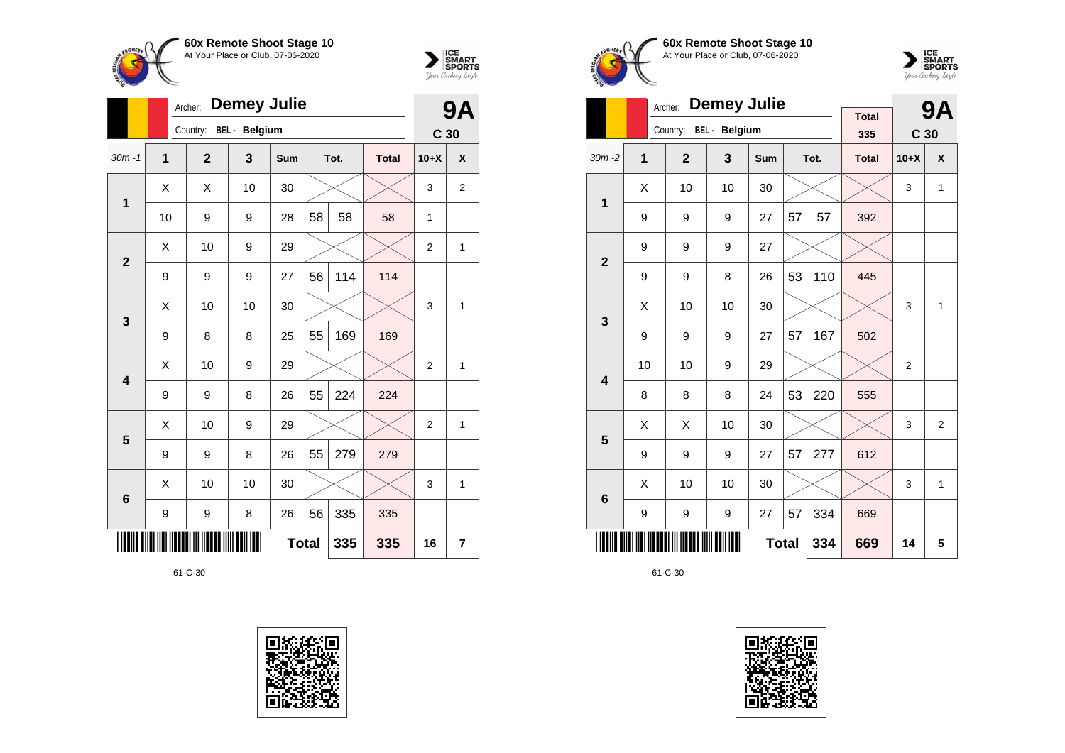**60x Remote Shoot Stage 10**
At Your Place or Club, 07-06-2020

Archer: **Demey Julie**
Country: BEL - Belgium

**9A**
**C 30**

| 30m -1 | 1 | 2 | 3 | Sum | Tot. | | Total | 10+X | X |
|---|---|---|---|---|---|---|---|---|---|
| **1** | X | X | 10 | 30 | | | | 3 | 2 |
| | 10 | 9 | 9 | 28 | 58 | 58 | 58 | 1 | |
| **2** | X | 10 | 9 | 29 | | | | 2 | 1 |
| | 9 | 9 | 9 | 27 | 56 | 114 | 114 | | |
| **3** | X | 10 | 10 | 30 | | | | 3 | 1 |
| | 9 | 8 | 8 | 25 | 55 | 169 | 169 | | |
| **4** | X | 10 | 9 | 29 | | | | 2 | 1 |
| | 9 | 9 | 8 | 26 | 55 | 224 | 224 | | |
| **5** | X | 10 | 9 | 29 | | | | 2 | 1 |
| | 9 | 9 | 8 | 26 | 55 | 279 | 279 | | |
| **6** | X | 10 | 10 | 30 | | | | 3 | 1 |
| | 9 | 9 | 8 | 26 | 56 | 335 | 335 | | |
| | | | | | **Total** | 335 | 335 | 16 | 7 |

61-C-30

**60x Remote Shoot Stage 10**
At Your Place or Club, 07-06-2020

Archer: **Demey Julie**
Country: BEL - Belgium

Total: 335

**9A**
**C 30**

| 30m -2 | 1 | 2 | 3 | Sum | Tot. | | Total | 10+X | X |
|---|---|---|---|---|---|---|---|---|---|
| **1** | X | 10 | 10 | 30 | | | | 3 | 1 |
| | 9 | 9 | 9 | 27 | 57 | 57 | 392 | | |
| **2** | 9 | 9 | 9 | 27 | | | | | |
| | 9 | 9 | 8 | 26 | 53 | 110 | 445 | | |
| **3** | X | 10 | 10 | 30 | | | | 3 | 1 |
| | 9 | 9 | 9 | 27 | 57 | 167 | 502 | | |
| **4** | 10 | 10 | 9 | 29 | | | | 2 | |
| | 8 | 8 | 8 | 24 | 53 | 220 | 555 | | |
| **5** | X | X | 10 | 30 | | | | 3 | 2 |
| | 9 | 9 | 9 | 27 | 57 | 277 | 612 | | |
| **6** | X | 10 | 10 | 30 | | | | 3 | 1 |
| | 9 | 9 | 9 | 27 | 57 | 334 | 669 | | |
| | | | | | **Total** | 334 | 669 | 14 | 5 |

61-C-30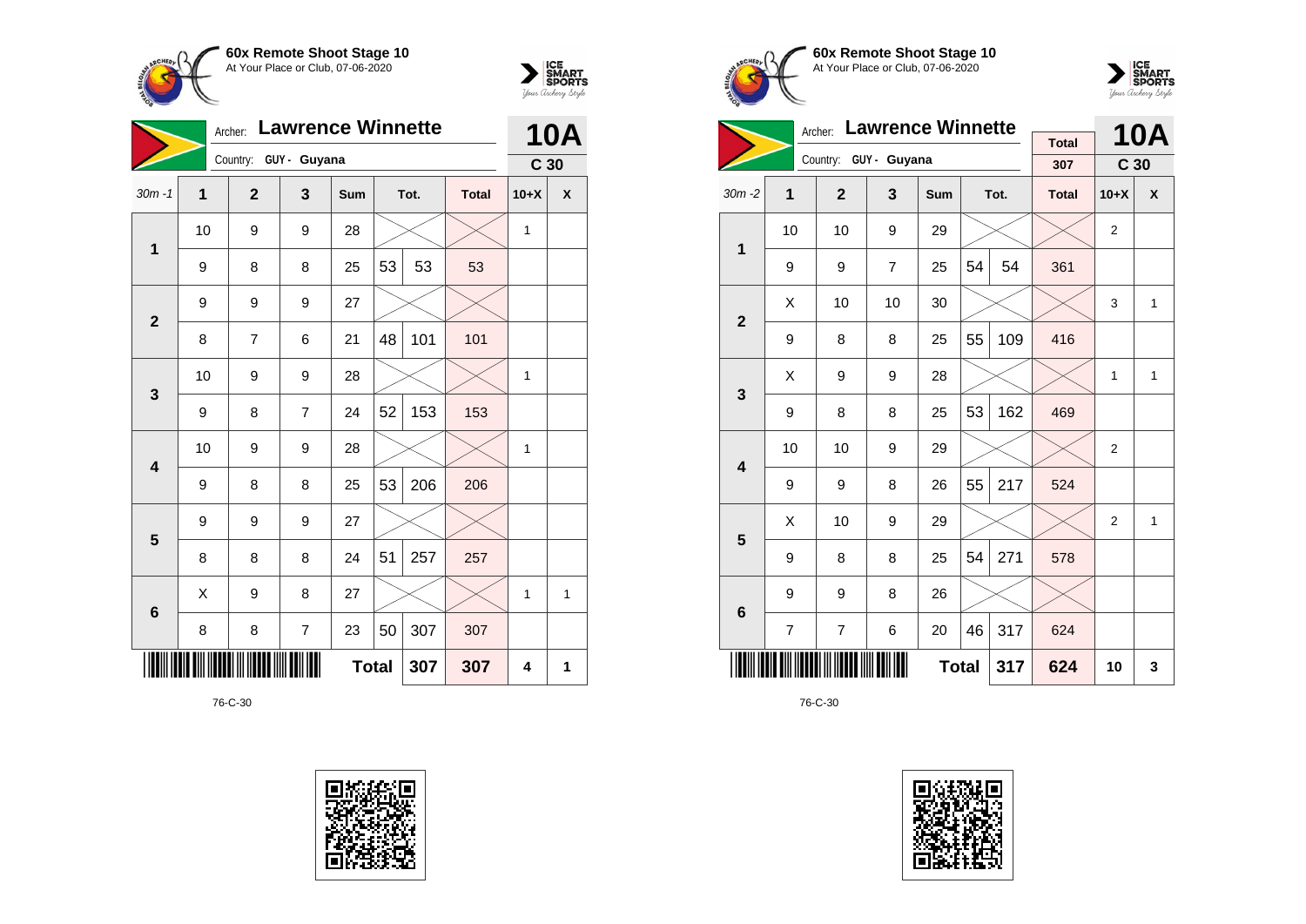**60x Remote Shoot Stage 10**
At Your Place or Club, 07-06-2020

Archer: **Lawrence Winnette**
Country: GUY - Guyana

**10A**
**C 30**

| 30m -1 | 1 | 2 | 3 | Sum | Tot. | | Total | 10+X | X |
|---|---|---|---|---|---|---|---|---|---|
| 1 | 10 | 9 | 9 | 28 | | | | 1 | |
| | 9 | 8 | 8 | 25 | 53 | 53 | 53 | | |
| 2 | 9 | 9 | 9 | 27 | | | | | |
| | 8 | 7 | 6 | 21 | 48 | 101 | 101 | | |
| 3 | 10 | 9 | 9 | 28 | | | | 1 | |
| | 9 | 8 | 7 | 24 | 52 | 153 | 153 | | |
| 4 | 10 | 9 | 9 | 28 | | | | 1 | |
| | 9 | 8 | 8 | 25 | 53 | 206 | 206 | | |
| 5 | 9 | 9 | 9 | 27 | | | | | |
| | 8 | 8 | 8 | 24 | 51 | 257 | 257 | | |
| 6 | X | 9 | 8 | 27 | | | | 1 | 1 |
| | 8 | 8 | 7 | 23 | 50 | 307 | 307 | | |
| | | | | Total | | 307 | 307 | 4 | 1 |

76-C-30

**60x Remote Shoot Stage 10**
At Your Place or Club, 07-06-2020

Archer: **Lawrence Winnette**
Country: GUY - Guyana

Total: 307

**10A**
**C 30**

| 30m -2 | 1 | 2 | 3 | Sum | Tot. | | Total | 10+X | X |
|---|---|---|---|---|---|---|---|---|---|
| 1 | 10 | 10 | 9 | 29 | | | | 2 | |
| | 9 | 9 | 7 | 25 | 54 | 54 | 361 | | |
| 2 | X | 10 | 10 | 30 | | | | 3 | 1 |
| | 9 | 8 | 8 | 25 | 55 | 109 | 416 | | |
| 3 | X | 9 | 9 | 28 | | | | 1 | 1 |
| | 9 | 8 | 8 | 25 | 53 | 162 | 469 | | |
| 4 | 10 | 10 | 9 | 29 | | | | 2 | |
| | 9 | 9 | 8 | 26 | 55 | 217 | 524 | | |
| 5 | X | 10 | 9 | 29 | | | | 2 | 1 |
| | 9 | 8 | 8 | 25 | 54 | 271 | 578 | | |
| 6 | 9 | 9 | 8 | 26 | | | | | |
| | 7 | 7 | 6 | 20 | 46 | 317 | 624 | | |
| | | | | Total | | 317 | 624 | 10 | 3 |

76-C-30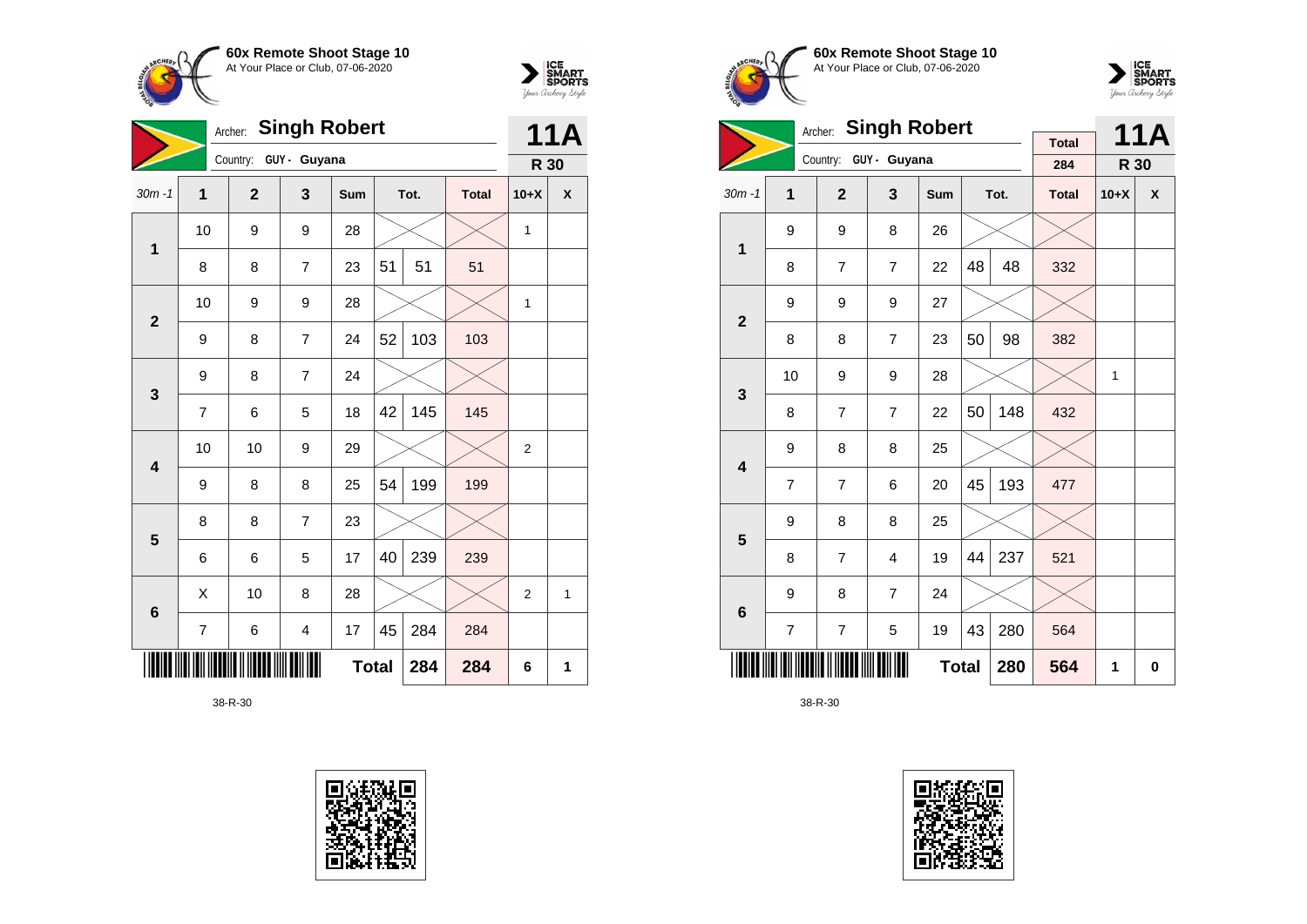**60x Remote Shoot Stage 10**
At Your Place or Club, 07-06-2020

Archer: **Singh Robert**
Country: GUY - Guyana

**11A**
**R 30**

| 30m -1 | 1 | 2 | 3 | Sum | Tot. | | Total | 10+X | X |
|---|---|---|---|---|---|---|---|---|---|
| 1 | 10 | 9 | 9 | 28 | | | | 1 | |
| | 8 | 8 | 7 | 23 | 51 | 51 | 51 | | |
| 2 | 10 | 9 | 9 | 28 | | | | 1 | |
| | 9 | 8 | 7 | 24 | 52 | 103 | 103 | | |
| 3 | 9 | 8 | 7 | 24 | | | | | |
| | 7 | 6 | 5 | 18 | 42 | 145 | 145 | | |
| 4 | 10 | 10 | 9 | 29 | | | | 2 | |
| | 9 | 8 | 8 | 25 | 54 | 199 | 199 | | |
| 5 | 8 | 8 | 7 | 23 | | | | | |
| | 6 | 6 | 5 | 17 | 40 | 239 | 239 | | |
| 6 | X | 10 | 8 | 28 | | | | 2 | 1 |
| | 7 | 6 | 4 | 17 | 45 | 284 | 284 | | |
| | | | | Total | | 284 | 284 | 6 | 1 |

38-R-30

**60x Remote Shoot Stage 10**
At Your Place or Club, 07-06-2020

Archer: **Singh Robert**
Country: GUY - Guyana

Total: 284

**11A**
**R 30**

| 30m -1 | 1 | 2 | 3 | Sum | Tot. | | Total | 10+X | X |
|---|---|---|---|---|---|---|---|---|---|
| 1 | 9 | 9 | 8 | 26 | | | | | |
| | 8 | 7 | 7 | 22 | 48 | 48 | 332 | | |
| 2 | 9 | 9 | 9 | 27 | | | | | |
| | 8 | 8 | 7 | 23 | 50 | 98 | 382 | | |
| 3 | 10 | 9 | 9 | 28 | | | | 1 | |
| | 8 | 7 | 7 | 22 | 50 | 148 | 432 | | |
| 4 | 9 | 8 | 8 | 25 | | | | | |
| | 7 | 7 | 6 | 20 | 45 | 193 | 477 | | |
| 5 | 9 | 8 | 8 | 25 | | | | | |
| | 8 | 7 | 4 | 19 | 44 | 237 | 521 | | |
| 6 | 9 | 8 | 7 | 24 | | | | | |
| | 7 | 7 | 5 | 19 | 43 | 280 | 564 | | |
| | | | | Total | | 280 | 564 | 1 | 0 |

38-R-30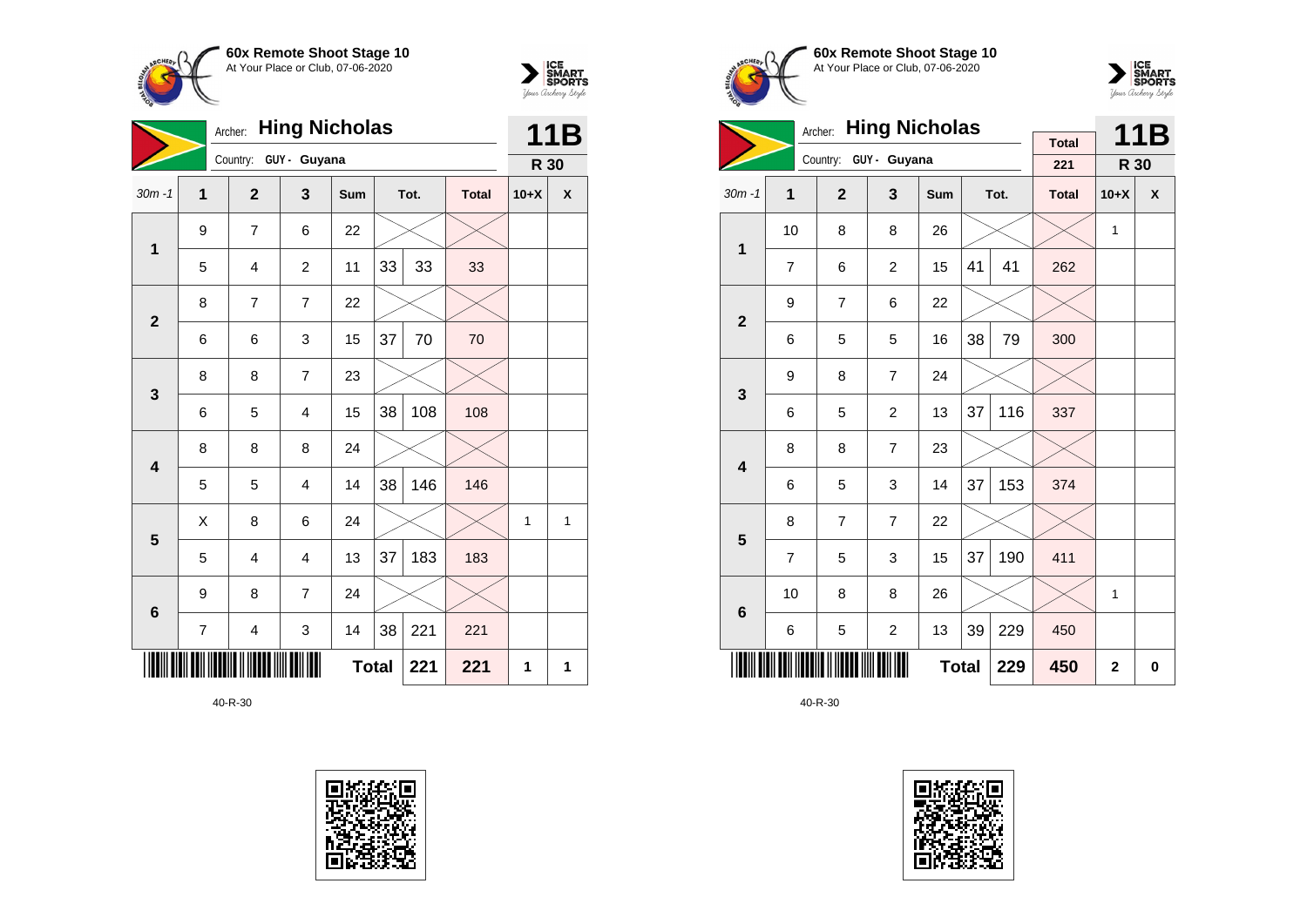**60x Remote Shoot Stage 10**
At Your Place or Club, 07-06-2020

Archer: **Hing Nicholas**
Country: GUY - Guyana

**11B**
**R 30**

| 30m -1 | 1 | 2 | 3 | Sum | Tot. | | Total | 10+X | X |
|---|---|---|---|---|---|---|---|---|---|
| 1 | 9 | 7 | 6 | 22 | | | | | |
| | 5 | 4 | 2 | 11 | 33 | 33 | 33 | | |
| 2 | 8 | 7 | 7 | 22 | | | | | |
| | 6 | 6 | 3 | 15 | 37 | 70 | 70 | | |
| 3 | 8 | 8 | 7 | 23 | | | | | |
| | 6 | 5 | 4 | 15 | 38 | 108 | 108 | | |
| 4 | 8 | 8 | 8 | 24 | | | | | |
| | 5 | 5 | 4 | 14 | 38 | 146 | 146 | | |
| 5 | X | 8 | 6 | 24 | | | | 1 | 1 |
| | 5 | 4 | 4 | 13 | 37 | 183 | 183 | | |
| 6 | 9 | 8 | 7 | 24 | | | | | |
| | 7 | 4 | 3 | 14 | 38 | 221 | 221 | | |
| | | | | **Total** | | **221** | **221** | **1** | **1** |

40-R-30

**60x Remote Shoot Stage 10**
At Your Place or Club, 07-06-2020

Archer: **Hing Nicholas**
Country: GUY - Guyana

Total: 221

**11B**
**R 30**

| 30m -1 | 1 | 2 | 3 | Sum | Tot. | | Total | 10+X | X |
|---|---|---|---|---|---|---|---|---|---|
| 1 | 10 | 8 | 8 | 26 | | | | 1 | |
| | 7 | 6 | 2 | 15 | 41 | 41 | 262 | | |
| 2 | 9 | 7 | 6 | 22 | | | | | |
| | 6 | 5 | 5 | 16 | 38 | 79 | 300 | | |
| 3 | 9 | 8 | 7 | 24 | | | | | |
| | 6 | 5 | 2 | 13 | 37 | 116 | 337 | | |
| 4 | 8 | 8 | 7 | 23 | | | | | |
| | 6 | 5 | 3 | 14 | 37 | 153 | 374 | | |
| 5 | 8 | 7 | 7 | 22 | | | | | |
| | 7 | 5 | 3 | 15 | 37 | 190 | 411 | | |
| 6 | 10 | 8 | 8 | 26 | | | | 1 | |
| | 6 | 5 | 2 | 13 | 39 | 229 | 450 | | |
| | | | | **Total** | | **229** | **450** | **2** | **0** |

40-R-30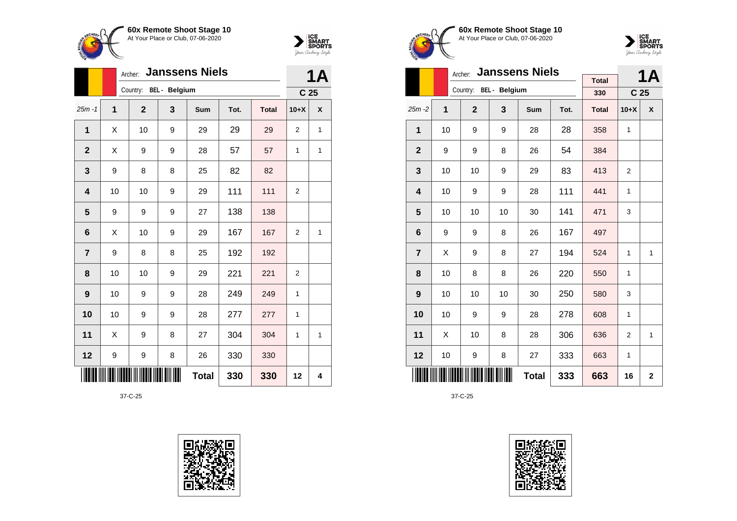**60x Remote Shoot Stage 10**
At Your Place or Club, 07-06-2020

Archer: **Janssens Niels**
Country: BEL - Belgium

**1A**
**C 25**

| 25m -1 | 1 | 2 | 3 | Sum | Tot. | Total | 10+X | X |
|---|---|---|---|---|---|---|---|---|
| 1 | X | 10 | 9 | 29 | 29 | 29 | 2 | 1 |
| 2 | X | 9 | 9 | 28 | 57 | 57 | 1 | 1 |
| 3 | 9 | 8 | 8 | 25 | 82 | 82 | | |
| 4 | 10 | 10 | 9 | 29 | 111 | 111 | 2 | |
| 5 | 9 | 9 | 9 | 27 | 138 | 138 | | |
| 6 | X | 10 | 9 | 29 | 167 | 167 | 2 | 1 |
| 7 | 9 | 8 | 8 | 25 | 192 | 192 | | |
| 8 | 10 | 10 | 9 | 29 | 221 | 221 | 2 | |
| 9 | 10 | 9 | 9 | 28 | 249 | 249 | 1 | |
| 10 | 10 | 9 | 9 | 28 | 277 | 277 | 1 | |
| 11 | X | 9 | 8 | 27 | 304 | 304 | 1 | 1 |
| 12 | 9 | 9 | 8 | 26 | 330 | 330 | | |
| | | | | Total | 330 | 330 | 12 | 4 |

37-C-25

**60x Remote Shoot Stage 10**
At Your Place or Club, 07-06-2020

Archer: **Janssens Niels**
Country: BEL - Belgium

Total: 330

**1A**
**C 25**

| 25m -2 | 1 | 2 | 3 | Sum | Tot. | Total | 10+X | X |
|---|---|---|---|---|---|---|---|---|
| 1 | 10 | 9 | 9 | 28 | 28 | 358 | 1 | |
| 2 | 9 | 9 | 8 | 26 | 54 | 384 | | |
| 3 | 10 | 10 | 9 | 29 | 83 | 413 | 2 | |
| 4 | 10 | 9 | 9 | 28 | 111 | 441 | 1 | |
| 5 | 10 | 10 | 10 | 30 | 141 | 471 | 3 | |
| 6 | 9 | 9 | 8 | 26 | 167 | 497 | | |
| 7 | X | 9 | 8 | 27 | 194 | 524 | 1 | 1 |
| 8 | 10 | 8 | 8 | 26 | 220 | 550 | 1 | |
| 9 | 10 | 10 | 10 | 30 | 250 | 580 | 3 | |
| 10 | 10 | 9 | 9 | 28 | 278 | 608 | 1 | |
| 11 | X | 10 | 8 | 28 | 306 | 636 | 2 | 1 |
| 12 | 10 | 9 | 8 | 27 | 333 | 663 | 1 | |
| | | | | Total | 333 | 663 | 16 | 2 |

37-C-25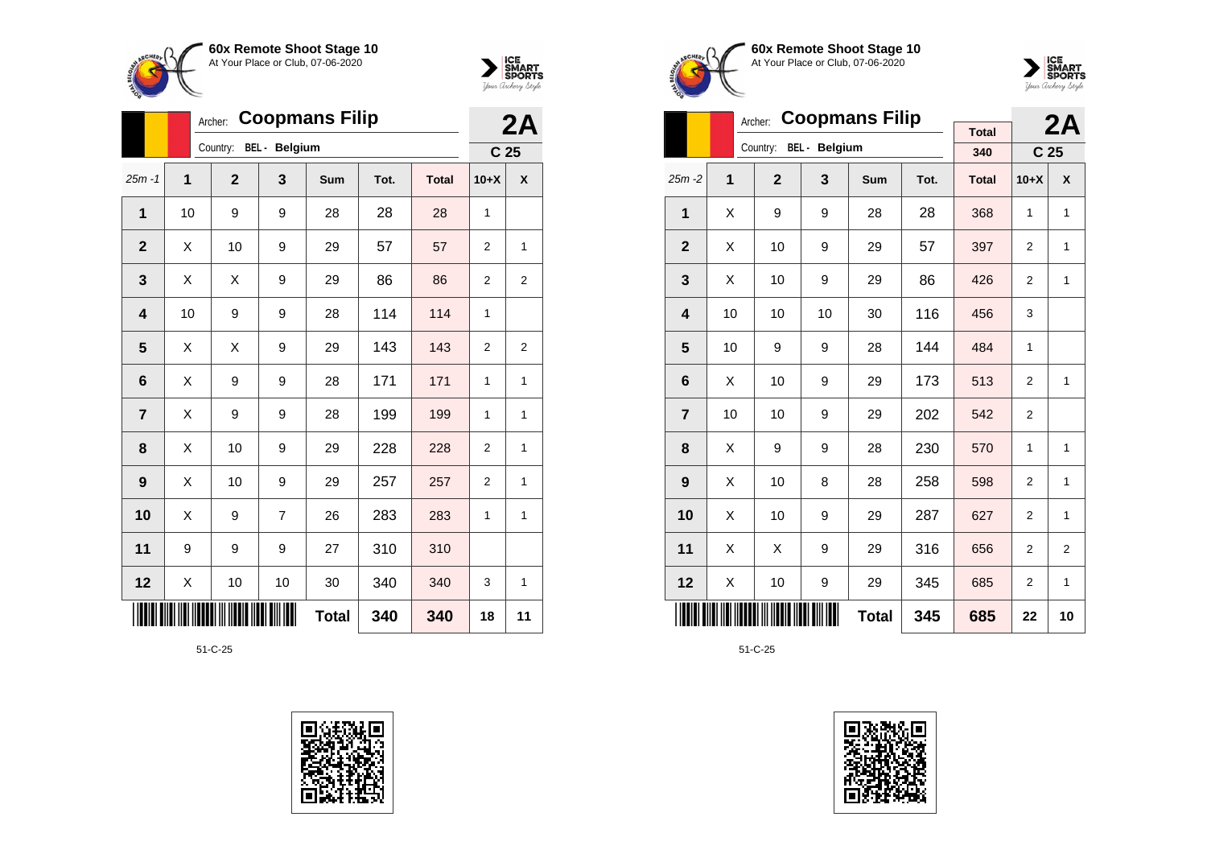**60x Remote Shoot Stage 10**
At Your Place or Club, 07-06-2020

Archer: **Coopmans Filip** — **2A**
Country: BEL - Belgium — C 25

| 25m -1 | 1 | 2 | 3 | Sum | Tot. | Total | 10+X | X |
|---|---|---|---|---|---|---|---|---|
| 1 | 10 | 9 | 9 | 28 | 28 | 28 | 1 | |
| 2 | X | 10 | 9 | 29 | 57 | 57 | 2 | 1 |
| 3 | X | X | 9 | 29 | 86 | 86 | 2 | 2 |
| 4 | 10 | 9 | 9 | 28 | 114 | 114 | 1 | |
| 5 | X | X | 9 | 29 | 143 | 143 | 2 | 2 |
| 6 | X | 9 | 9 | 28 | 171 | 171 | 1 | 1 |
| 7 | X | 9 | 9 | 28 | 199 | 199 | 1 | 1 |
| 8 | X | 10 | 9 | 29 | 228 | 228 | 2 | 1 |
| 9 | X | 10 | 9 | 29 | 257 | 257 | 2 | 1 |
| 10 | X | 9 | 7 | 26 | 283 | 283 | 1 | 1 |
| 11 | 9 | 9 | 9 | 27 | 310 | 310 | | |
| 12 | X | 10 | 10 | 30 | 340 | 340 | 3 | 1 |
| | | | | **Total** | 340 | 340 | 18 | 11 |

51-C-25

**60x Remote Shoot Stage 10**
At Your Place or Club, 07-06-2020

Archer: **Coopmans Filip** — Total 340 — **2A**
Country: BEL - Belgium — C 25

| 25m -2 | 1 | 2 | 3 | Sum | Tot. | Total | 10+X | X |
|---|---|---|---|---|---|---|---|---|
| 1 | X | 9 | 9 | 28 | 28 | 368 | 1 | 1 |
| 2 | X | 10 | 9 | 29 | 57 | 397 | 2 | 1 |
| 3 | X | 10 | 9 | 29 | 86 | 426 | 2 | 1 |
| 4 | 10 | 10 | 10 | 30 | 116 | 456 | 3 | |
| 5 | 10 | 9 | 9 | 28 | 144 | 484 | 1 | |
| 6 | X | 10 | 9 | 29 | 173 | 513 | 2 | 1 |
| 7 | 10 | 10 | 9 | 29 | 202 | 542 | 2 | |
| 8 | X | 9 | 9 | 28 | 230 | 570 | 1 | 1 |
| 9 | X | 10 | 8 | 28 | 258 | 598 | 2 | 1 |
| 10 | X | 10 | 9 | 29 | 287 | 627 | 2 | 1 |
| 11 | X | X | 9 | 29 | 316 | 656 | 2 | 2 |
| 12 | X | 10 | 9 | 29 | 345 | 685 | 2 | 1 |
| | | | | **Total** | 345 | 685 | 22 | 10 |

51-C-25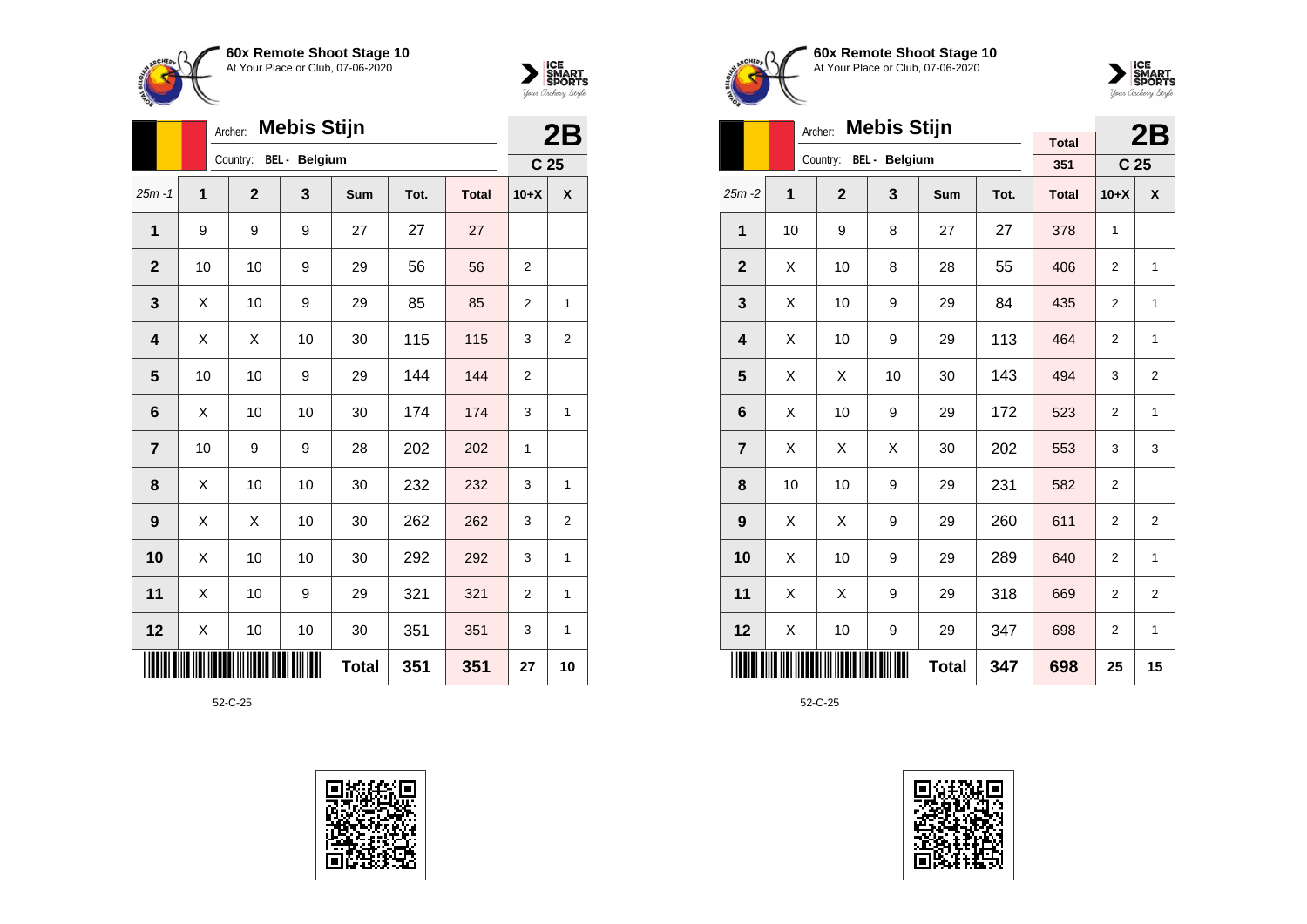**60x Remote Shoot Stage 10**
At Your Place or Club, 07-06-2020

Archer: **Mebis Stijn**
Country: BEL - Belgium

**2B**
C 25

| 25m -1 | 1 | 2 | 3 | Sum | Tot. | Total | 10+X | X |
|---|---|---|---|---|---|---|---|---|
| 1 | 9 | 9 | 9 | 27 | 27 | 27 | | |
| 2 | 10 | 10 | 9 | 29 | 56 | 56 | 2 | |
| 3 | X | 10 | 9 | 29 | 85 | 85 | 2 | 1 |
| 4 | X | X | 10 | 30 | 115 | 115 | 3 | 2 |
| 5 | 10 | 10 | 9 | 29 | 144 | 144 | 2 | |
| 6 | X | 10 | 10 | 30 | 174 | 174 | 3 | 1 |
| 7 | 10 | 9 | 9 | 28 | 202 | 202 | 1 | |
| 8 | X | 10 | 10 | 30 | 232 | 232 | 3 | 1 |
| 9 | X | X | 10 | 30 | 262 | 262 | 3 | 2 |
| 10 | X | 10 | 10 | 30 | 292 | 292 | 3 | 1 |
| 11 | X | 10 | 9 | 29 | 321 | 321 | 2 | 1 |
| 12 | X | 10 | 10 | 30 | 351 | 351 | 3 | 1 |
| | | | | **Total** | 351 | 351 | 27 | 10 |

52-C-25

**60x Remote Shoot Stage 10**
At Your Place or Club, 07-06-2020

Archer: **Mebis Stijn**
Country: BEL - Belgium

Total: 351

**2B**
C 25

| 25m -2 | 1 | 2 | 3 | Sum | Tot. | Total | 10+X | X |
|---|---|---|---|---|---|---|---|---|
| 1 | 10 | 9 | 8 | 27 | 27 | 378 | 1 | |
| 2 | X | 10 | 8 | 28 | 55 | 406 | 2 | 1 |
| 3 | X | 10 | 9 | 29 | 84 | 435 | 2 | 1 |
| 4 | X | 10 | 9 | 29 | 113 | 464 | 2 | 1 |
| 5 | X | X | 10 | 30 | 143 | 494 | 3 | 2 |
| 6 | X | 10 | 9 | 29 | 172 | 523 | 2 | 1 |
| 7 | X | X | X | 30 | 202 | 553 | 3 | 3 |
| 8 | 10 | 10 | 9 | 29 | 231 | 582 | 2 | |
| 9 | X | X | 9 | 29 | 260 | 611 | 2 | 2 |
| 10 | X | 10 | 9 | 29 | 289 | 640 | 2 | 1 |
| 11 | X | X | 9 | 29 | 318 | 669 | 2 | 2 |
| 12 | X | 10 | 9 | 29 | 347 | 698 | 2 | 1 |
| | | | | **Total** | 347 | 698 | 25 | 15 |

52-C-25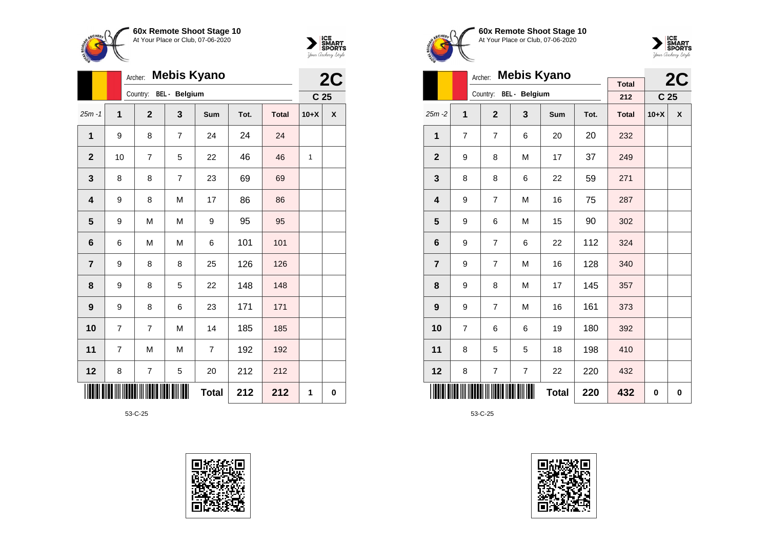**60x Remote Shoot Stage 10**
At Your Place or Club, 07-06-2020

Archer: **Mebis Kyano**
Country: BEL - Belgium

**2C**
**C 25**

| 25m -1 | 1 | 2 | 3 | Sum | Tot. | Total | 10+X | X |
|---|---|---|---|---|---|---|---|---|
| 1 | 9 | 8 | 7 | 24 | 24 | 24 | | |
| 2 | 10 | 7 | 5 | 22 | 46 | 46 | 1 | |
| 3 | 8 | 8 | 7 | 23 | 69 | 69 | | |
| 4 | 9 | 8 | M | 17 | 86 | 86 | | |
| 5 | 9 | M | M | 9 | 95 | 95 | | |
| 6 | 6 | M | M | 6 | 101 | 101 | | |
| 7 | 9 | 8 | 8 | 25 | 126 | 126 | | |
| 8 | 9 | 8 | 5 | 22 | 148 | 148 | | |
| 9 | 9 | 8 | 6 | 23 | 171 | 171 | | |
| 10 | 7 | 7 | M | 14 | 185 | 185 | | |
| 11 | 7 | M | M | 7 | 192 | 192 | | |
| 12 | 8 | 7 | 5 | 20 | 212 | 212 | | |
| | | | | **Total** | **212** | **212** | **1** | **0** |

53-C-25

**60x Remote Shoot Stage 10**
At Your Place or Club, 07-06-2020

Archer: **Mebis Kyano**
Country: BEL - Belgium

Total: 212

**2C**
**C 25**

| 25m -2 | 1 | 2 | 3 | Sum | Tot. | Total | 10+X | X |
|---|---|---|---|---|---|---|---|---|
| 1 | 7 | 7 | 6 | 20 | 20 | 232 | | |
| 2 | 9 | 8 | M | 17 | 37 | 249 | | |
| 3 | 8 | 8 | 6 | 22 | 59 | 271 | | |
| 4 | 9 | 7 | M | 16 | 75 | 287 | | |
| 5 | 9 | 6 | M | 15 | 90 | 302 | | |
| 6 | 9 | 7 | 6 | 22 | 112 | 324 | | |
| 7 | 9 | 7 | M | 16 | 128 | 340 | | |
| 8 | 9 | 8 | M | 17 | 145 | 357 | | |
| 9 | 9 | 7 | M | 16 | 161 | 373 | | |
| 10 | 7 | 6 | 6 | 19 | 180 | 392 | | |
| 11 | 8 | 5 | 5 | 18 | 198 | 410 | | |
| 12 | 8 | 7 | 7 | 22 | 220 | 432 | | |
| | | | | **Total** | **220** | **432** | **0** | **0** |

53-C-25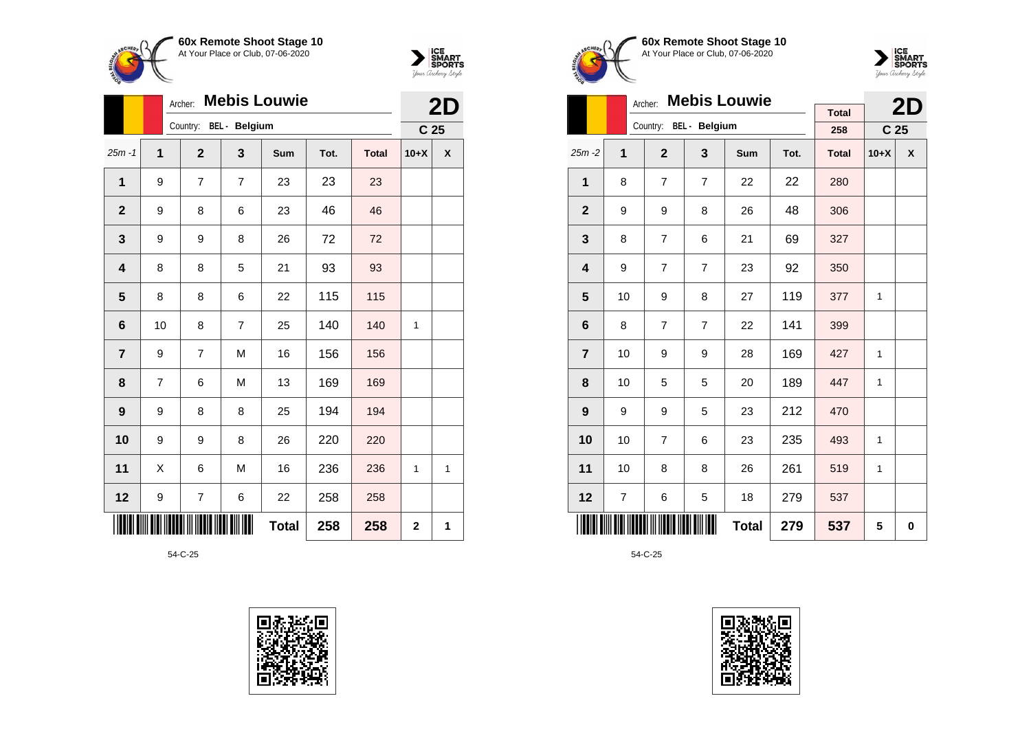**60x Remote Shoot Stage 10**
At Your Place or Club, 07-06-2020

Archer: **Mebis Louwie**
Country: BEL - Belgium

**2D**
**C 25**

| 25m -1 | 1 | 2 | 3 | Sum | Tot. | Total | 10+X | X |
|---|---|---|---|---|---|---|---|---|
| 1 | 9 | 7 | 7 | 23 | 23 | 23 | | |
| 2 | 9 | 8 | 6 | 23 | 46 | 46 | | |
| 3 | 9 | 9 | 8 | 26 | 72 | 72 | | |
| 4 | 8 | 8 | 5 | 21 | 93 | 93 | | |
| 5 | 8 | 8 | 6 | 22 | 115 | 115 | | |
| 6 | 10 | 8 | 7 | 25 | 140 | 140 | 1 | |
| 7 | 9 | 7 | M | 16 | 156 | 156 | | |
| 8 | 7 | 6 | M | 13 | 169 | 169 | | |
| 9 | 9 | 8 | 8 | 25 | 194 | 194 | | |
| 10 | 9 | 9 | 8 | 26 | 220 | 220 | | |
| 11 | X | 6 | M | 16 | 236 | 236 | 1 | 1 |
| 12 | 9 | 7 | 6 | 22 | 258 | 258 | | |
| | | | | **Total** | **258** | **258** | **2** | **1** |

54-C-25

**60x Remote Shoot Stage 10**
At Your Place or Club, 07-06-2020

Archer: **Mebis Louwie**
Country: BEL - Belgium

Total: 258

**2D**
**C 25**

| 25m -2 | 1 | 2 | 3 | Sum | Tot. | Total | 10+X | X |
|---|---|---|---|---|---|---|---|---|
| 1 | 8 | 7 | 7 | 22 | 22 | 280 | | |
| 2 | 9 | 9 | 8 | 26 | 48 | 306 | | |
| 3 | 8 | 7 | 6 | 21 | 69 | 327 | | |
| 4 | 9 | 7 | 7 | 23 | 92 | 350 | | |
| 5 | 10 | 9 | 8 | 27 | 119 | 377 | 1 | |
| 6 | 8 | 7 | 7 | 22 | 141 | 399 | | |
| 7 | 10 | 9 | 9 | 28 | 169 | 427 | 1 | |
| 8 | 10 | 5 | 5 | 20 | 189 | 447 | 1 | |
| 9 | 9 | 9 | 5 | 23 | 212 | 470 | | |
| 10 | 10 | 7 | 6 | 23 | 235 | 493 | 1 | |
| 11 | 10 | 8 | 8 | 26 | 261 | 519 | 1 | |
| 12 | 7 | 6 | 5 | 18 | 279 | 537 | | |
| | | | | **Total** | **279** | **537** | **5** | **0** |

54-C-25